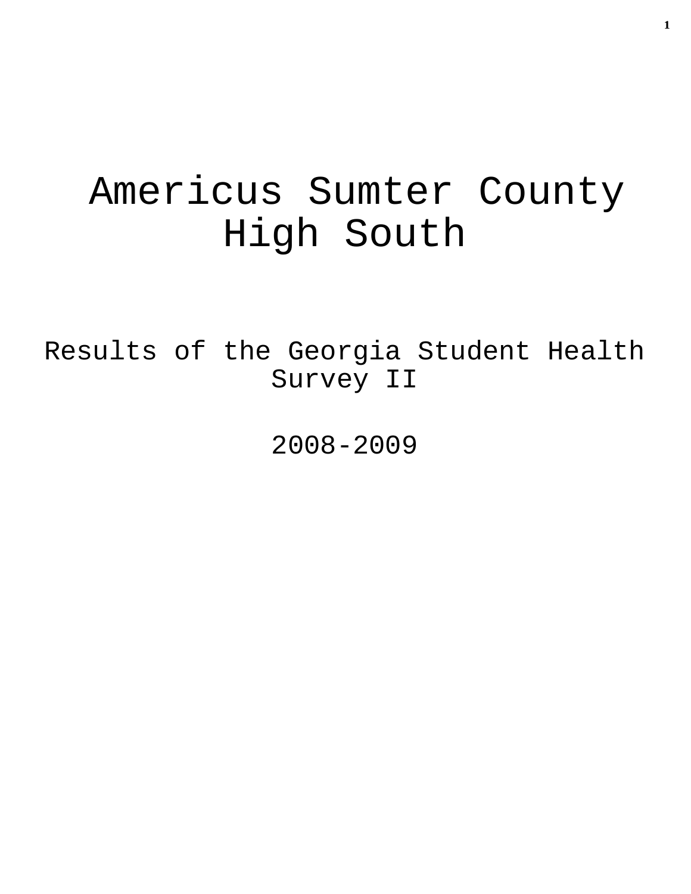# Americus Sumter County High South

## Results of the Georgia Student Health Survey II

## 2008-2009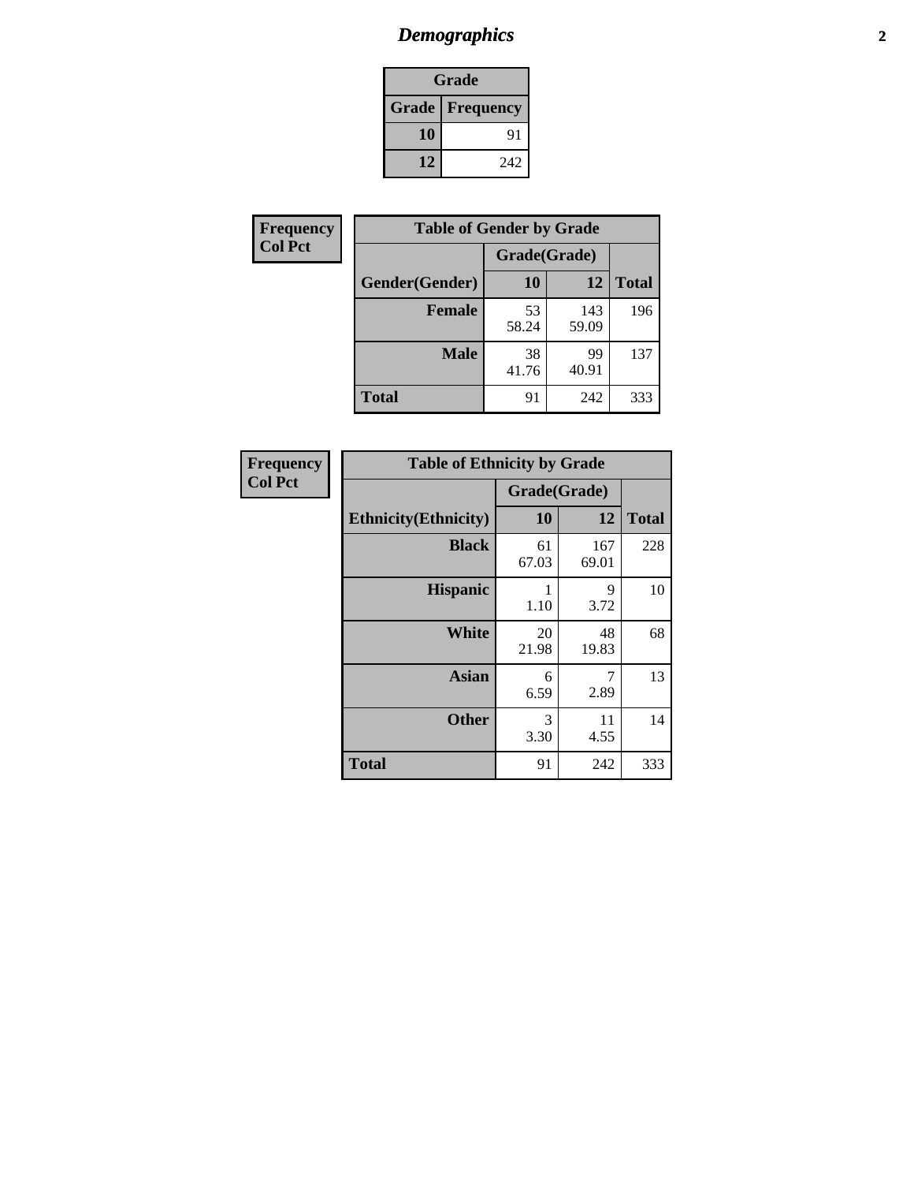# *Demographics*

| Grade | |
|---|---|
| **Grade** | **Frequency** |
| **10** | 91 |
| **12** | 242 |

**Frequency**
**Col Pct**

| **Table of Gender by Grade** | | | |
|---|---|---|---|
| | **Grade(Grade)** | | |
| **Gender(Gender)** | **10** | **12** | **Total** |
| **Female** | 53<br>58.24 | 143<br>59.09 | 196 |
| **Male** | 38<br>41.76 | 99<br>40.91 | 137 |
| **Total** | 91 | 242 | 333 |

**Frequency**
**Col Pct**

| **Table of Ethnicity by Grade** | | | |
|---|---|---|---|
| | **Grade(Grade)** | | |
| **Ethnicity(Ethnicity)** | **10** | **12** | **Total** |
| **Black** | 61<br>67.03 | 167<br>69.01 | 228 |
| **Hispanic** | 1<br>1.10 | 9<br>3.72 | 10 |
| **White** | 20<br>21.98 | 48<br>19.83 | 68 |
| **Asian** | 6<br>6.59 | 7<br>2.89 | 13 |
| **Other** | 3<br>3.30 | 11<br>4.55 | 14 |
| **Total** | 91 | 242 | 333 |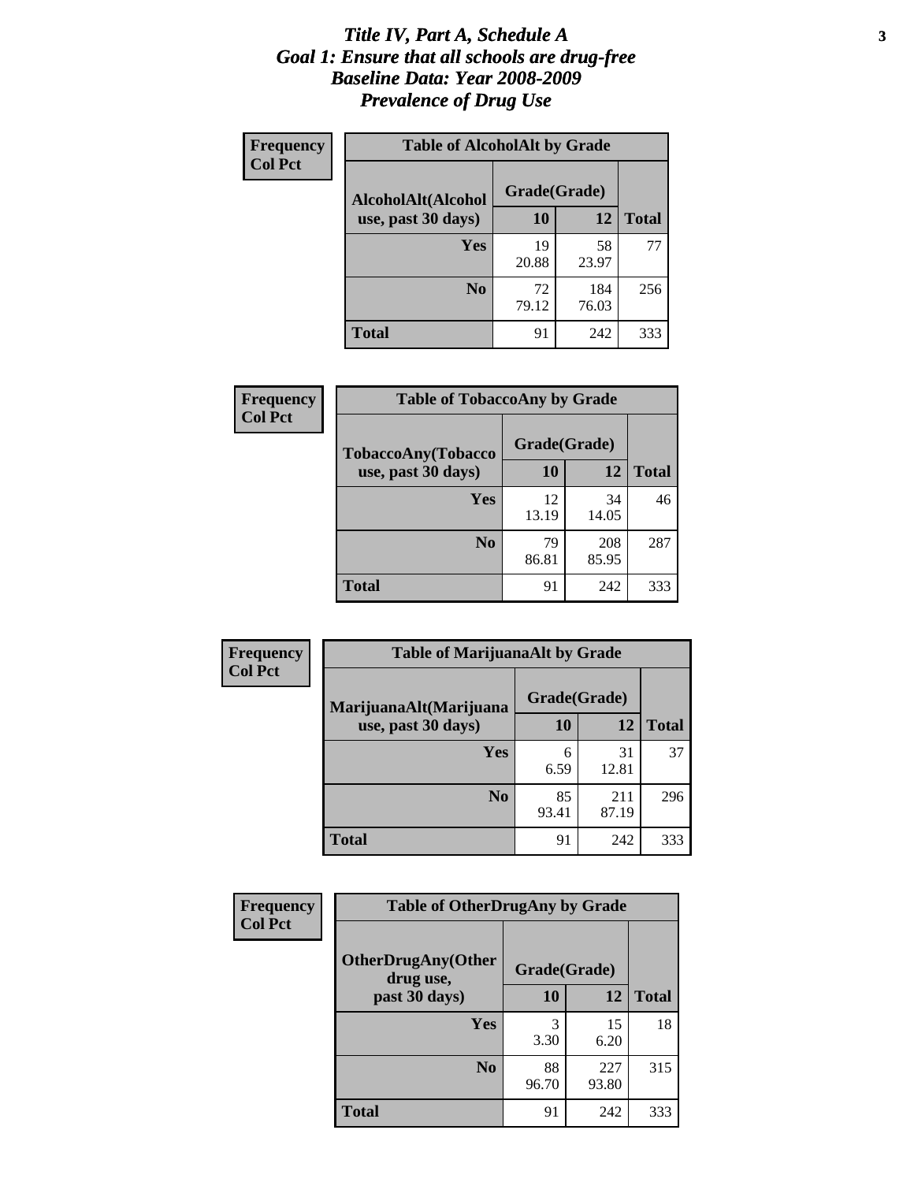# *Title IV, Part A, Schedule A*
# *Goal 1: Ensure that all schools are drug-free*
# *Baseline Data: Year 2008-2009*
# *Prevalence of Drug Use*

**Frequency**
**Col Pct**

| Table of AlcoholAlt by Grade | | | |
|---|---|---|---|
| AlcoholAlt(Alcohol use, past 30 days) | Grade(Grade) | | |
| | 10 | 12 | Total |
| Yes | 19<br>20.88 | 58<br>23.97 | 77 |
| No | 72<br>79.12 | 184<br>76.03 | 256 |
| Total | 91 | 242 | 333 |

**Frequency**
**Col Pct**

| Table of TobaccoAny by Grade | | | |
|---|---|---|---|
| TobaccoAny(Tobacco use, past 30 days) | Grade(Grade) | | |
| | 10 | 12 | Total |
| Yes | 12<br>13.19 | 34<br>14.05 | 46 |
| No | 79<br>86.81 | 208<br>85.95 | 287 |
| Total | 91 | 242 | 333 |

**Frequency**
**Col Pct**

| Table of MarijuanaAlt by Grade | | | |
|---|---|---|---|
| MarijuanaAlt(Marijuana use, past 30 days) | Grade(Grade) | | |
| | 10 | 12 | Total |
| Yes | 6<br>6.59 | 31<br>12.81 | 37 |
| No | 85<br>93.41 | 211<br>87.19 | 296 |
| Total | 91 | 242 | 333 |

**Frequency**
**Col Pct**

| Table of OtherDrugAny by Grade | | | |
|---|---|---|---|
| OtherDrugAny(Other drug use, past 30 days) | Grade(Grade) | | |
| | 10 | 12 | Total |
| Yes | 3<br>3.30 | 15<br>6.20 | 18 |
| No | 88<br>96.70 | 227<br>93.80 | 315 |
| Total | 91 | 242 | 333 |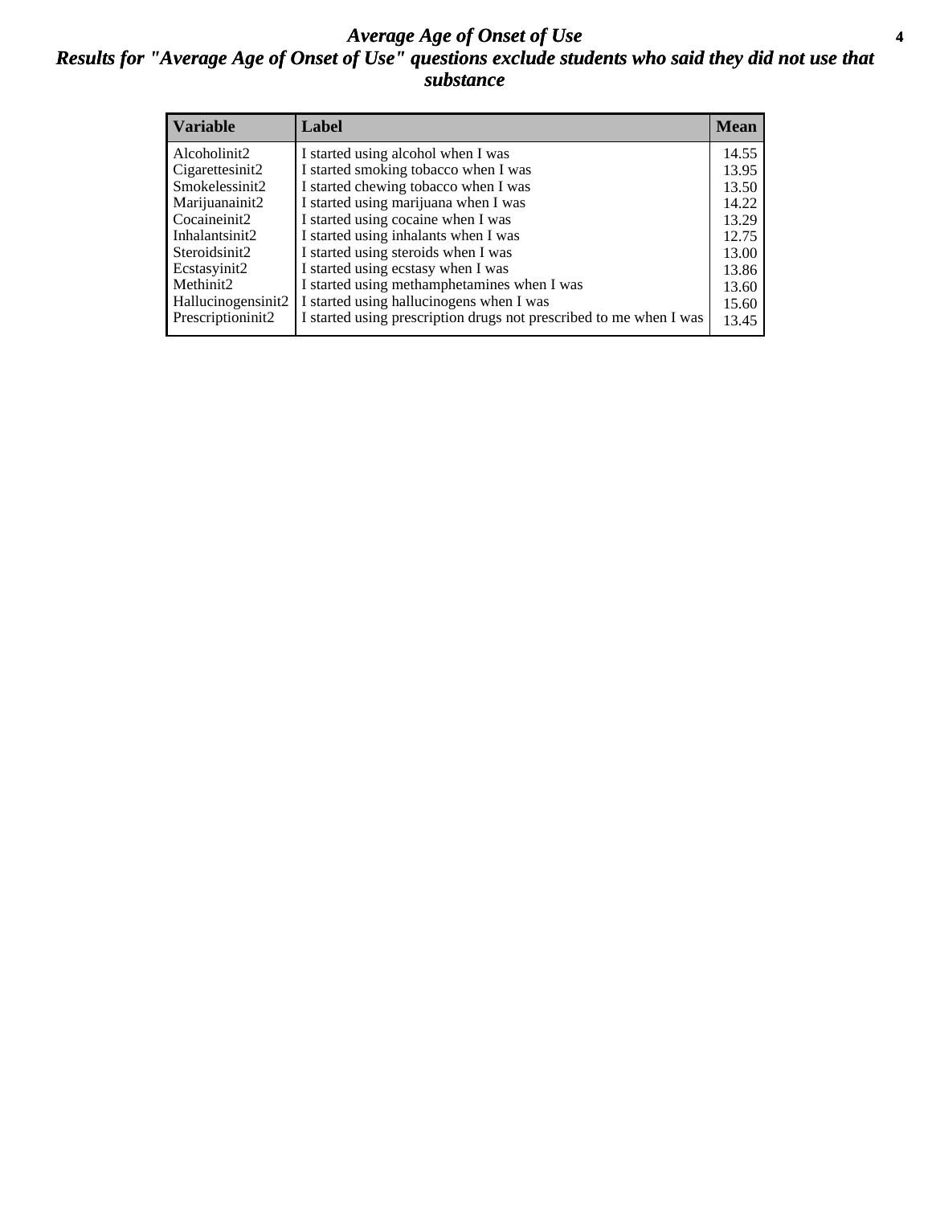# *Average Age of Onset of Use*

## *Results for "Average Age of Onset of Use" questions exclude students who said they did not use that substance*

| Variable | Label | Mean |
|---|---|---|
| Alcoholinit2 | I started using alcohol when I was | 14.55 |
| Cigarettesinit2 | I started smoking tobacco when I was | 13.95 |
| Smokelessinit2 | I started chewing tobacco when I was | 13.50 |
| Marijuanainit2 | I started using marijuana when I was | 14.22 |
| Cocaineinit2 | I started using cocaine when I was | 13.29 |
| Inhalantsinit2 | I started using inhalants when I was | 12.75 |
| Steroidsinit2 | I started using steroids when I was | 13.00 |
| Ecstasyinit2 | I started using ecstasy when I was | 13.86 |
| Methinit2 | I started using methamphetamines when I was | 13.60 |
| Hallucinogensinit2 | I started using hallucinogens when I was | 15.60 |
| Prescriptioninit2 | I started using prescription drugs not prescribed to me when I was | 13.45 |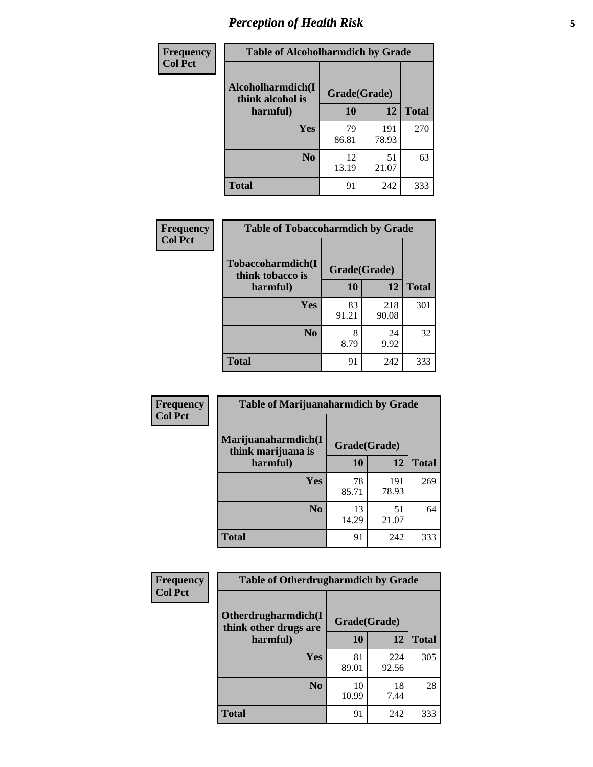# Perception of Health Risk

| Frequency<br>Col Pct | Table of Alcoholharmdich by Grade | | |
|---|---|---|---|
| Alcoholharmdich(I think alcohol is harmful) | Grade(Grade) | | |
| | 10 | 12 | Total |
| Yes | 79<br>86.81 | 191<br>78.93 | 270 |
| No | 12<br>13.19 | 51<br>21.07 | 63 |
| Total | 91 | 242 | 333 |

| Frequency<br>Col Pct | Table of Tobaccoharmdich by Grade | | |
|---|---|---|---|
| Tobaccoharmdich(I think tobacco is harmful) | Grade(Grade) | | |
| | 10 | 12 | Total |
| Yes | 83<br>91.21 | 218<br>90.08 | 301 |
| No | 8<br>8.79 | 24<br>9.92 | 32 |
| Total | 91 | 242 | 333 |

| Frequency<br>Col Pct | Table of Marijuanaharmdich by Grade | | |
|---|---|---|---|
| Marijuanaharmdich(I think marijuana is harmful) | Grade(Grade) | | |
| | 10 | 12 | Total |
| Yes | 78<br>85.71 | 191<br>78.93 | 269 |
| No | 13<br>14.29 | 51<br>21.07 | 64 |
| Total | 91 | 242 | 333 |

| Frequency<br>Col Pct | Table of Otherdrugharmdich by Grade | | |
|---|---|---|---|
| Otherdrugharmdich(I think other drugs are harmful) | Grade(Grade) | | |
| | 10 | 12 | Total |
| Yes | 81<br>89.01 | 224<br>92.56 | 305 |
| No | 10<br>10.99 | 18<br>7.44 | 28 |
| Total | 91 | 242 | 333 |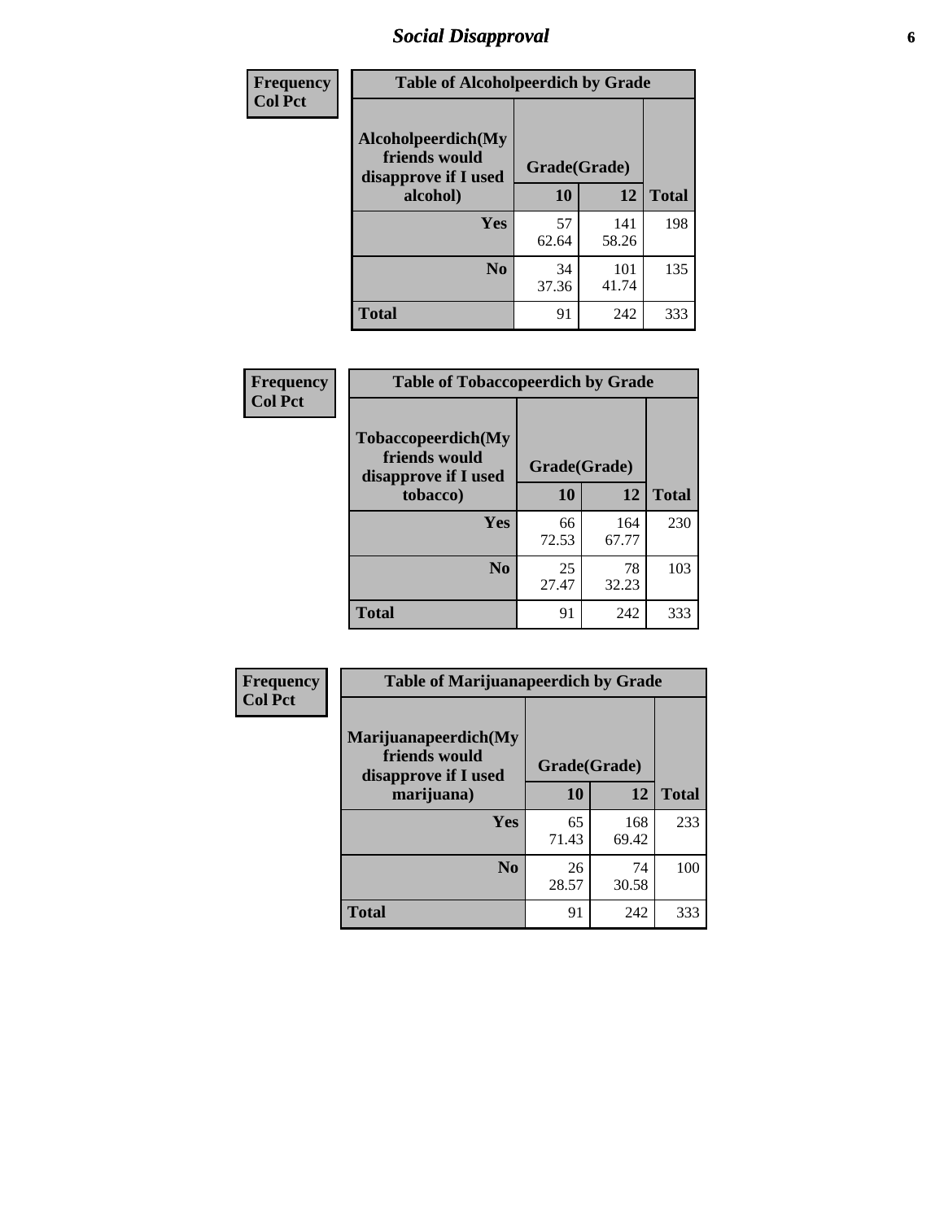# Social Disapproval

| Frequency<br>Col Pct | | | |
|---|---|---|---|
| **Table of Alcoholpeerdich by Grade** | | | |
| **Alcoholpeerdich(My friends would disapprove if I used alcohol)** | **Grade(Grade)** | | |
| | **10** | **12** | **Total** |
| **Yes** | 57<br>62.64 | 141<br>58.26 | 198 |
| **No** | 34<br>37.36 | 101<br>41.74 | 135 |
| **Total** | 91 | 242 | 333 |

| Frequency<br>Col Pct | | | |
|---|---|---|---|
| **Table of Tobaccopeerdich by Grade** | | | |
| **Tobaccopeerdich(My friends would disapprove if I used tobacco)** | **Grade(Grade)** | | |
| | **10** | **12** | **Total** |
| **Yes** | 66<br>72.53 | 164<br>67.77 | 230 |
| **No** | 25<br>27.47 | 78<br>32.23 | 103 |
| **Total** | 91 | 242 | 333 |

| Frequency<br>Col Pct | | | |
|---|---|---|---|
| **Table of Marijuanapeerdich by Grade** | | | |
| **Marijuanapeerdich(My friends would disapprove if I used marijuana)** | **Grade(Grade)** | | |
| | **10** | **12** | **Total** |
| **Yes** | 65<br>71.43 | 168<br>69.42 | 233 |
| **No** | 26<br>28.57 | 74<br>30.58 | 100 |
| **Total** | 91 | 242 | 333 |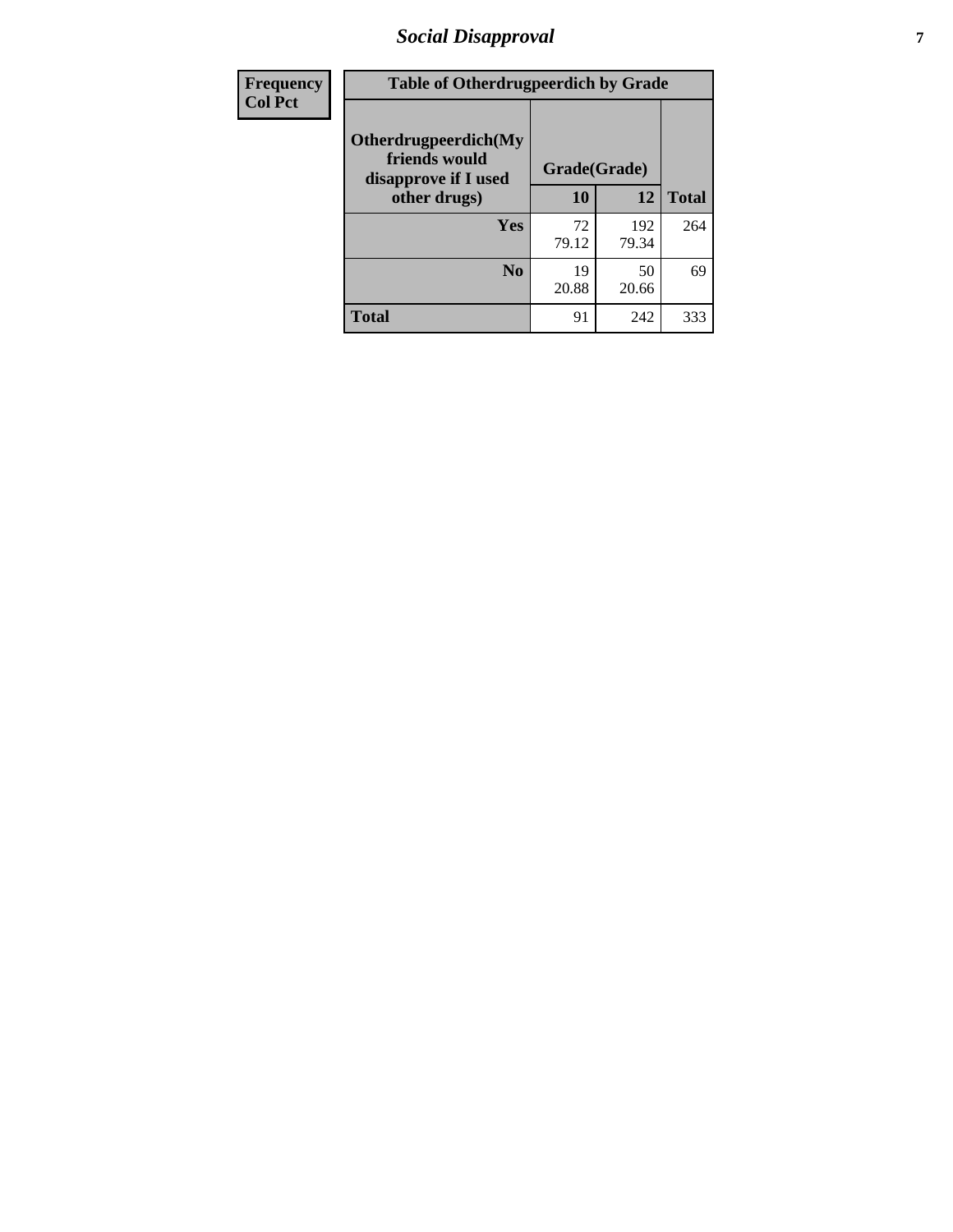| Frequency<br>Col Pct |
|---|

| Table of Otherdrugpeerdich by Grade | | | |
|---|---|---|---|
| Otherdrugpeerdich(My friends would disapprove if I used other drugs) | Grade(Grade) | | Total |
| | 10 | 12 | |
| Yes | 72<br>79.12 | 192<br>79.34 | 264 |
| No | 19<br>20.88 | 50<br>20.66 | 69 |
| Total | 91 | 242 | 333 |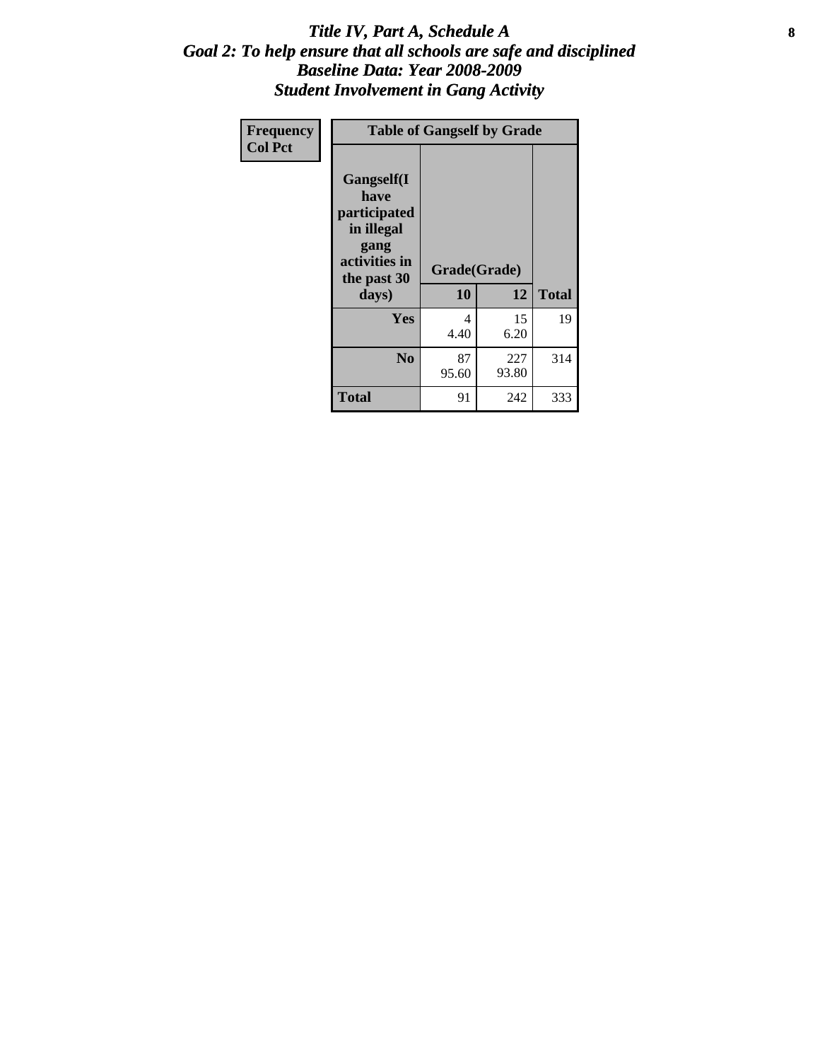# *Title IV, Part A, Schedule A*
## *Goal 2: To help ensure that all schools are safe and disciplined*
## *Baseline Data: Year 2008-2009*
## *Student Involvement in Gang Activity*

| Frequency<br>Col Pct | Table of Gangself by Grade | | |
|---|---|---|---|
| **Gangself(I have participated in illegal gang activities in the past 30 days)** | **Grade(Grade)** | | |
| | **10** | **12** | **Total** |
| **Yes** | 4<br>4.40 | 15<br>6.20 | 19 |
| **No** | 87<br>95.60 | 227<br>93.80 | 314 |
| **Total** | 91 | 242 | 333 |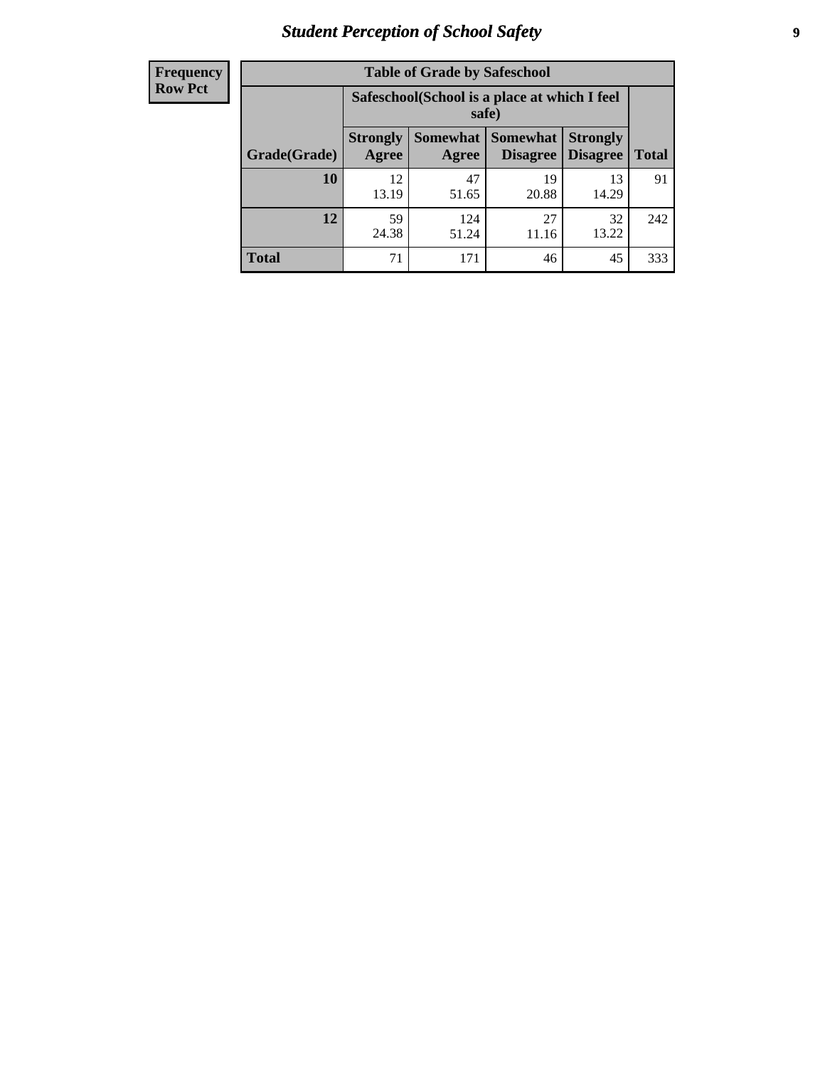| Frequency<br>Row Pct |
|---|

| Table of Grade by Safeschool | | | | | |
|---|---|---|---|---|---|
| | Safeschool(School is a place at which I feel safe) | | | | |
| Grade(Grade) | Strongly Agree | Somewhat Agree | Somewhat Disagree | Strongly Disagree | Total |
| **10** | 12<br>13.19 | 47<br>51.65 | 19<br>20.88 | 13<br>14.29 | 91 |
| **12** | 59<br>24.38 | 124<br>51.24 | 27<br>11.16 | 32<br>13.22 | 242 |
| **Total** | 71 | 171 | 46 | 45 | 333 |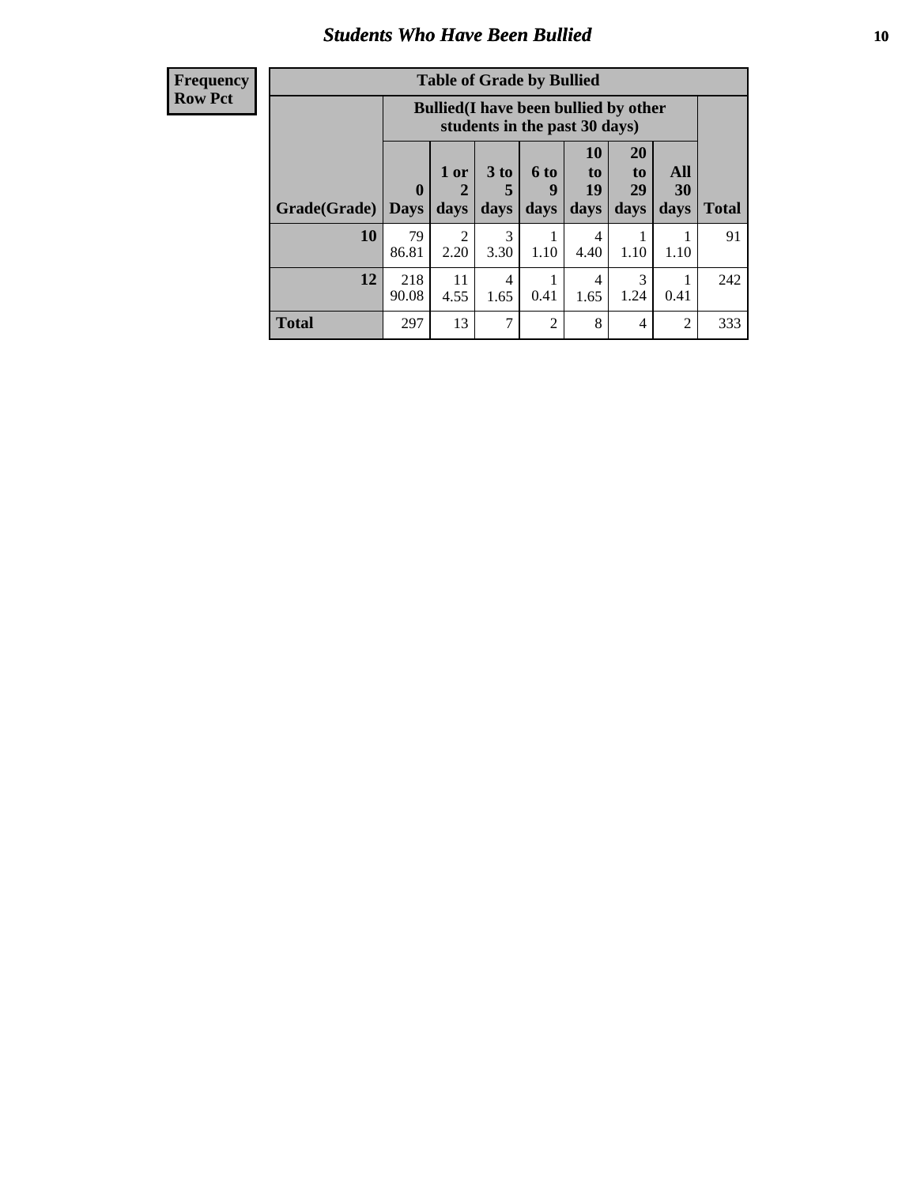## Students Who Have Been Bullied

| Frequency<br>Row Pct |
|---|

**Table of Grade by Bullied**

| Grade(Grade) | Bullied(I have been bullied by other students in the past 30 days) | | | | | | | Total |
|---|---|---|---|---|---|---|---|---|
| | 0 Days | 1 or 2 days | 3 to 5 days | 6 to 9 days | 10 to 19 days | 20 to 29 days | All 30 days | |
| **10** | 79<br>86.81 | 2<br>2.20 | 3<br>3.30 | 1<br>1.10 | 4<br>4.40 | 1<br>1.10 | 1<br>1.10 | 91 |
| **12** | 218<br>90.08 | 11<br>4.55 | 4<br>1.65 | 1<br>0.41 | 4<br>1.65 | 3<br>1.24 | 1<br>0.41 | 242 |
| **Total** | 297 | 13 | 7 | 2 | 8 | 4 | 2 | 333 |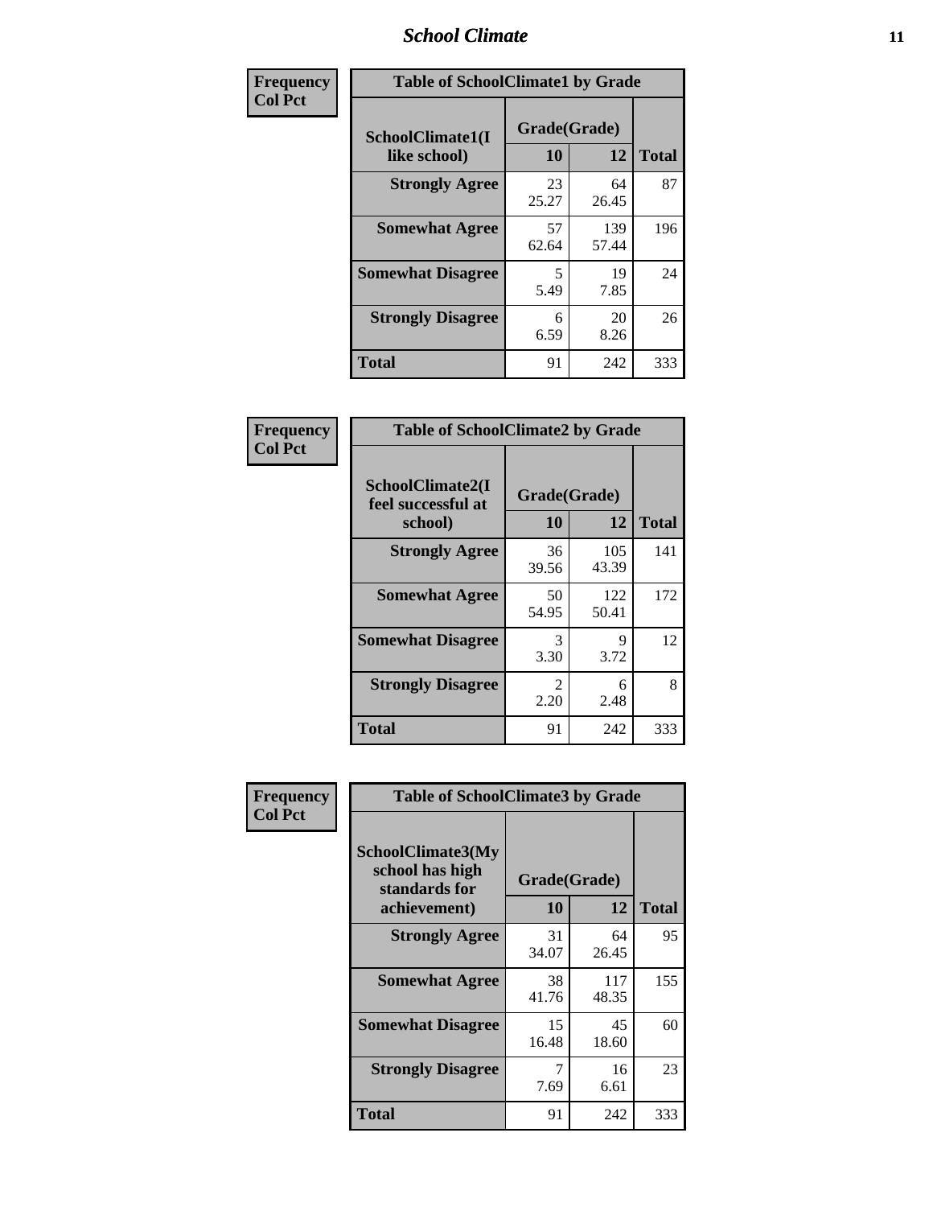# School Climate

**Frequency**
**Col Pct**

| SchoolClimate1(I like school) | Grade(Grade) 10 | 12 | Total |
|---|---|---|---|
| **Strongly Agree** | 23<br>25.27 | 64<br>26.45 | 87 |
| **Somewhat Agree** | 57<br>62.64 | 139<br>57.44 | 196 |
| **Somewhat Disagree** | 5<br>5.49 | 19<br>7.85 | 24 |
| **Strongly Disagree** | 6<br>6.59 | 20<br>8.26 | 26 |
| **Total** | 91 | 242 | 333 |

Table of SchoolClimate1 by Grade

**Frequency**
**Col Pct**

| SchoolClimate2(I feel successful at school) | Grade(Grade) 10 | 12 | Total |
|---|---|---|---|
| **Strongly Agree** | 36<br>39.56 | 105<br>43.39 | 141 |
| **Somewhat Agree** | 50<br>54.95 | 122<br>50.41 | 172 |
| **Somewhat Disagree** | 3<br>3.30 | 9<br>3.72 | 12 |
| **Strongly Disagree** | 2<br>2.20 | 6<br>2.48 | 8 |
| **Total** | 91 | 242 | 333 |

Table of SchoolClimate2 by Grade

**Frequency**
**Col Pct**

| SchoolClimate3(My school has high standards for achievement) | Grade(Grade) 10 | 12 | Total |
|---|---|---|---|
| **Strongly Agree** | 31<br>34.07 | 64<br>26.45 | 95 |
| **Somewhat Agree** | 38<br>41.76 | 117<br>48.35 | 155 |
| **Somewhat Disagree** | 15<br>16.48 | 45<br>18.60 | 60 |
| **Strongly Disagree** | 7<br>7.69 | 16<br>6.61 | 23 |
| **Total** | 91 | 242 | 333 |

Table of SchoolClimate3 by Grade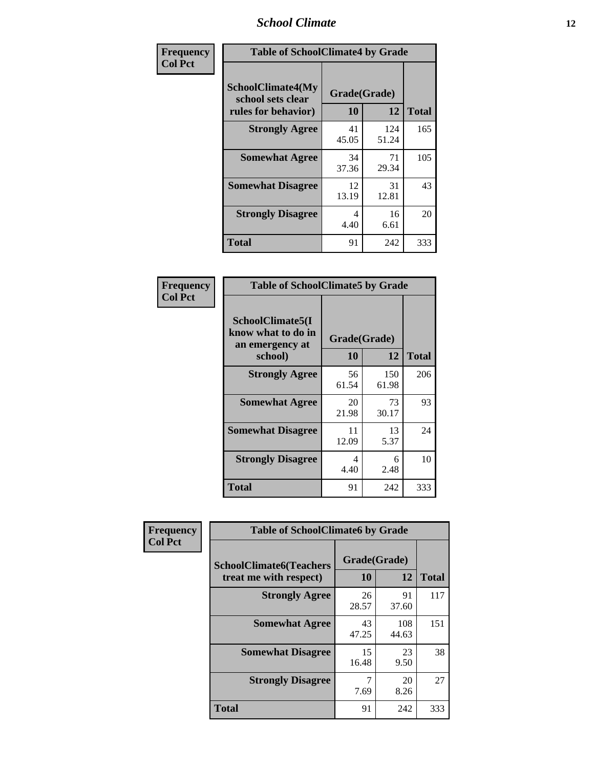| Frequency<br>Col Pct | Table of SchoolClimate4 by Grade | | |
|---|---|---|---|
| SchoolClimate4(My school sets clear rules for behavior) | Grade(Grade) | | |
| | 10 | 12 | Total |
| Strongly Agree | 41<br>45.05 | 124<br>51.24 | 165 |
| Somewhat Agree | 34<br>37.36 | 71<br>29.34 | 105 |
| Somewhat Disagree | 12<br>13.19 | 31<br>12.81 | 43 |
| Strongly Disagree | 4<br>4.40 | 16<br>6.61 | 20 |
| Total | 91 | 242 | 333 |

| Frequency<br>Col Pct | Table of SchoolClimate5 by Grade | | |
|---|---|---|---|
| SchoolClimate5(I know what to do in an emergency at school) | Grade(Grade) | | |
| | 10 | 12 | Total |
| Strongly Agree | 56<br>61.54 | 150<br>61.98 | 206 |
| Somewhat Agree | 20<br>21.98 | 73<br>30.17 | 93 |
| Somewhat Disagree | 11<br>12.09 | 13<br>5.37 | 24 |
| Strongly Disagree | 4<br>4.40 | 6<br>2.48 | 10 |
| Total | 91 | 242 | 333 |

| Frequency<br>Col Pct | Table of SchoolClimate6 by Grade | | |
|---|---|---|---|
| SchoolClimate6(Teachers treat me with respect) | Grade(Grade) | | |
| | 10 | 12 | Total |
| Strongly Agree | 26<br>28.57 | 91<br>37.60 | 117 |
| Somewhat Agree | 43<br>47.25 | 108<br>44.63 | 151 |
| Somewhat Disagree | 15<br>16.48 | 23<br>9.50 | 38 |
| Strongly Disagree | 7<br>7.69 | 20<br>8.26 | 27 |
| Total | 91 | 242 | 333 |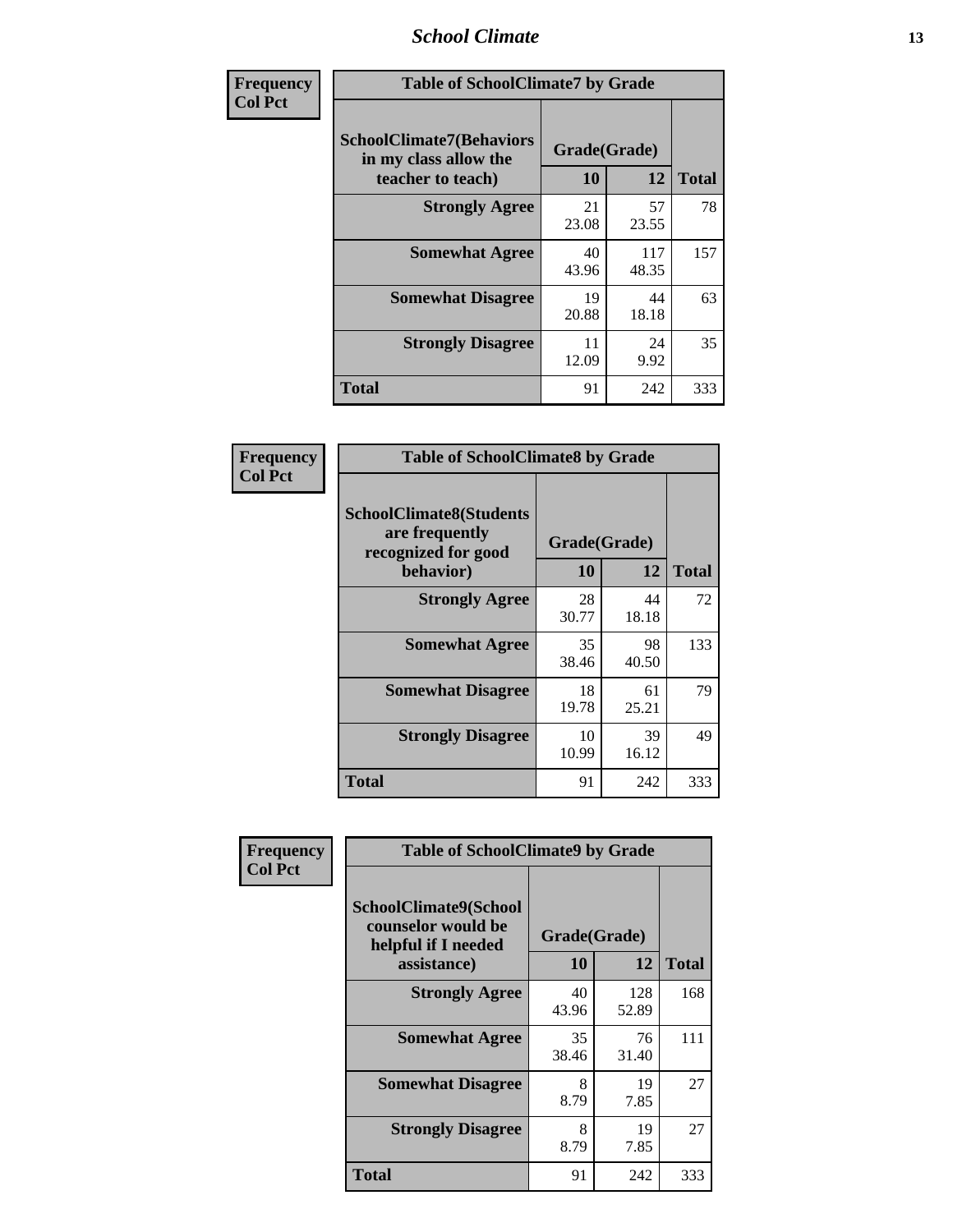| Frequency<br>Col Pct |
|---|

**Table of SchoolClimate7 by Grade**

| SchoolClimate7(Behaviors in my class allow the teacher to teach) | Grade(Grade) | | Total |
|---|---|---|---|
| | 10 | 12 | |
| Strongly Agree | 21<br>23.08 | 57<br>23.55 | 78 |
| Somewhat Agree | 40<br>43.96 | 117<br>48.35 | 157 |
| Somewhat Disagree | 19<br>20.88 | 44<br>18.18 | 63 |
| Strongly Disagree | 11<br>12.09 | 24<br>9.92 | 35 |
| Total | 91 | 242 | 333 |

| Frequency<br>Col Pct |
|---|

**Table of SchoolClimate8 by Grade**

| SchoolClimate8(Students are frequently recognized for good behavior) | Grade(Grade) | | Total |
|---|---|---|---|
| | 10 | 12 | |
| Strongly Agree | 28<br>30.77 | 44<br>18.18 | 72 |
| Somewhat Agree | 35<br>38.46 | 98<br>40.50 | 133 |
| Somewhat Disagree | 18<br>19.78 | 61<br>25.21 | 79 |
| Strongly Disagree | 10<br>10.99 | 39<br>16.12 | 49 |
| Total | 91 | 242 | 333 |

| Frequency<br>Col Pct |
|---|

**Table of SchoolClimate9 by Grade**

| SchoolClimate9(School counselor would be helpful if I needed assistance) | Grade(Grade) | | Total |
|---|---|---|---|
| | 10 | 12 | |
| Strongly Agree | 40<br>43.96 | 128<br>52.89 | 168 |
| Somewhat Agree | 35<br>38.46 | 76<br>31.40 | 111 |
| Somewhat Disagree | 8<br>8.79 | 19<br>7.85 | 27 |
| Strongly Disagree | 8<br>8.79 | 19<br>7.85 | 27 |
| Total | 91 | 242 | 333 |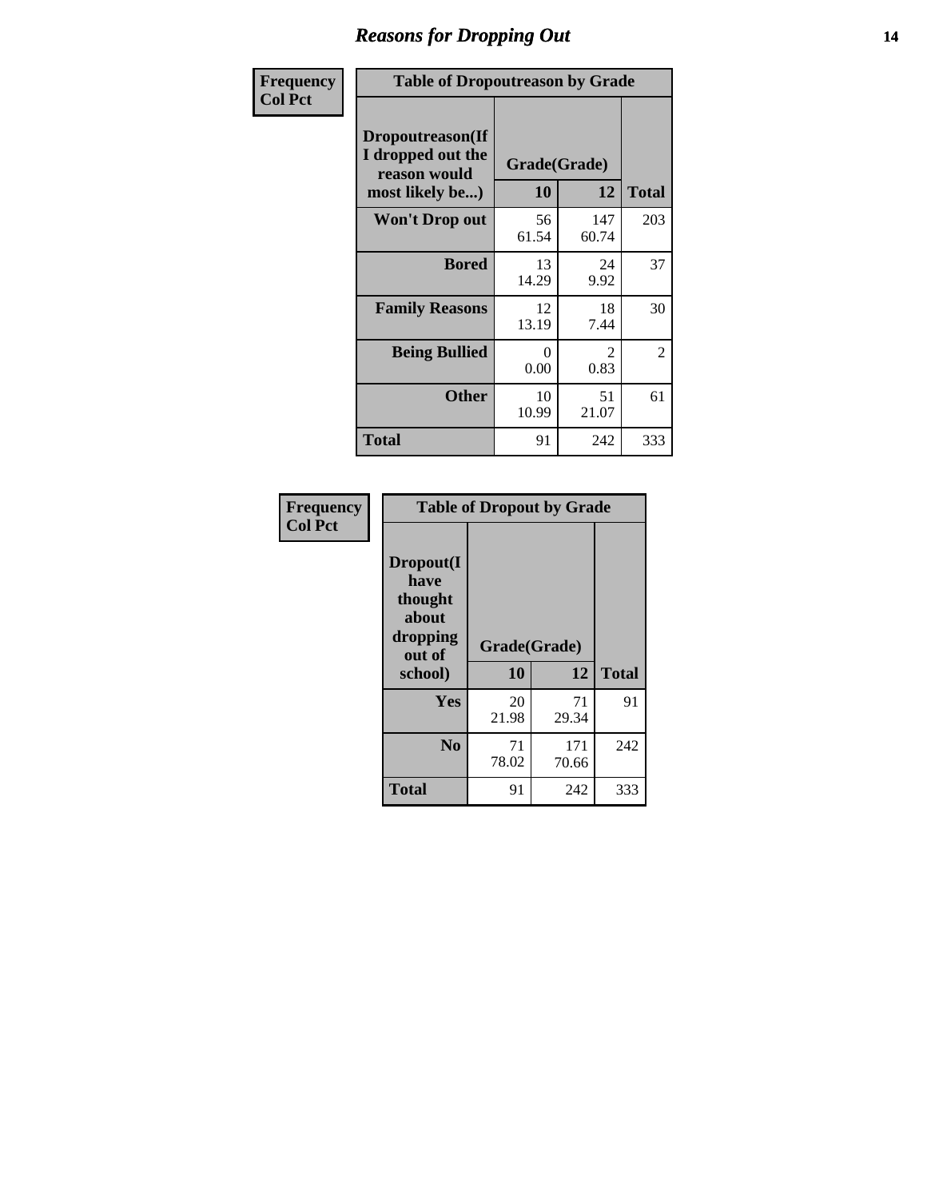## Reasons for Dropping Out

**Frequency**
**Col Pct**

**Table of Dropoutreason by Grade**

| Dropoutreason(If I dropped out the reason would most likely be...) | Grade(Grade) | | |
|---|---|---|---|
| | 10 | 12 | Total |
| **Won't Drop out** | 56<br>61.54 | 147<br>60.74 | 203 |
| **Bored** | 13<br>14.29 | 24<br>9.92 | 37 |
| **Family Reasons** | 12<br>13.19 | 18<br>7.44 | 30 |
| **Being Bullied** | 0<br>0.00 | 2<br>0.83 | 2 |
| **Other** | 10<br>10.99 | 51<br>21.07 | 61 |
| **Total** | 91 | 242 | 333 |

**Frequency**
**Col Pct**

**Table of Dropout by Grade**

| Dropout(I have thought about dropping out of school) | Grade(Grade) | | |
|---|---|---|---|
| | 10 | 12 | Total |
| **Yes** | 20<br>21.98 | 71<br>29.34 | 91 |
| **No** | 71<br>78.02 | 171<br>70.66 | 242 |
| **Total** | 91 | 242 | 333 |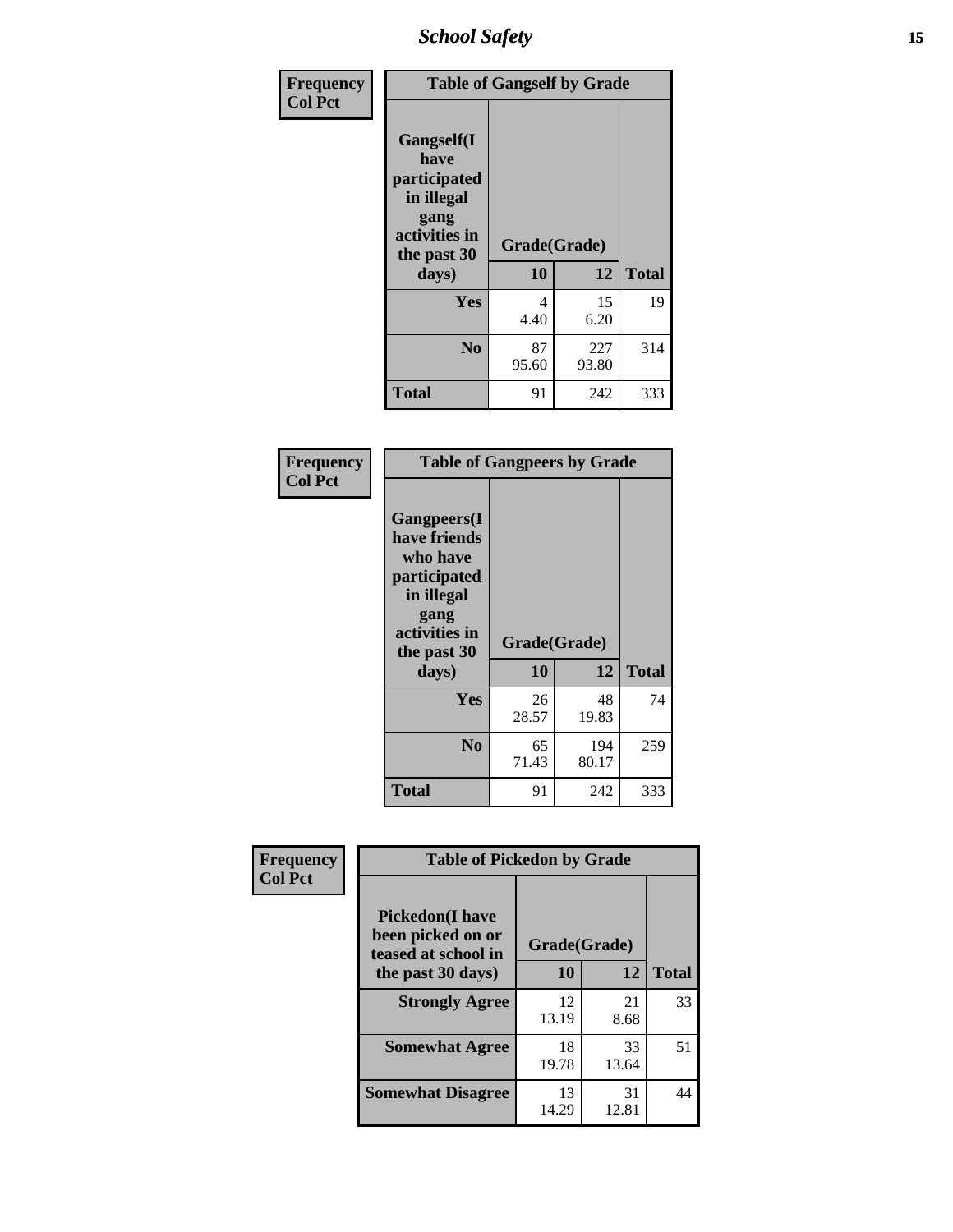| Frequency Col Pct | Table of Gangself by Grade | | |
|---|---|---|---|
| Gangself(I have participated in illegal gang activities in the past 30 days) | Grade(Grade) | | |
| | 10 | 12 | Total |
| Yes | 4<br>4.40 | 15<br>6.20 | 19 |
| No | 87<br>95.60 | 227<br>93.80 | 314 |
| Total | 91 | 242 | 333 |

| Frequency Col Pct | Table of Gangpeers by Grade | | |
|---|---|---|---|
| Gangpeers(I have friends who have participated in illegal gang activities in the past 30 days) | Grade(Grade) | | |
| | 10 | 12 | Total |
| Yes | 26<br>28.57 | 48<br>19.83 | 74 |
| No | 65<br>71.43 | 194<br>80.17 | 259 |
| Total | 91 | 242 | 333 |

| Frequency Col Pct | Table of Pickedon by Grade | | |
|---|---|---|---|
| Pickedon(I have been picked on or teased at school in the past 30 days) | Grade(Grade) | | |
| | 10 | 12 | Total |
| Strongly Agree | 12<br>13.19 | 21<br>8.68 | 33 |
| Somewhat Agree | 18<br>19.78 | 33<br>13.64 | 51 |
| Somewhat Disagree | 13<br>14.29 | 31<br>12.81 | 44 |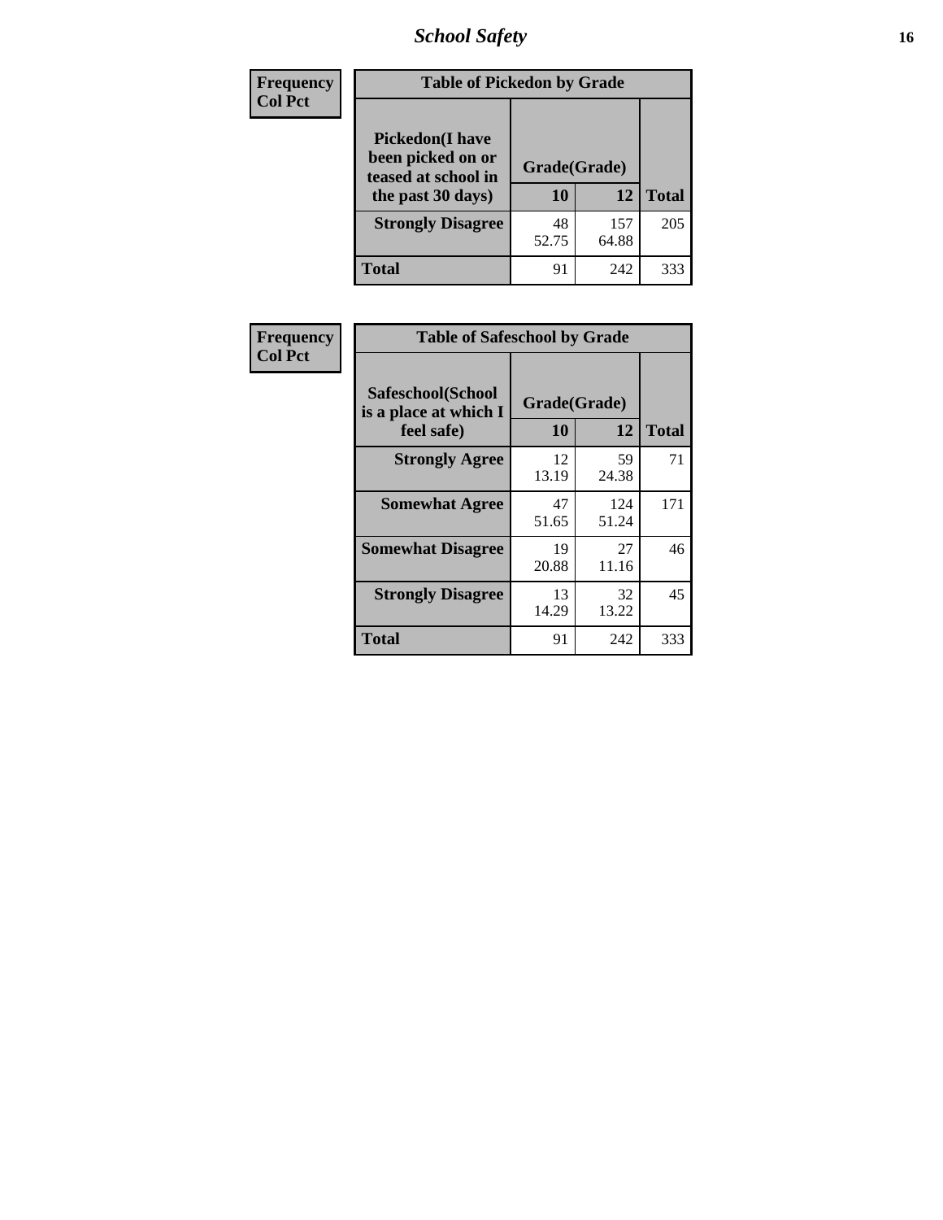# School Safety

**Frequency**
**Col Pct**

| Table of Pickedon by Grade | | | |
|---|---|---|---|
| **Pickedon(I have been picked on or teased at school in the past 30 days)** | **Grade(Grade)** | | **Total** |
| | **10** | **12** | |
| **Strongly Disagree** | 48<br>52.75 | 157<br>64.88 | 205 |
| **Total** | 91 | 242 | 333 |

**Frequency**
**Col Pct**

| Table of Safeschool by Grade | | | |
|---|---|---|---|
| **Safeschool(School is a place at which I feel safe)** | **Grade(Grade)** | | **Total** |
| | **10** | **12** | |
| **Strongly Agree** | 12<br>13.19 | 59<br>24.38 | 71 |
| **Somewhat Agree** | 47<br>51.65 | 124<br>51.24 | 171 |
| **Somewhat Disagree** | 19<br>20.88 | 27<br>11.16 | 46 |
| **Strongly Disagree** | 13<br>14.29 | 32<br>13.22 | 45 |
| **Total** | 91 | 242 | 333 |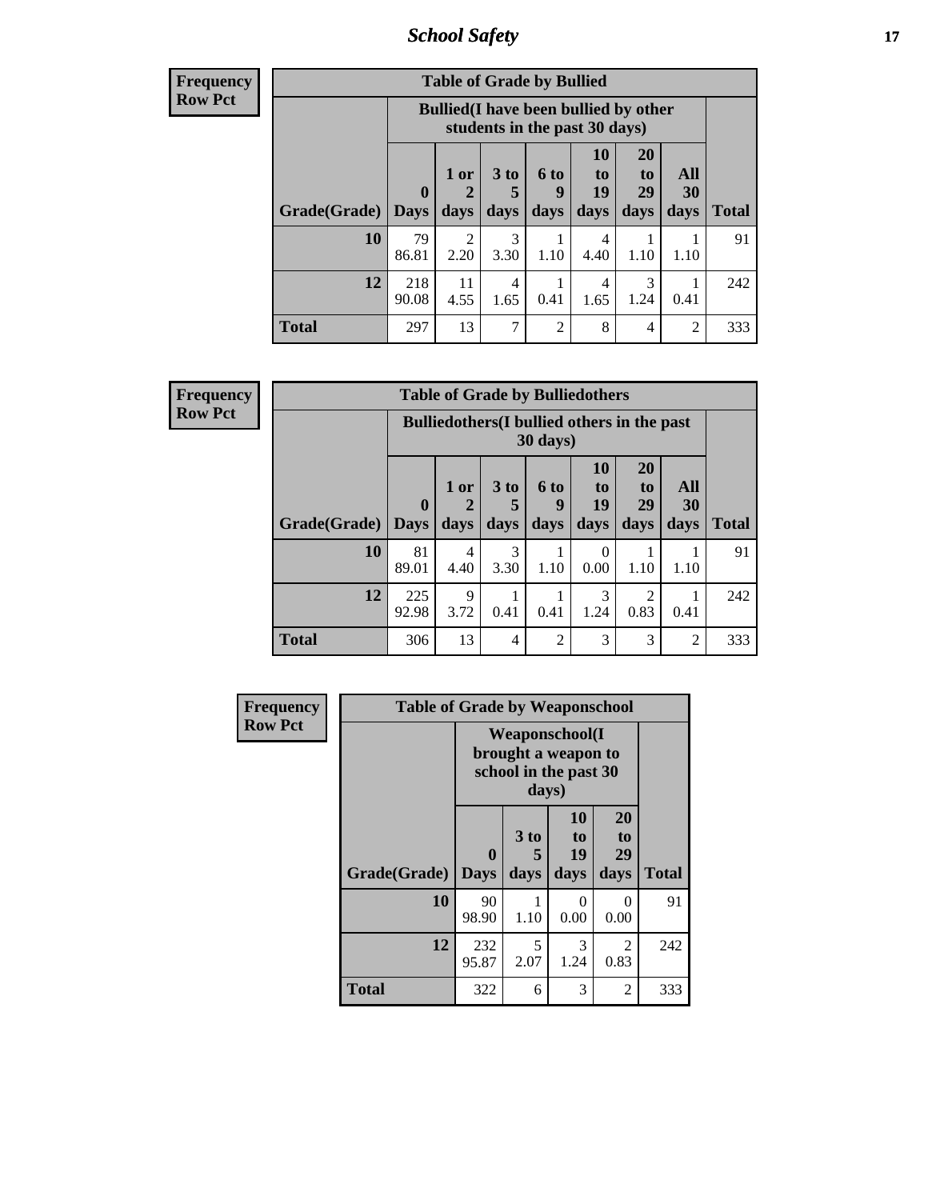| Frequency<br>Row Pct | Table of Grade by Bullied | | | | | | | |
|---|---|---|---|---|---|---|---|---|
| | Bullied(I have been bullied by other students in the past 30 days) | | | | | | | |
| Grade(Grade) | 0 Days | 1 or 2 days | 3 to 5 days | 6 to 9 days | 10 to 19 days | 20 to 29 days | All 30 days | Total |
| 10 | 79<br>86.81 | 2<br>2.20 | 3<br>3.30 | 1<br>1.10 | 4<br>4.40 | 1<br>1.10 | 1<br>1.10 | 91 |
| 12 | 218<br>90.08 | 11<br>4.55 | 4<br>1.65 | 1<br>0.41 | 4<br>1.65 | 3<br>1.24 | 1<br>0.41 | 242 |
| Total | 297 | 13 | 7 | 2 | 8 | 4 | 2 | 333 |

| Frequency<br>Row Pct | Table of Grade by Bulliedothers | | | | | | | |
|---|---|---|---|---|---|---|---|---|
| | Bulliedothers(I bullied others in the past 30 days) | | | | | | | |
| Grade(Grade) | 0 Days | 1 or 2 days | 3 to 5 days | 6 to 9 days | 10 to 19 days | 20 to 29 days | All 30 days | Total |
| 10 | 81<br>89.01 | 4<br>4.40 | 3<br>3.30 | 1<br>1.10 | 0<br>0.00 | 1<br>1.10 | 1<br>1.10 | 91 |
| 12 | 225<br>92.98 | 9<br>3.72 | 1<br>0.41 | 1<br>0.41 | 3<br>1.24 | 2<br>0.83 | 1<br>0.41 | 242 |
| Total | 306 | 13 | 4 | 2 | 3 | 3 | 2 | 333 |

| Frequency<br>Row Pct | Table of Grade by Weaponschool | | | | |
|---|---|---|---|---|---|
| | Weaponschool(I brought a weapon to school in the past 30 days) | | | | |
| Grade(Grade) | 0 Days | 3 to 5 days | 10 to 19 days | 20 to 29 days | Total |
| 10 | 90<br>98.90 | 1<br>1.10 | 0<br>0.00 | 0<br>0.00 | 91 |
| 12 | 232<br>95.87 | 5<br>2.07 | 3<br>1.24 | 2<br>0.83 | 242 |
| Total | 322 | 6 | 3 | 2 | 333 |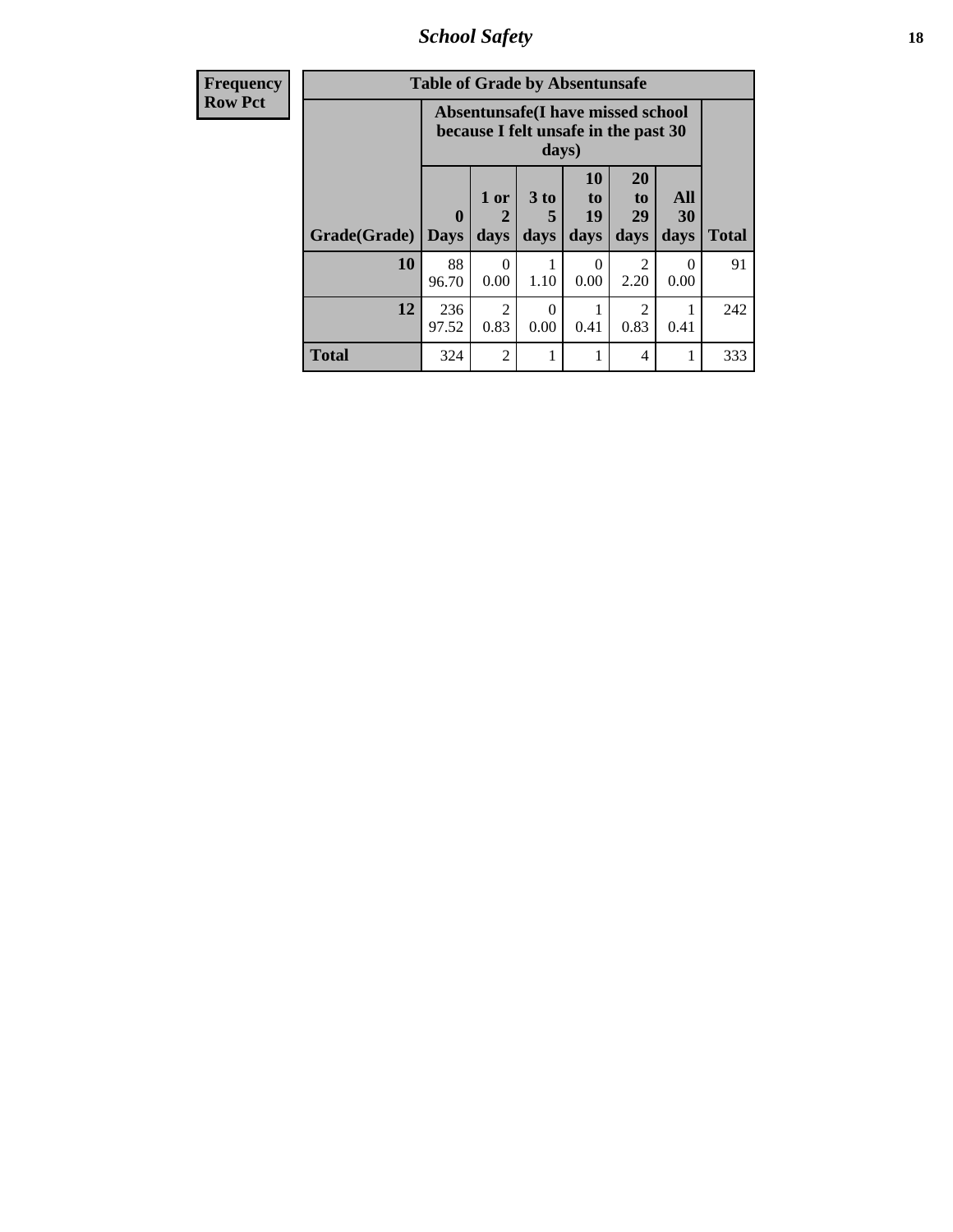## School Safety

| Frequency<br>Row Pct |
|---|

**Table of Grade by Absentunsafe**

| Grade(Grade) | Absentunsafe(I have missed school because I felt unsafe in the past 30 days) 0 Days | 1 or 2 days | 3 to 5 days | 10 to 19 days | 20 to 29 days | All 30 days | Total |
|---|---|---|---|---|---|---|---|
| **10** | 88<br>96.70 | 0<br>0.00 | 1<br>1.10 | 0<br>0.00 | 2<br>2.20 | 0<br>0.00 | 91 |
| **12** | 236<br>97.52 | 2<br>0.83 | 0<br>0.00 | 1<br>0.41 | 2<br>0.83 | 1<br>0.41 | 242 |
| **Total** | 324 | 2 | 1 | 1 | 4 | 1 | 333 |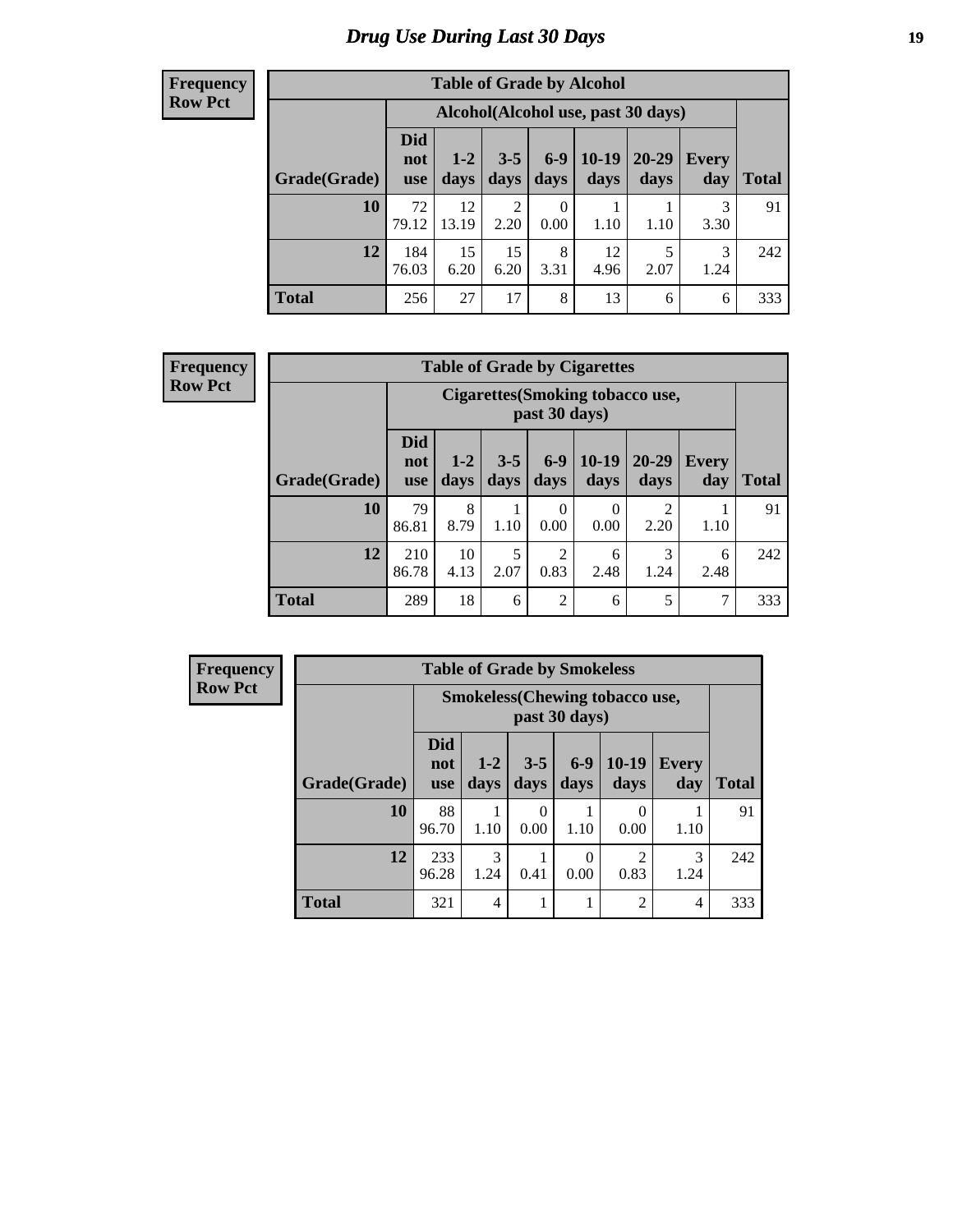# Drug Use During Last 30 Days

**Frequency Row Pct**

| Table of Grade by Alcohol | | | | | | | | |
|---|---|---|---|---|---|---|---|---|
| | Alcohol(Alcohol use, past 30 days) | | | | | | | |
| Grade(Grade) | Did not use | 1-2 days | 3-5 days | 6-9 days | 10-19 days | 20-29 days | Every day | Total |
| 10 | 72<br>79.12 | 12<br>13.19 | 2<br>2.20 | 0<br>0.00 | 1<br>1.10 | 1<br>1.10 | 3<br>3.30 | 91 |
| 12 | 184<br>76.03 | 15<br>6.20 | 15<br>6.20 | 8<br>3.31 | 12<br>4.96 | 5<br>2.07 | 3<br>1.24 | 242 |
| Total | 256 | 27 | 17 | 8 | 13 | 6 | 6 | 333 |

**Frequency Row Pct**

| Table of Grade by Cigarettes | | | | | | | | |
|---|---|---|---|---|---|---|---|---|
| | Cigarettes(Smoking tobacco use, past 30 days) | | | | | | | |
| Grade(Grade) | Did not use | 1-2 days | 3-5 days | 6-9 days | 10-19 days | 20-29 days | Every day | Total |
| 10 | 79<br>86.81 | 8<br>8.79 | 1<br>1.10 | 0<br>0.00 | 0<br>0.00 | 2<br>2.20 | 1<br>1.10 | 91 |
| 12 | 210<br>86.78 | 10<br>4.13 | 5<br>2.07 | 2<br>0.83 | 6<br>2.48 | 3<br>1.24 | 6<br>2.48 | 242 |
| Total | 289 | 18 | 6 | 2 | 6 | 5 | 7 | 333 |

**Frequency Row Pct**

| Table of Grade by Smokeless | | | | | | | |
|---|---|---|---|---|---|---|---|
| | Smokeless(Chewing tobacco use, past 30 days) | | | | | | |
| Grade(Grade) | Did not use | 1-2 days | 3-5 days | 6-9 days | 10-19 days | Every day | Total |
| 10 | 88<br>96.70 | 1<br>1.10 | 0<br>0.00 | 1<br>1.10 | 0<br>0.00 | 1<br>1.10 | 91 |
| 12 | 233<br>96.28 | 3<br>1.24 | 1<br>0.41 | 0<br>0.00 | 2<br>0.83 | 3<br>1.24 | 242 |
| Total | 321 | 4 | 1 | 1 | 2 | 4 | 333 |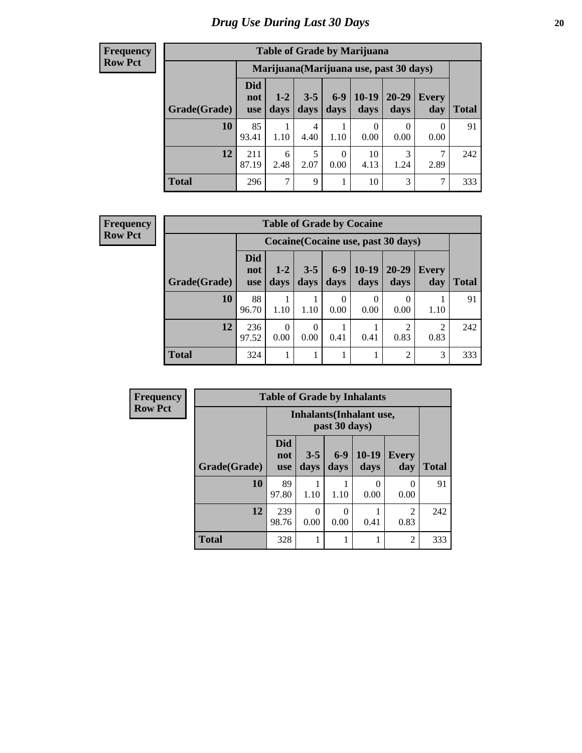# *Drug Use During Last 30 Days*

**Frequency**
**Row Pct**

| Table of Grade by Marijuana | | | | | | | | |
|---|---|---|---|---|---|---|---|---|
| | Marijuana(Marijuana use, past 30 days) | | | | | | | |
| Grade(Grade) | Did not use | 1-2 days | 3-5 days | 6-9 days | 10-19 days | 20-29 days | Every day | Total |
| **10** | 85<br>93.41 | 1<br>1.10 | 4<br>4.40 | 1<br>1.10 | 0<br>0.00 | 0<br>0.00 | 0<br>0.00 | 91 |
| **12** | 211<br>87.19 | 6<br>2.48 | 5<br>2.07 | 0<br>0.00 | 10<br>4.13 | 3<br>1.24 | 7<br>2.89 | 242 |
| **Total** | 296 | 7 | 9 | 1 | 10 | 3 | 7 | 333 |

**Frequency**
**Row Pct**

| Table of Grade by Cocaine | | | | | | | | |
|---|---|---|---|---|---|---|---|---|
| | Cocaine(Cocaine use, past 30 days) | | | | | | | |
| Grade(Grade) | Did not use | 1-2 days | 3-5 days | 6-9 days | 10-19 days | 20-29 days | Every day | Total |
| **10** | 88<br>96.70 | 1<br>1.10 | 1<br>1.10 | 0<br>0.00 | 0<br>0.00 | 0<br>0.00 | 1<br>1.10 | 91 |
| **12** | 236<br>97.52 | 0<br>0.00 | 0<br>0.00 | 1<br>0.41 | 1<br>0.41 | 2<br>0.83 | 2<br>0.83 | 242 |
| **Total** | 324 | 1 | 1 | 1 | 1 | 2 | 3 | 333 |

**Frequency**
**Row Pct**

| Table of Grade by Inhalants | | | | | | |
|---|---|---|---|---|---|---|
| | Inhalants(Inhalant use, past 30 days) | | | | | |
| Grade(Grade) | Did not use | 3-5 days | 6-9 days | 10-19 days | Every day | Total |
| **10** | 89<br>97.80 | 1<br>1.10 | 1<br>1.10 | 0<br>0.00 | 0<br>0.00 | 91 |
| **12** | 239<br>98.76 | 0<br>0.00 | 0<br>0.00 | 1<br>0.41 | 2<br>0.83 | 242 |
| **Total** | 328 | 1 | 1 | 1 | 2 | 333 |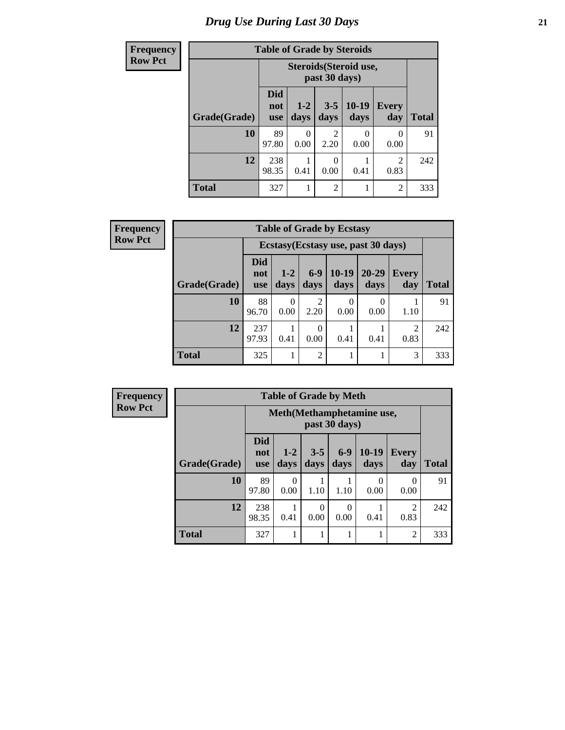# Drug Use During Last 30 Days

| Frequency Row Pct | Table of Grade by Steroids | | | | | |
|---|---|---|---|---|---|---|
| | Steroids(Steroid use, past 30 days) | | | | | |
| Grade(Grade) | Did not use | 1-2 days | 3-5 days | 10-19 days | Every day | Total |
| 10 | 89 97.80 | 0 0.00 | 2 2.20 | 0 0.00 | 0 0.00 | 91 |
| 12 | 238 98.35 | 1 0.41 | 0 0.00 | 1 0.41 | 2 0.83 | 242 |
| Total | 327 | 1 | 2 | 1 | 2 | 333 |

| Frequency Row Pct | Table of Grade by Ecstasy | | | | | | |
|---|---|---|---|---|---|---|---|
| | Ecstasy(Ecstasy use, past 30 days) | | | | | | |
| Grade(Grade) | Did not use | 1-2 days | 6-9 days | 10-19 days | 20-29 days | Every day | Total |
| 10 | 88 96.70 | 0 0.00 | 2 2.20 | 0 0.00 | 0 0.00 | 1 1.10 | 91 |
| 12 | 237 97.93 | 1 0.41 | 0 0.00 | 1 0.41 | 1 0.41 | 2 0.83 | 242 |
| Total | 325 | 1 | 2 | 1 | 1 | 3 | 333 |

| Frequency Row Pct | Table of Grade by Meth | | | | | | |
|---|---|---|---|---|---|---|---|
| | Meth(Methamphetamine use, past 30 days) | | | | | | |
| Grade(Grade) | Did not use | 1-2 days | 3-5 days | 6-9 days | 10-19 days | Every day | Total |
| 10 | 89 97.80 | 0 0.00 | 1 1.10 | 1 1.10 | 0 0.00 | 0 0.00 | 91 |
| 12 | 238 98.35 | 1 0.41 | 0 0.00 | 0 0.00 | 1 0.41 | 2 0.83 | 242 |
| Total | 327 | 1 | 1 | 1 | 1 | 2 | 333 |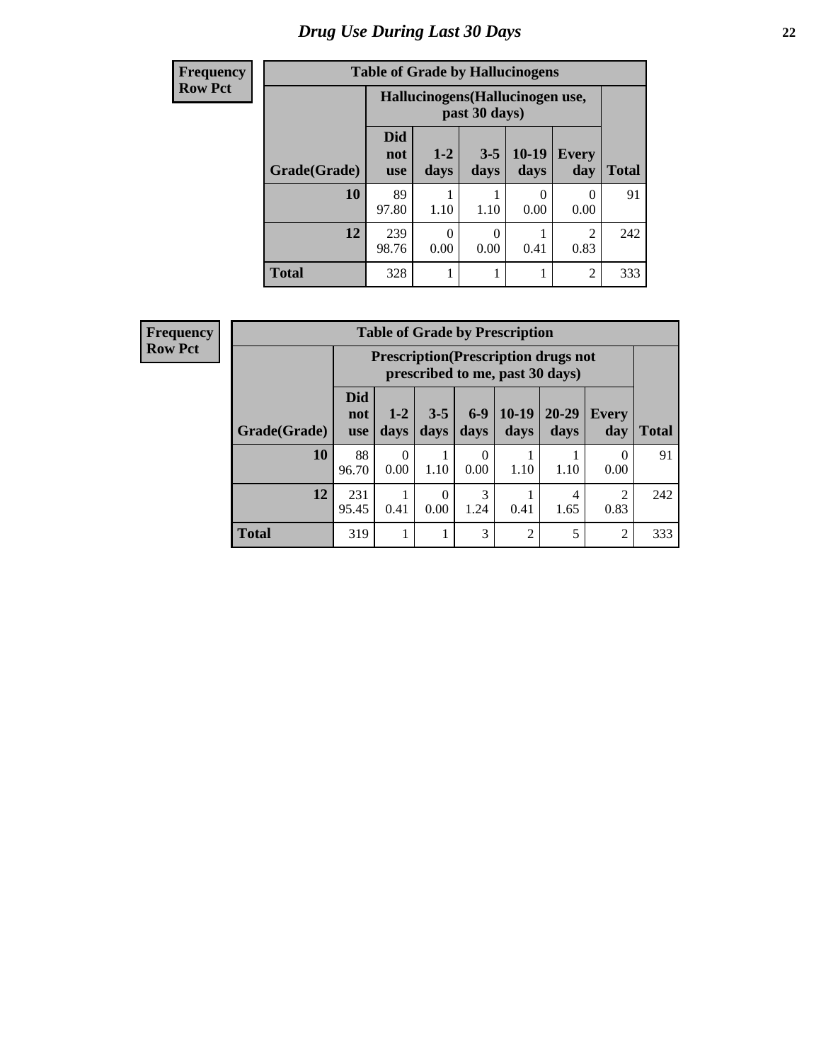# Drug Use During Last 30 Days

**Frequency**
**Row Pct**

| Table of Grade by Hallucinogens | | | | | | |
|---|---|---|---|---|---|---|
| | Hallucinogens(Hallucinogen use, past 30 days) | | | | | |
| Grade(Grade) | Did not use | 1-2 days | 3-5 days | 10-19 days | Every day | Total |
| 10 | 89<br>97.80 | 1<br>1.10 | 1<br>1.10 | 0<br>0.00 | 0<br>0.00 | 91 |
| 12 | 239<br>98.76 | 0<br>0.00 | 0<br>0.00 | 1<br>0.41 | 2<br>0.83 | 242 |
| Total | 328 | 1 | 1 | 1 | 2 | 333 |

**Frequency**
**Row Pct**

| Table of Grade by Prescription | | | | | | | | |
|---|---|---|---|---|---|---|---|---|
| | Prescription(Prescription drugs not prescribed to me, past 30 days) | | | | | | | |
| Grade(Grade) | Did not use | 1-2 days | 3-5 days | 6-9 days | 10-19 days | 20-29 days | Every day | Total |
| 10 | 88<br>96.70 | 0<br>0.00 | 1<br>1.10 | 0<br>0.00 | 1<br>1.10 | 1<br>1.10 | 0<br>0.00 | 91 |
| 12 | 231<br>95.45 | 1<br>0.41 | 0<br>0.00 | 3<br>1.24 | 1<br>0.41 | 4<br>1.65 | 2<br>0.83 | 242 |
| Total | 319 | 1 | 1 | 3 | 2 | 5 | 2 | 333 |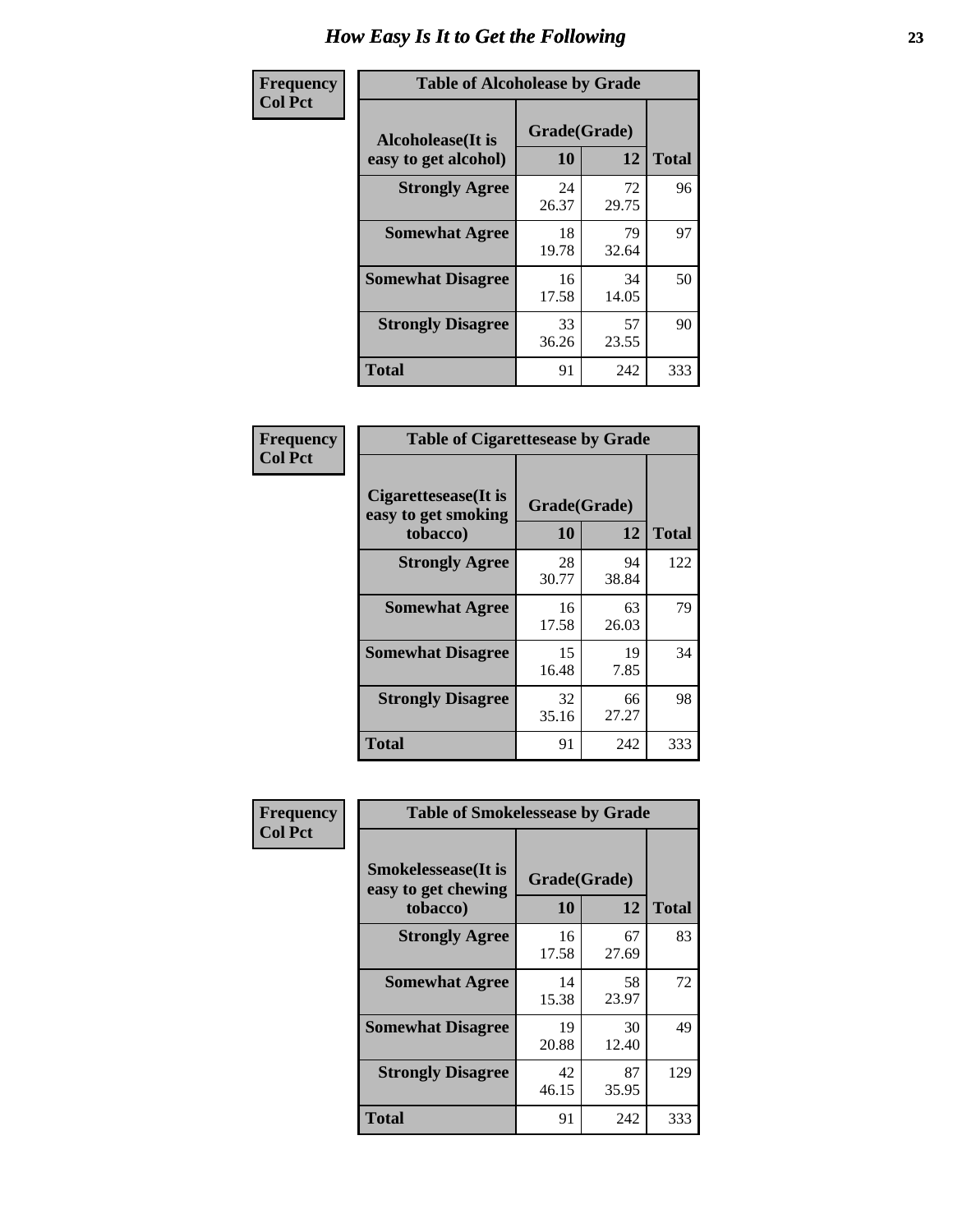# How Easy Is It to Get the Following

**Frequency**
**Col Pct**

| Table of Alcoholease by Grade | | | |
|---|---|---|---|
| Alcoholease(It is easy to get alcohol) | Grade(Grade) | | Total |
| | 10 | 12 | |
| **Strongly Agree** | 24<br>26.37 | 72<br>29.75 | 96 |
| **Somewhat Agree** | 18<br>19.78 | 79<br>32.64 | 97 |
| **Somewhat Disagree** | 16<br>17.58 | 34<br>14.05 | 50 |
| **Strongly Disagree** | 33<br>36.26 | 57<br>23.55 | 90 |
| **Total** | 91 | 242 | 333 |

**Frequency**
**Col Pct**

| Table of Cigarettesease by Grade | | | |
|---|---|---|---|
| Cigarettesease(It is easy to get smoking tobacco) | Grade(Grade) | | Total |
| | 10 | 12 | |
| **Strongly Agree** | 28<br>30.77 | 94<br>38.84 | 122 |
| **Somewhat Agree** | 16<br>17.58 | 63<br>26.03 | 79 |
| **Somewhat Disagree** | 15<br>16.48 | 19<br>7.85 | 34 |
| **Strongly Disagree** | 32<br>35.16 | 66<br>27.27 | 98 |
| **Total** | 91 | 242 | 333 |

**Frequency**
**Col Pct**

| Table of Smokelessease by Grade | | | |
|---|---|---|---|
| Smokelessease(It is easy to get chewing tobacco) | Grade(Grade) | | Total |
| | 10 | 12 | |
| **Strongly Agree** | 16<br>17.58 | 67<br>27.69 | 83 |
| **Somewhat Agree** | 14<br>15.38 | 58<br>23.97 | 72 |
| **Somewhat Disagree** | 19<br>20.88 | 30<br>12.40 | 49 |
| **Strongly Disagree** | 42<br>46.15 | 87<br>35.95 | 129 |
| **Total** | 91 | 242 | 333 |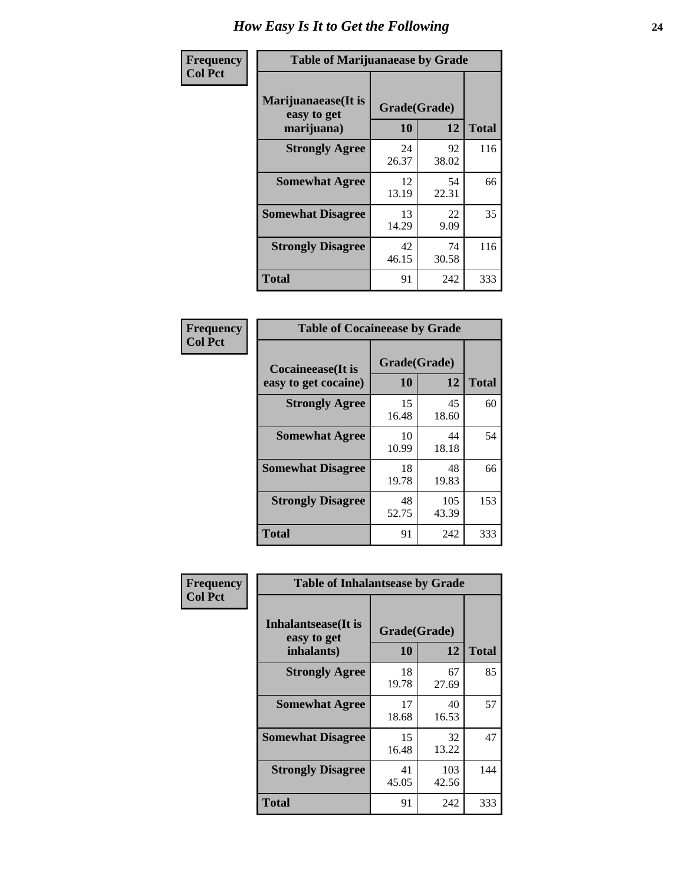# How Easy Is It to Get the Following

**Frequency**
**Col Pct**

**Table of Marijuanaease by Grade**

| Marijuanaease(It is easy to get marijuana) | Grade(Grade) 10 | 12 | Total |
|---|---|---|---|
| **Strongly Agree** | 24<br>26.37 | 92<br>38.02 | 116 |
| **Somewhat Agree** | 12<br>13.19 | 54<br>22.31 | 66 |
| **Somewhat Disagree** | 13<br>14.29 | 22<br>9.09 | 35 |
| **Strongly Disagree** | 42<br>46.15 | 74<br>30.58 | 116 |
| **Total** | 91 | 242 | 333 |

**Frequency**
**Col Pct**

**Table of Cocaineease by Grade**

| Cocaineease(It is easy to get cocaine) | Grade(Grade) 10 | 12 | Total |
|---|---|---|---|
| **Strongly Agree** | 15<br>16.48 | 45<br>18.60 | 60 |
| **Somewhat Agree** | 10<br>10.99 | 44<br>18.18 | 54 |
| **Somewhat Disagree** | 18<br>19.78 | 48<br>19.83 | 66 |
| **Strongly Disagree** | 48<br>52.75 | 105<br>43.39 | 153 |
| **Total** | 91 | 242 | 333 |

**Frequency**
**Col Pct**

**Table of Inhalantsease by Grade**

| Inhalantsease(It is easy to get inhalants) | Grade(Grade) 10 | 12 | Total |
|---|---|---|---|
| **Strongly Agree** | 18<br>19.78 | 67<br>27.69 | 85 |
| **Somewhat Agree** | 17<br>18.68 | 40<br>16.53 | 57 |
| **Somewhat Disagree** | 15<br>16.48 | 32<br>13.22 | 47 |
| **Strongly Disagree** | 41<br>45.05 | 103<br>42.56 | 144 |
| **Total** | 91 | 242 | 333 |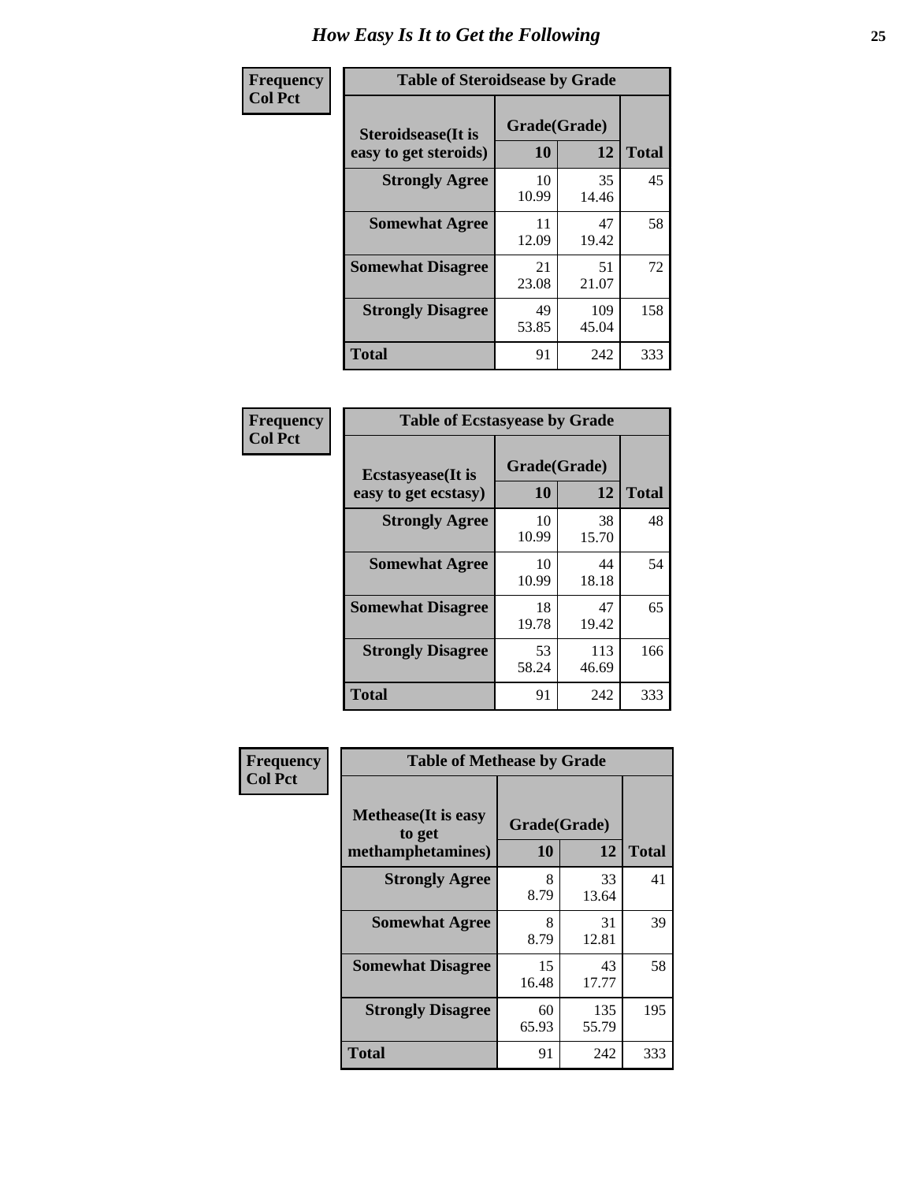# How Easy Is It to Get the Following

**Frequency**
**Col Pct**

| Table of Steroidsease by Grade | | | |
|---|---|---|---|
| **Steroidsease(It is easy to get steroids)** | **Grade(Grade)** | | **Total** |
| | **10** | **12** | |
| **Strongly Agree** | 10<br>10.99 | 35<br>14.46 | 45 |
| **Somewhat Agree** | 11<br>12.09 | 47<br>19.42 | 58 |
| **Somewhat Disagree** | 21<br>23.08 | 51<br>21.07 | 72 |
| **Strongly Disagree** | 49<br>53.85 | 109<br>45.04 | 158 |
| **Total** | 91 | 242 | 333 |

**Frequency**
**Col Pct**

| Table of Ecstasyease by Grade | | | |
|---|---|---|---|
| **Ecstasyease(It is easy to get ecstasy)** | **Grade(Grade)** | | **Total** |
| | **10** | **12** | |
| **Strongly Agree** | 10<br>10.99 | 38<br>15.70 | 48 |
| **Somewhat Agree** | 10<br>10.99 | 44<br>18.18 | 54 |
| **Somewhat Disagree** | 18<br>19.78 | 47<br>19.42 | 65 |
| **Strongly Disagree** | 53<br>58.24 | 113<br>46.69 | 166 |
| **Total** | 91 | 242 | 333 |

**Frequency**
**Col Pct**

| Table of Methease by Grade | | | |
|---|---|---|---|
| **Methease(It is easy to get methamphetamines)** | **Grade(Grade)** | | **Total** |
| | **10** | **12** | |
| **Strongly Agree** | 8<br>8.79 | 33<br>13.64 | 41 |
| **Somewhat Agree** | 8<br>8.79 | 31<br>12.81 | 39 |
| **Somewhat Disagree** | 15<br>16.48 | 43<br>17.77 | 58 |
| **Strongly Disagree** | 60<br>65.93 | 135<br>55.79 | 195 |
| **Total** | 91 | 242 | 333 |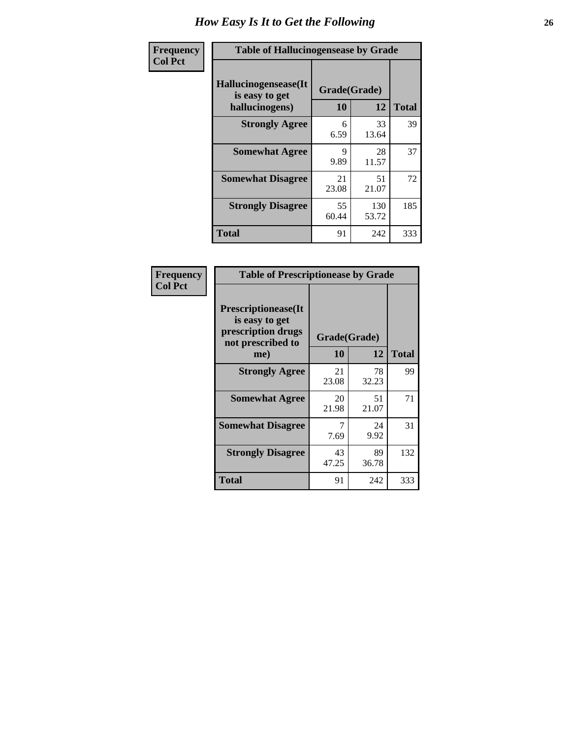# How Easy Is It to Get the Following

| Frequency<br>Col Pct | Table of Hallucinogensease by Grade | | |
|---|---|---|---|
| Hallucinogensease(It is easy to get hallucinogens) | Grade(Grade) | | |
| | 10 | 12 | Total |
| Strongly Agree | 6<br>6.59 | 33<br>13.64 | 39 |
| Somewhat Agree | 9<br>9.89 | 28<br>11.57 | 37 |
| Somewhat Disagree | 21<br>23.08 | 51<br>21.07 | 72 |
| Strongly Disagree | 55<br>60.44 | 130<br>53.72 | 185 |
| Total | 91 | 242 | 333 |

| Frequency<br>Col Pct | Table of Prescriptionease by Grade | | |
|---|---|---|---|
| Prescriptionease(It is easy to get prescription drugs not prescribed to me) | Grade(Grade) | | |
| | 10 | 12 | Total |
| Strongly Agree | 21<br>23.08 | 78<br>32.23 | 99 |
| Somewhat Agree | 20<br>21.98 | 51<br>21.07 | 71 |
| Somewhat Disagree | 7<br>7.69 | 24<br>9.92 | 31 |
| Strongly Disagree | 43<br>47.25 | 89<br>36.78 | 132 |
| Total | 91 | 242 | 333 |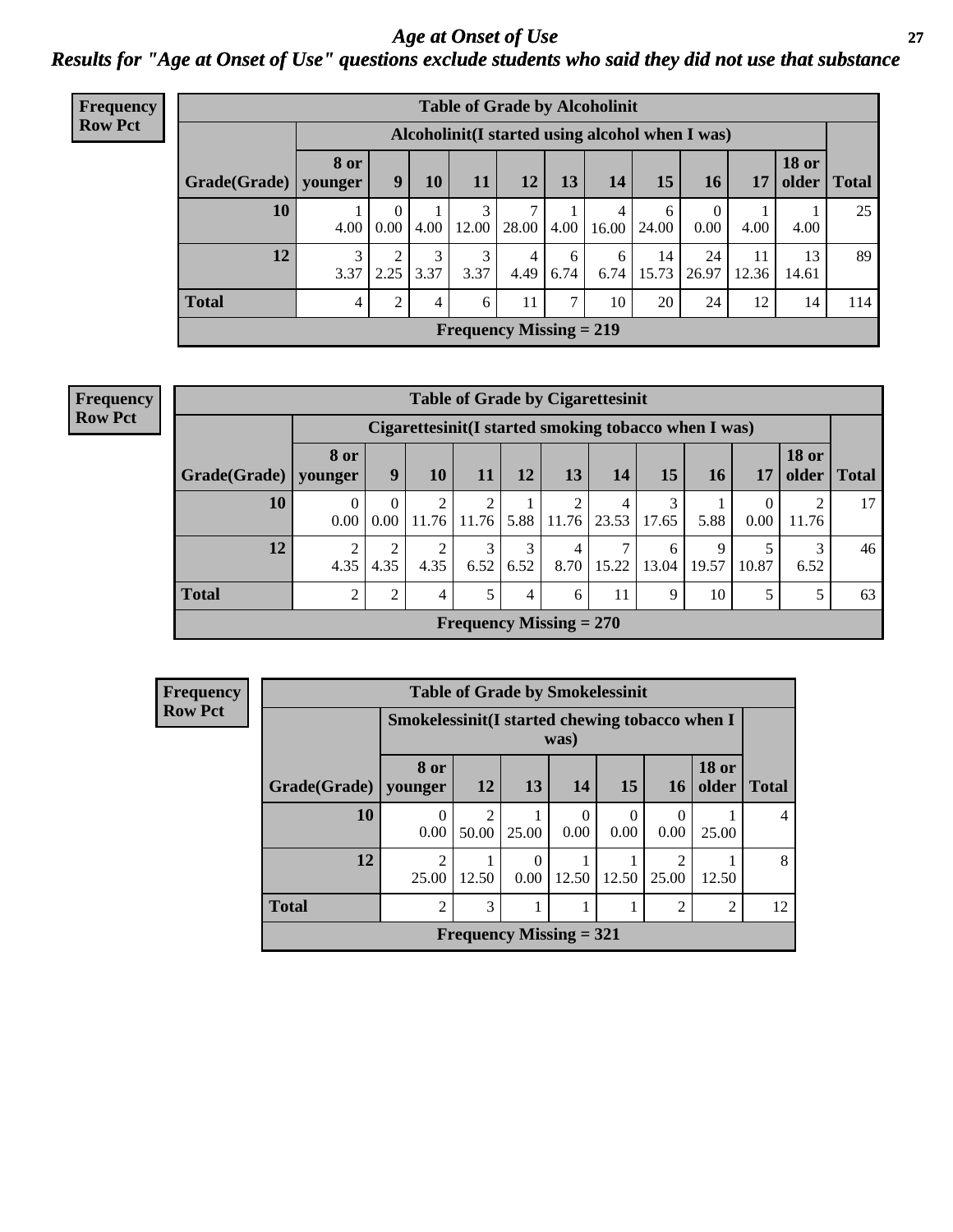# Age at Onset of Use

## Results for "Age at Onset of Use" questions exclude students who said they did not use that substance

**Frequency Row Pct**

| Table of Grade by Alcoholinit | | | | | | | | | | | | |
|---|---|---|---|---|---|---|---|---|---|---|---|---|
| | Alcoholinit(I started using alcohol when I was) | | | | | | | | | | | |
| Grade(Grade) | 8 or younger | 9 | 10 | 11 | 12 | 13 | 14 | 15 | 16 | 17 | 18 or older | Total |
| 10 | 1<br>4.00 | 0<br>0.00 | 1<br>4.00 | 3<br>12.00 | 7<br>28.00 | 1<br>4.00 | 4<br>16.00 | 6<br>24.00 | 0<br>0.00 | 1<br>4.00 | 1<br>4.00 | 25 |
| 12 | 3<br>3.37 | 2<br>2.25 | 3<br>3.37 | 3<br>3.37 | 4<br>4.49 | 6<br>6.74 | 6<br>6.74 | 14<br>15.73 | 24<br>26.97 | 11<br>12.36 | 13<br>14.61 | 89 |
| Total | 4 | 2 | 4 | 6 | 11 | 7 | 10 | 20 | 24 | 12 | 14 | 114 |
| Frequency Missing = 219 | | | | | | | | | | | | |

**Frequency Row Pct**

| Table of Grade by Cigarettesinit | | | | | | | | | | | | |
|---|---|---|---|---|---|---|---|---|---|---|---|---|
| | Cigarettesinit(I started smoking tobacco when I was) | | | | | | | | | | | |
| Grade(Grade) | 8 or younger | 9 | 10 | 11 | 12 | 13 | 14 | 15 | 16 | 17 | 18 or older | Total |
| 10 | 0<br>0.00 | 0<br>0.00 | 2<br>11.76 | 2<br>11.76 | 1<br>5.88 | 2<br>11.76 | 4<br>23.53 | 3<br>17.65 | 1<br>5.88 | 0<br>0.00 | 2<br>11.76 | 17 |
| 12 | 2<br>4.35 | 2<br>4.35 | 2<br>4.35 | 3<br>6.52 | 3<br>6.52 | 4<br>8.70 | 7<br>15.22 | 6<br>13.04 | 9<br>19.57 | 5<br>10.87 | 3<br>6.52 | 46 |
| Total | 2 | 2 | 4 | 5 | 4 | 6 | 11 | 9 | 10 | 5 | 5 | 63 |
| Frequency Missing = 270 | | | | | | | | | | | | |

**Frequency Row Pct**

| Table of Grade by Smokelessinit | | | | | | | | |
|---|---|---|---|---|---|---|---|---|
| | Smokelessinit(I started chewing tobacco when I was) | | | | | | | |
| Grade(Grade) | 8 or younger | 12 | 13 | 14 | 15 | 16 | 18 or older | Total |
| 10 | 0<br>0.00 | 2<br>50.00 | 1<br>25.00 | 0<br>0.00 | 0<br>0.00 | 0<br>0.00 | 1<br>25.00 | 4 |
| 12 | 2<br>25.00 | 1<br>12.50 | 0<br>0.00 | 1<br>12.50 | 1<br>12.50 | 2<br>25.00 | 1<br>12.50 | 8 |
| Total | 2 | 3 | 1 | 1 | 1 | 2 | 2 | 12 |
| Frequency Missing = 321 | | | | | | | | |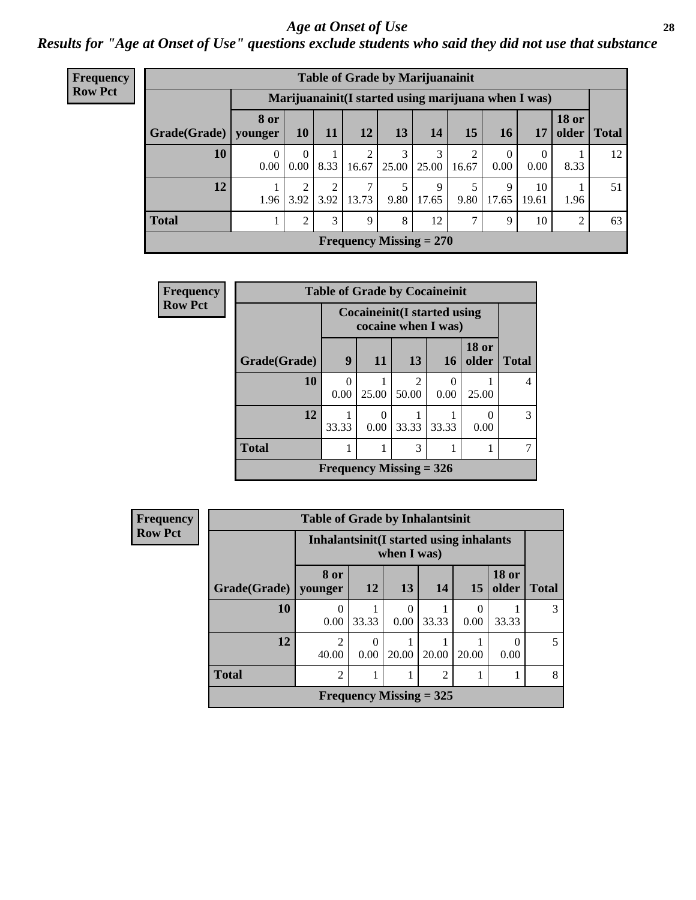# *Age at Onset of Use*

***Results for "Age at Onset of Use" questions exclude students who said they did not use that substance***

**Frequency**
**Row Pct**

| Table of Grade by Marijuanainit | | | | | | | | | | | |
|---|---|---|---|---|---|---|---|---|---|---|---|
| | Marijuanainit(I started using marijuana when I was) | | | | | | | | | | |
| Grade(Grade) | 8 or younger | 10 | 11 | 12 | 13 | 14 | 15 | 16 | 17 | 18 or older | Total |
| 10 | 0<br>0.00 | 0<br>0.00 | 1<br>8.33 | 2<br>16.67 | 3<br>25.00 | 3<br>25.00 | 2<br>16.67 | 0<br>0.00 | 0<br>0.00 | 1<br>8.33 | 12 |
| 12 | 1<br>1.96 | 2<br>3.92 | 2<br>3.92 | 7<br>13.73 | 5<br>9.80 | 9<br>17.65 | 5<br>9.80 | 9<br>17.65 | 10<br>19.61 | 1<br>1.96 | 51 |
| Total | 1 | 2 | 3 | 9 | 8 | 12 | 7 | 9 | 10 | 2 | 63 |
| Frequency Missing = 270 | | | | | | | | | | | |

**Frequency**
**Row Pct**

| Table of Grade by Cocaineinit | | | | | | |
|---|---|---|---|---|---|---|
| | Cocaineinit(I started using cocaine when I was) | | | | | |
| Grade(Grade) | 9 | 11 | 13 | 16 | 18 or older | Total |
| 10 | 0<br>0.00 | 1<br>25.00 | 2<br>50.00 | 0<br>0.00 | 1<br>25.00 | 4 |
| 12 | 1<br>33.33 | 0<br>0.00 | 1<br>33.33 | 1<br>33.33 | 0<br>0.00 | 3 |
| Total | 1 | 1 | 3 | 1 | 1 | 7 |
| Frequency Missing = 326 | | | | | | |

**Frequency**
**Row Pct**

| Table of Grade by Inhalantsinit | | | | | | | |
|---|---|---|---|---|---|---|---|
| | Inhalantsinit(I started using inhalants when I was) | | | | | | |
| Grade(Grade) | 8 or younger | 12 | 13 | 14 | 15 | 18 or older | Total |
| 10 | 0<br>0.00 | 1<br>33.33 | 0<br>0.00 | 1<br>33.33 | 0<br>0.00 | 1<br>33.33 | 3 |
| 12 | 2<br>40.00 | 0<br>0.00 | 1<br>20.00 | 1<br>20.00 | 1<br>20.00 | 0<br>0.00 | 5 |
| Total | 2 | 1 | 1 | 2 | 1 | 1 | 8 |
| Frequency Missing = 325 | | | | | | | |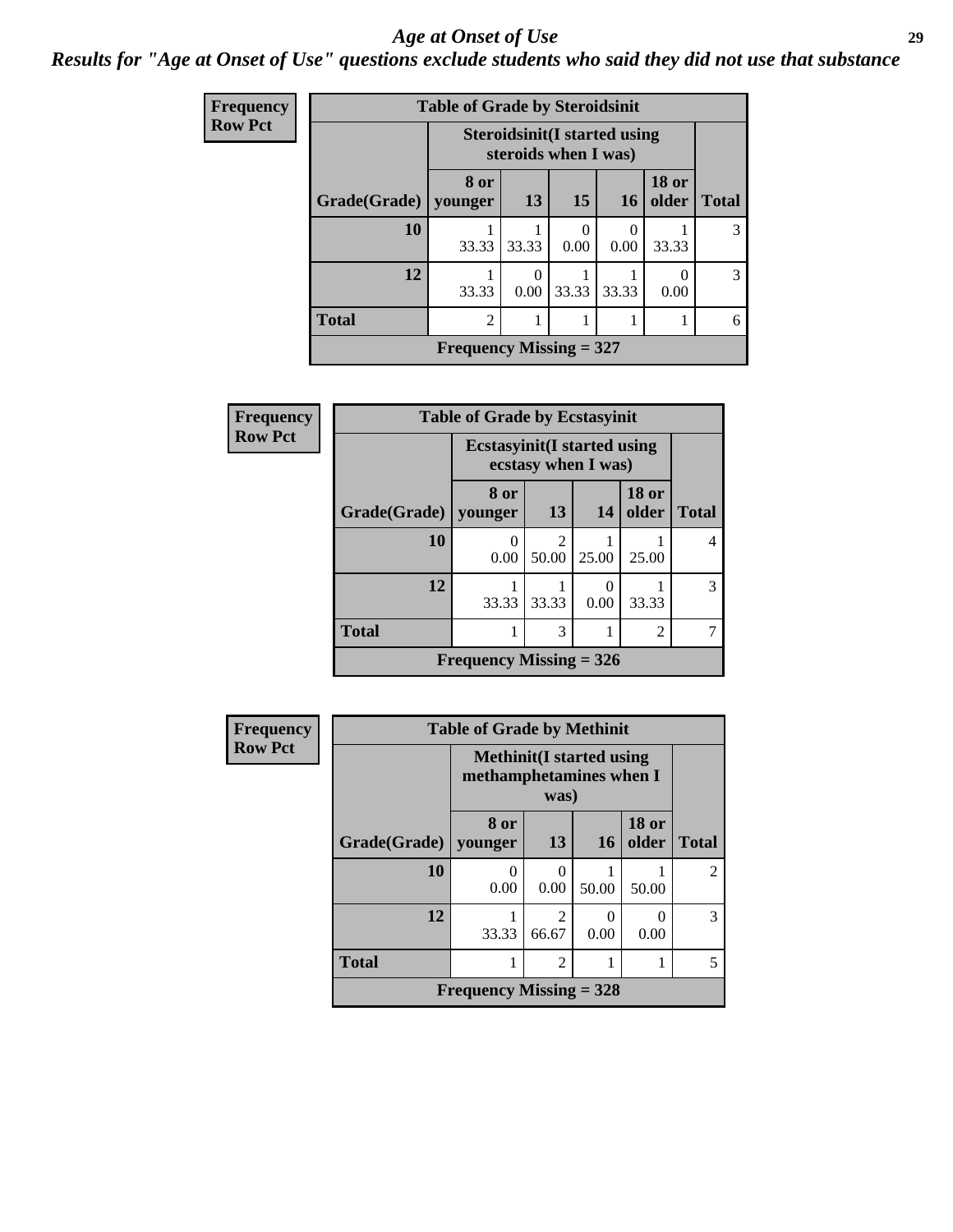# Age at Onset of Use

***Results for "Age at Onset of Use" questions exclude students who said they did not use that substance***

**Frequency**
**Row Pct**

**Table of Grade by Steroidsinit**

| Grade(Grade) | Steroidsinit(I started using steroids when I was) | | | | | Total |
|---|---|---|---|---|---|---|
| | 8 or younger | 13 | 15 | 16 | 18 or older | |
| **10** | 1<br>33.33 | 1<br>33.33 | 0<br>0.00 | 0<br>0.00 | 1<br>33.33 | 3 |
| **12** | 1<br>33.33 | 0<br>0.00 | 1<br>33.33 | 1<br>33.33 | 0<br>0.00 | 3 |
| **Total** | 2 | 1 | 1 | 1 | 1 | 6 |

**Frequency Missing = 327**

**Frequency**
**Row Pct**

**Table of Grade by Ecstasyinit**

| Grade(Grade) | Ecstasyinit(I started using ecstasy when I was) | | | | Total |
|---|---|---|---|---|---|
| | 8 or younger | 13 | 14 | 18 or older | |
| **10** | 0<br>0.00 | 2<br>50.00 | 1<br>25.00 | 1<br>25.00 | 4 |
| **12** | 1<br>33.33 | 1<br>33.33 | 0<br>0.00 | 1<br>33.33 | 3 |
| **Total** | 1 | 3 | 1 | 2 | 7 |

**Frequency Missing = 326**

**Frequency**
**Row Pct**

**Table of Grade by Methinit**

| Grade(Grade) | Methinit(I started using methamphetamines when I was) | | | | Total |
|---|---|---|---|---|---|
| | 8 or younger | 13 | 16 | 18 or older | |
| **10** | 0<br>0.00 | 0<br>0.00 | 1<br>50.00 | 1<br>50.00 | 2 |
| **12** | 1<br>33.33 | 2<br>66.67 | 0<br>0.00 | 0<br>0.00 | 3 |
| **Total** | 1 | 2 | 1 | 1 | 5 |

**Frequency Missing = 328**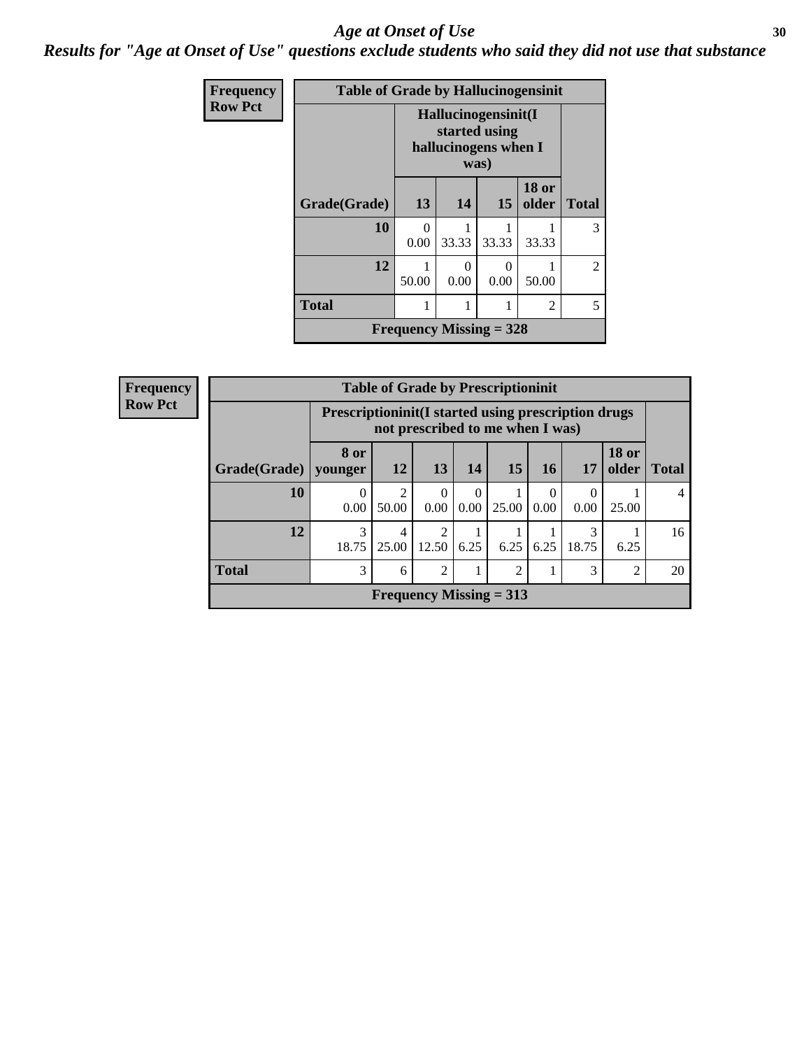# *Age at Onset of Use*

***Results for "Age at Onset of Use" questions exclude students who said they did not use that substance***

**Frequency**
**Row Pct**

| Table of Grade by Hallucinogensinit | | | | | |
|---|---|---|---|---|---|
| | Hallucinogensinit(I started using hallucinogens when I was) | | | | |
| Grade(Grade) | 13 | 14 | 15 | 18 or older | Total |
| 10 | 0<br>0.00 | 1<br>33.33 | 1<br>33.33 | 1<br>33.33 | 3 |
| 12 | 1<br>50.00 | 0<br>0.00 | 0<br>0.00 | 1<br>50.00 | 2 |
| Total | 1 | 1 | 1 | 2 | 5 |
| Frequency Missing = 328 | | | | | |

**Frequency**
**Row Pct**

| Table of Grade by Prescriptioninit | | | | | | | | | |
|---|---|---|---|---|---|---|---|---|---|
| | Prescriptioninit(I started using prescription drugs not prescribed to me when I was) | | | | | | | | |
| Grade(Grade) | 8 or younger | 12 | 13 | 14 | 15 | 16 | 17 | 18 or older | Total |
| 10 | 0<br>0.00 | 2<br>50.00 | 0<br>0.00 | 0<br>0.00 | 1<br>25.00 | 0<br>0.00 | 0<br>0.00 | 1<br>25.00 | 4 |
| 12 | 3<br>18.75 | 4<br>25.00 | 2<br>12.50 | 1<br>6.25 | 1<br>6.25 | 1<br>6.25 | 3<br>18.75 | 1<br>6.25 | 16 |
| Total | 3 | 6 | 2 | 1 | 2 | 1 | 3 | 2 | 20 |
| Frequency Missing = 313 | | | | | | | | | |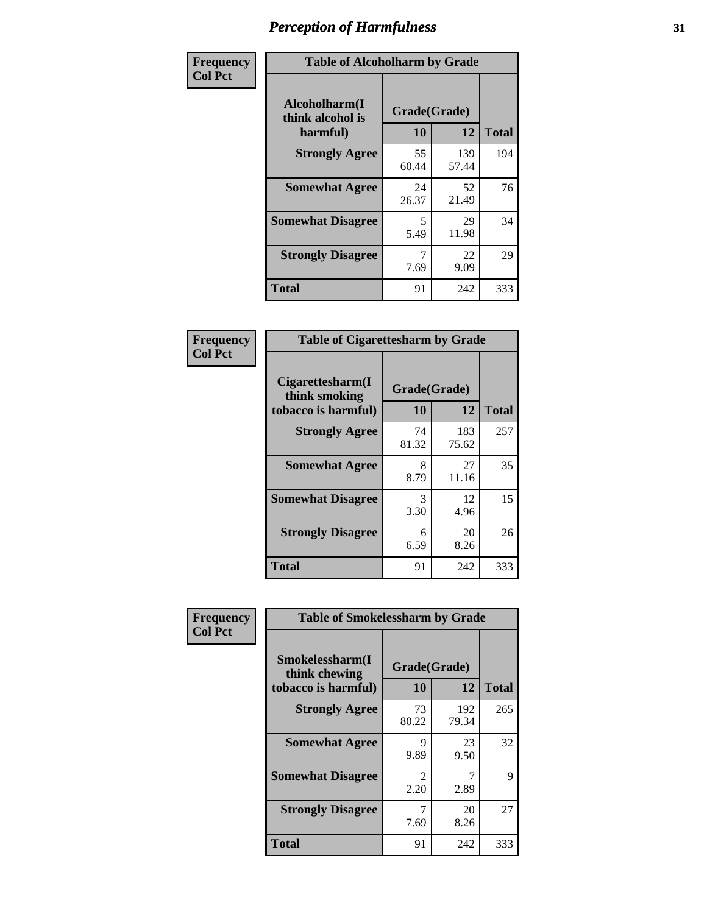# Perception of Harmfulness

**Frequency**
**Col Pct**

**Table of Alcoholharm by Grade**

| Alcoholharm(I think alcohol is harmful) | Grade(Grade) 10 | 12 | Total |
|---|---|---|---|
| **Strongly Agree** | 55<br>60.44 | 139<br>57.44 | 194 |
| **Somewhat Agree** | 24<br>26.37 | 52<br>21.49 | 76 |
| **Somewhat Disagree** | 5<br>5.49 | 29<br>11.98 | 34 |
| **Strongly Disagree** | 7<br>7.69 | 22<br>9.09 | 29 |
| **Total** | 91 | 242 | 333 |

**Frequency**
**Col Pct**

**Table of Cigarettesharm by Grade**

| Cigarettesharm(I think smoking tobacco is harmful) | Grade(Grade) 10 | 12 | Total |
|---|---|---|---|
| **Strongly Agree** | 74<br>81.32 | 183<br>75.62 | 257 |
| **Somewhat Agree** | 8<br>8.79 | 27<br>11.16 | 35 |
| **Somewhat Disagree** | 3<br>3.30 | 12<br>4.96 | 15 |
| **Strongly Disagree** | 6<br>6.59 | 20<br>8.26 | 26 |
| **Total** | 91 | 242 | 333 |

**Frequency**
**Col Pct**

**Table of Smokelessharm by Grade**

| Smokelessharm(I think chewing tobacco is harmful) | Grade(Grade) 10 | 12 | Total |
|---|---|---|---|
| **Strongly Agree** | 73<br>80.22 | 192<br>79.34 | 265 |
| **Somewhat Agree** | 9<br>9.89 | 23<br>9.50 | 32 |
| **Somewhat Disagree** | 2<br>2.20 | 7<br>2.89 | 9 |
| **Strongly Disagree** | 7<br>7.69 | 20<br>8.26 | 27 |
| **Total** | 91 | 242 | 333 |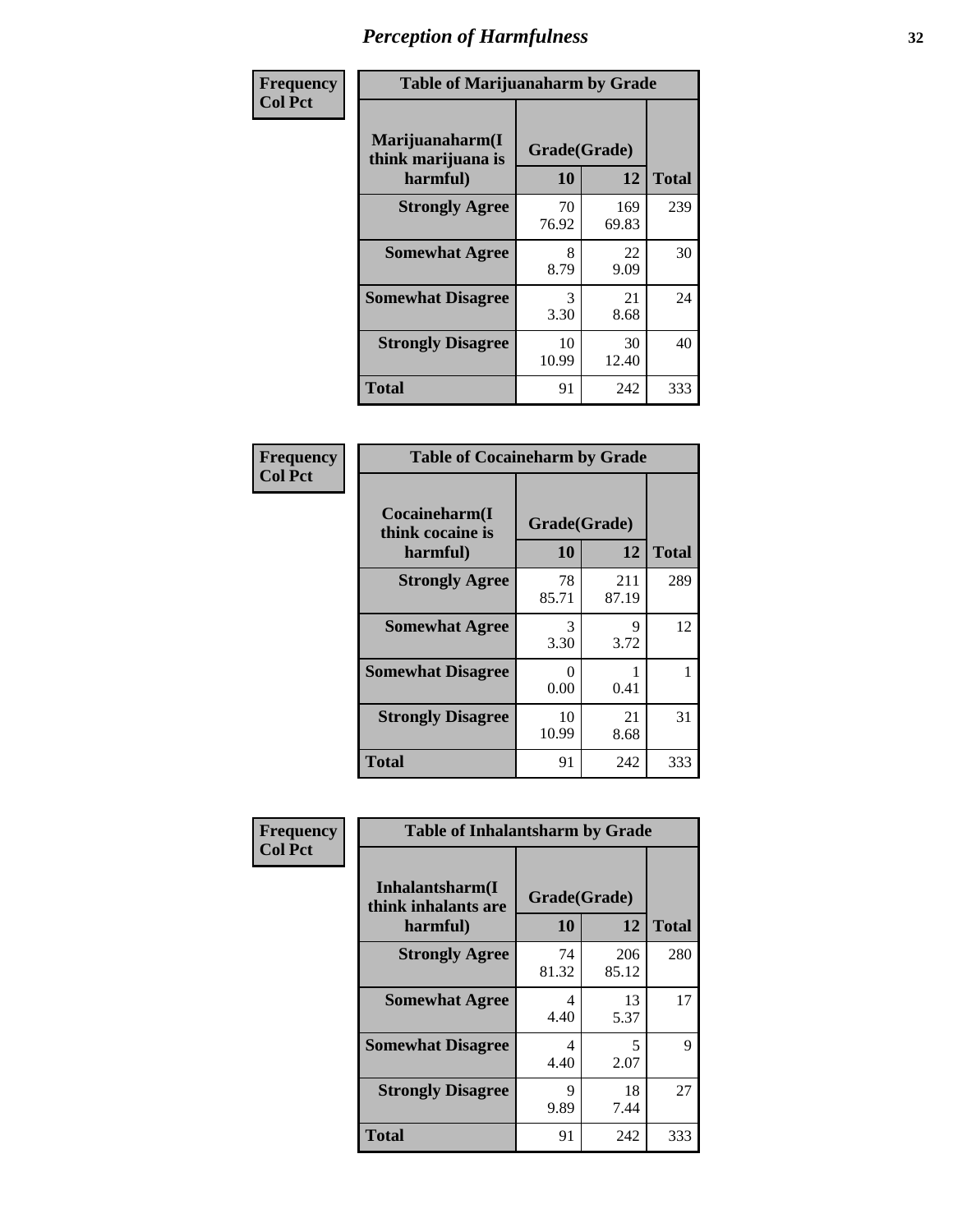# Perception of Harmfulness

| Frequency Col Pct | Table of Marijuanaharm by Grade | | |
|---|---|---|---|
| Marijuanaharm(I think marijuana is harmful) | Grade(Grade) | | |
| | 10 | 12 | Total |
| Strongly Agree | 70<br>76.92 | 169<br>69.83 | 239 |
| Somewhat Agree | 8<br>8.79 | 22<br>9.09 | 30 |
| Somewhat Disagree | 3<br>3.30 | 21<br>8.68 | 24 |
| Strongly Disagree | 10<br>10.99 | 30<br>12.40 | 40 |
| Total | 91 | 242 | 333 |

| Frequency Col Pct | Table of Cocaineharm by Grade | | |
|---|---|---|---|
| Cocaineharm(I think cocaine is harmful) | Grade(Grade) | | |
| | 10 | 12 | Total |
| Strongly Agree | 78<br>85.71 | 211<br>87.19 | 289 |
| Somewhat Agree | 3<br>3.30 | 9<br>3.72 | 12 |
| Somewhat Disagree | 0<br>0.00 | 1<br>0.41 | 1 |
| Strongly Disagree | 10<br>10.99 | 21<br>8.68 | 31 |
| Total | 91 | 242 | 333 |

| Frequency Col Pct | Table of Inhalantsharm by Grade | | |
|---|---|---|---|
| Inhalantsharm(I think inhalants are harmful) | Grade(Grade) | | |
| | 10 | 12 | Total |
| Strongly Agree | 74<br>81.32 | 206<br>85.12 | 280 |
| Somewhat Agree | 4<br>4.40 | 13<br>5.37 | 17 |
| Somewhat Disagree | 4<br>4.40 | 5<br>2.07 | 9 |
| Strongly Disagree | 9<br>9.89 | 18<br>7.44 | 27 |
| Total | 91 | 242 | 333 |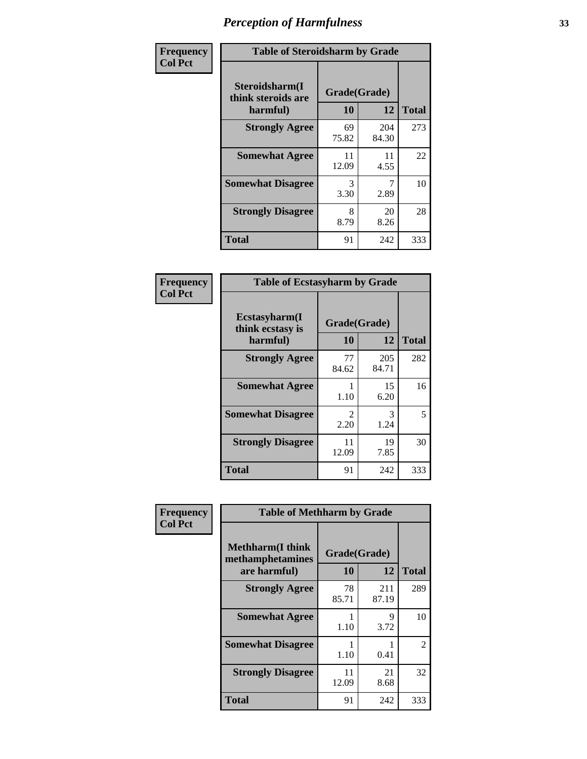# Perception of Harmfulness

**Frequency Col Pct**

| Table of Steroidsharm by Grade | | | |
|---|---|---|---|
| Steroidsharm(I think steroids are harmful) | Grade(Grade) | | Total |
| | 10 | 12 | |
| **Strongly Agree** | 69<br>75.82 | 204<br>84.30 | 273 |
| **Somewhat Agree** | 11<br>12.09 | 11<br>4.55 | 22 |
| **Somewhat Disagree** | 3<br>3.30 | 7<br>2.89 | 10 |
| **Strongly Disagree** | 8<br>8.79 | 20<br>8.26 | 28 |
| **Total** | 91 | 242 | 333 |

**Frequency Col Pct**

| Table of Ecstasyharm by Grade | | | |
|---|---|---|---|
| Ecstasyharm(I think ecstasy is harmful) | Grade(Grade) | | Total |
| | 10 | 12 | |
| **Strongly Agree** | 77<br>84.62 | 205<br>84.71 | 282 |
| **Somewhat Agree** | 1<br>1.10 | 15<br>6.20 | 16 |
| **Somewhat Disagree** | 2<br>2.20 | 3<br>1.24 | 5 |
| **Strongly Disagree** | 11<br>12.09 | 19<br>7.85 | 30 |
| **Total** | 91 | 242 | 333 |

**Frequency Col Pct**

| Table of Methharm by Grade | | | |
|---|---|---|---|
| Methharm(I think methamphetamines are harmful) | Grade(Grade) | | Total |
| | 10 | 12 | |
| **Strongly Agree** | 78<br>85.71 | 211<br>87.19 | 289 |
| **Somewhat Agree** | 1<br>1.10 | 9<br>3.72 | 10 |
| **Somewhat Disagree** | 1<br>1.10 | 1<br>0.41 | 2 |
| **Strongly Disagree** | 11<br>12.09 | 21<br>8.68 | 32 |
| **Total** | 91 | 242 | 333 |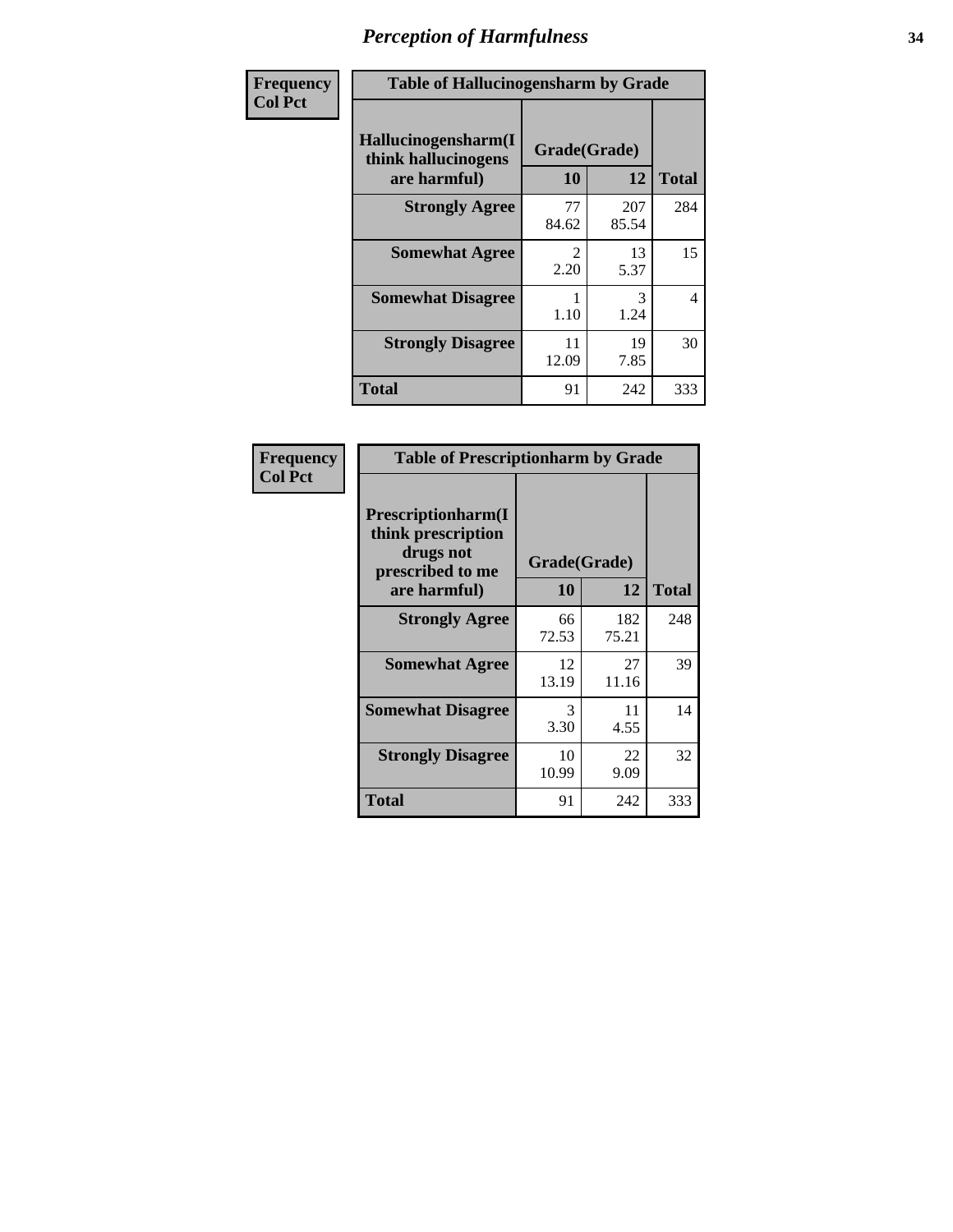# Perception of Harmfulness

| Frequency<br>Col Pct | Table of Hallucinogensharm by Grade | | |
|---|---|---|---|
| Hallucinogensharm(I think hallucinogens are harmful) | Grade(Grade) | | Total |
| | 10 | 12 | |
| Strongly Agree | 77<br>84.62 | 207<br>85.54 | 284 |
| Somewhat Agree | 2<br>2.20 | 13<br>5.37 | 15 |
| Somewhat Disagree | 1<br>1.10 | 3<br>1.24 | 4 |
| Strongly Disagree | 11<br>12.09 | 19<br>7.85 | 30 |
| Total | 91 | 242 | 333 |

| Frequency<br>Col Pct | Table of Prescriptionharm by Grade | | |
|---|---|---|---|
| Prescriptionharm(I think prescription drugs not prescribed to me are harmful) | Grade(Grade) | | Total |
| | 10 | 12 | |
| Strongly Agree | 66<br>72.53 | 182<br>75.21 | 248 |
| Somewhat Agree | 12<br>13.19 | 27<br>11.16 | 39 |
| Somewhat Disagree | 3<br>3.30 | 11<br>4.55 | 14 |
| Strongly Disagree | 10<br>10.99 | 22<br>9.09 | 32 |
| Total | 91 | 242 | 333 |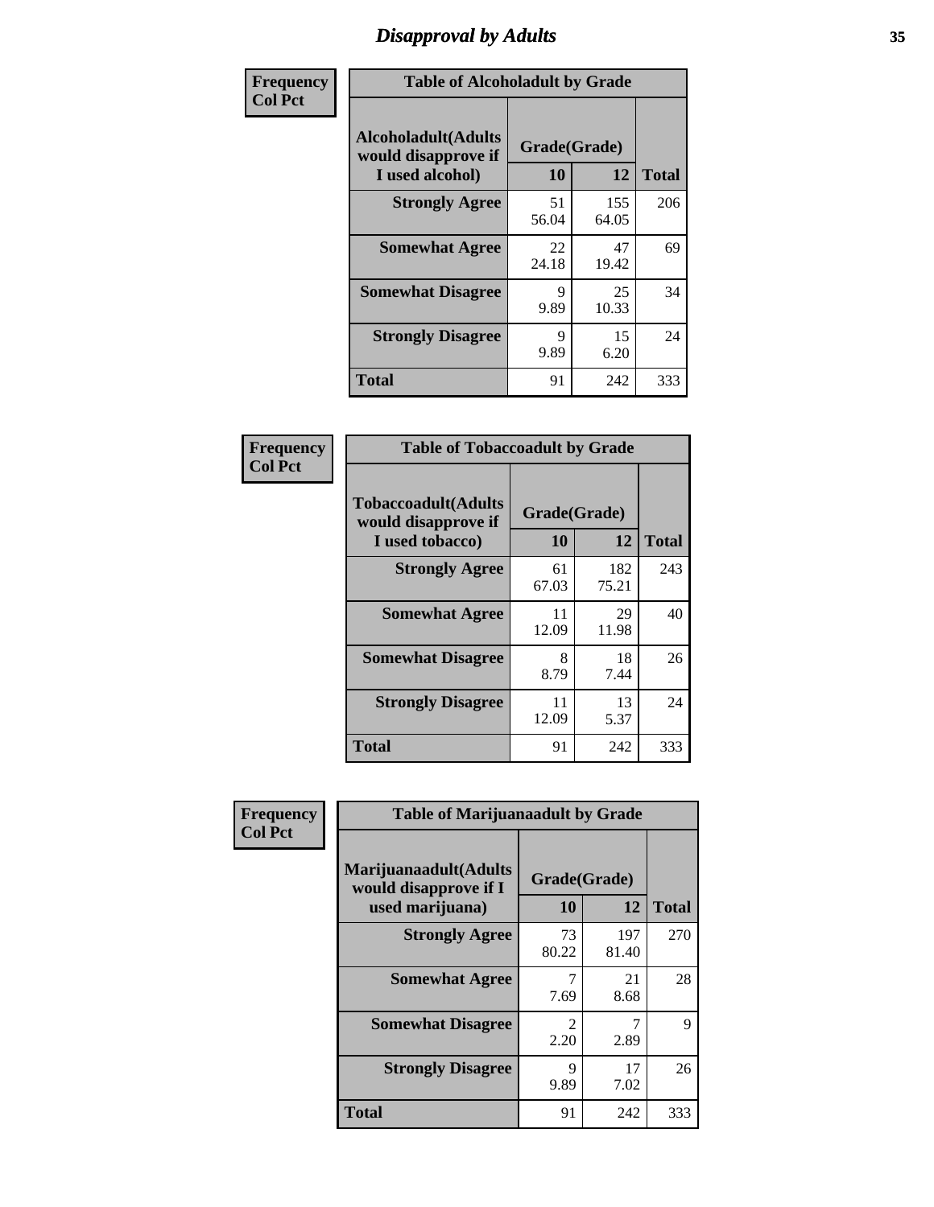# Disapproval by Adults

**Frequency**
**Col Pct**

| Table of Alcoholadult by Grade | | | |
|---|---|---|---|
| **Alcoholadult(Adults would disapprove if I used alcohol)** | **Grade(Grade)** | | **Total** |
| | **10** | **12** | |
| **Strongly Agree** | 51<br>56.04 | 155<br>64.05 | 206 |
| **Somewhat Agree** | 22<br>24.18 | 47<br>19.42 | 69 |
| **Somewhat Disagree** | 9<br>9.89 | 25<br>10.33 | 34 |
| **Strongly Disagree** | 9<br>9.89 | 15<br>6.20 | 24 |
| **Total** | 91 | 242 | 333 |

**Frequency**
**Col Pct**

| Table of Tobaccoadult by Grade | | | |
|---|---|---|---|
| **Tobaccoadult(Adults would disapprove if I used tobacco)** | **Grade(Grade)** | | **Total** |
| | **10** | **12** | |
| **Strongly Agree** | 61<br>67.03 | 182<br>75.21 | 243 |
| **Somewhat Agree** | 11<br>12.09 | 29<br>11.98 | 40 |
| **Somewhat Disagree** | 8<br>8.79 | 18<br>7.44 | 26 |
| **Strongly Disagree** | 11<br>12.09 | 13<br>5.37 | 24 |
| **Total** | 91 | 242 | 333 |

**Frequency**
**Col Pct**

| Table of Marijuanaadult by Grade | | | |
|---|---|---|---|
| **Marijuanaadult(Adults would disapprove if I used marijuana)** | **Grade(Grade)** | | **Total** |
| | **10** | **12** | |
| **Strongly Agree** | 73<br>80.22 | 197<br>81.40 | 270 |
| **Somewhat Agree** | 7<br>7.69 | 21<br>8.68 | 28 |
| **Somewhat Disagree** | 2<br>2.20 | 7<br>2.89 | 9 |
| **Strongly Disagree** | 9<br>9.89 | 17<br>7.02 | 26 |
| **Total** | 91 | 242 | 333 |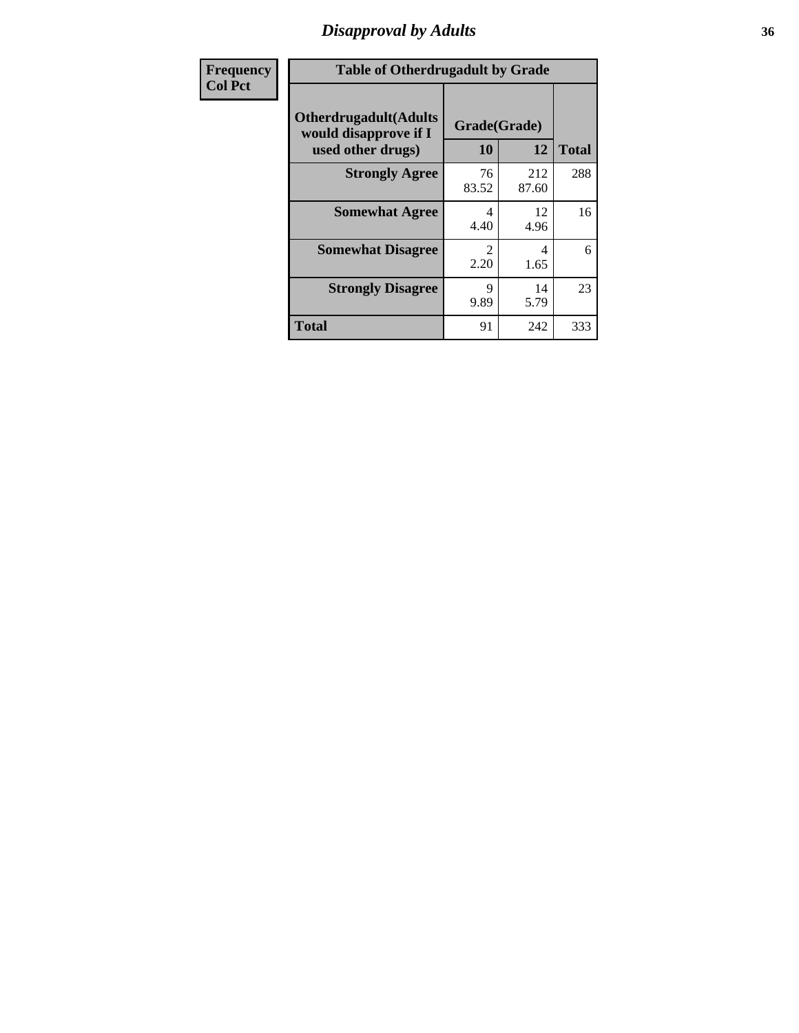## Disapproval by Adults

| Frequency<br>Col Pct |
|---|

**Table of Otherdrugadult by Grade**

| Otherdrugadult(Adults would disapprove if I used other drugs) | Grade(Grade) | | |
|---|---|---|---|
| | 10 | 12 | Total |
| Strongly Agree | 76<br>83.52 | 212<br>87.60 | 288 |
| Somewhat Agree | 4<br>4.40 | 12<br>4.96 | 16 |
| Somewhat Disagree | 2<br>2.20 | 4<br>1.65 | 6 |
| Strongly Disagree | 9<br>9.89 | 14<br>5.79 | 23 |
| Total | 91 | 242 | 333 |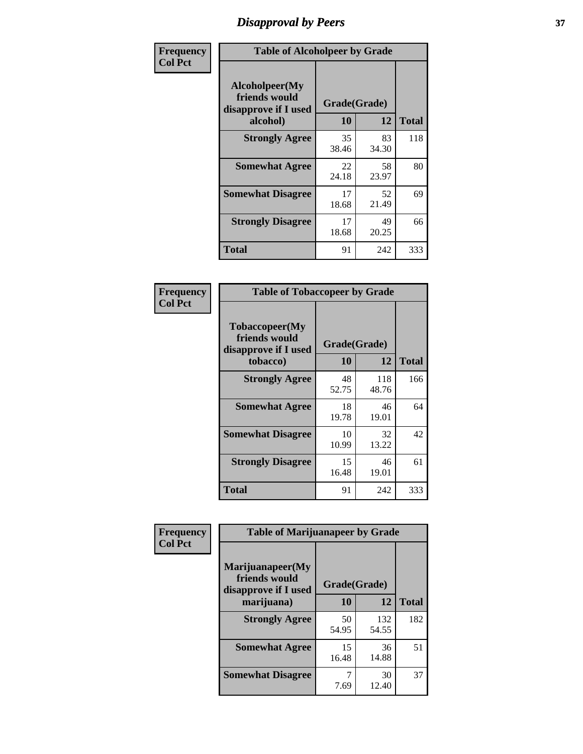# Disapproval by Peers

| Frequency<br>Col Pct | Table of Alcoholpeer by Grade | | |
|---|---|---|---|
| Alcoholpeer(My friends would disapprove if I used alcohol) | Grade(Grade) | | |
| | 10 | 12 | Total |
| Strongly Agree | 35<br>38.46 | 83<br>34.30 | 118 |
| Somewhat Agree | 22<br>24.18 | 58<br>23.97 | 80 |
| Somewhat Disagree | 17<br>18.68 | 52<br>21.49 | 69 |
| Strongly Disagree | 17<br>18.68 | 49<br>20.25 | 66 |
| Total | 91 | 242 | 333 |

| Frequency<br>Col Pct | Table of Tobaccopeer by Grade | | |
|---|---|---|---|
| Tobaccopeer(My friends would disapprove if I used tobacco) | Grade(Grade) | | |
| | 10 | 12 | Total |
| Strongly Agree | 48<br>52.75 | 118<br>48.76 | 166 |
| Somewhat Agree | 18<br>19.78 | 46<br>19.01 | 64 |
| Somewhat Disagree | 10<br>10.99 | 32<br>13.22 | 42 |
| Strongly Disagree | 15<br>16.48 | 46<br>19.01 | 61 |
| Total | 91 | 242 | 333 |

| Frequency<br>Col Pct | Table of Marijuanapeer by Grade | | |
|---|---|---|---|
| Marijuanapeer(My friends would disapprove if I used marijuana) | Grade(Grade) | | |
| | 10 | 12 | Total |
| Strongly Agree | 50<br>54.95 | 132<br>54.55 | 182 |
| Somewhat Agree | 15<br>16.48 | 36<br>14.88 | 51 |
| Somewhat Disagree | 7<br>7.69 | 30<br>12.40 | 37 |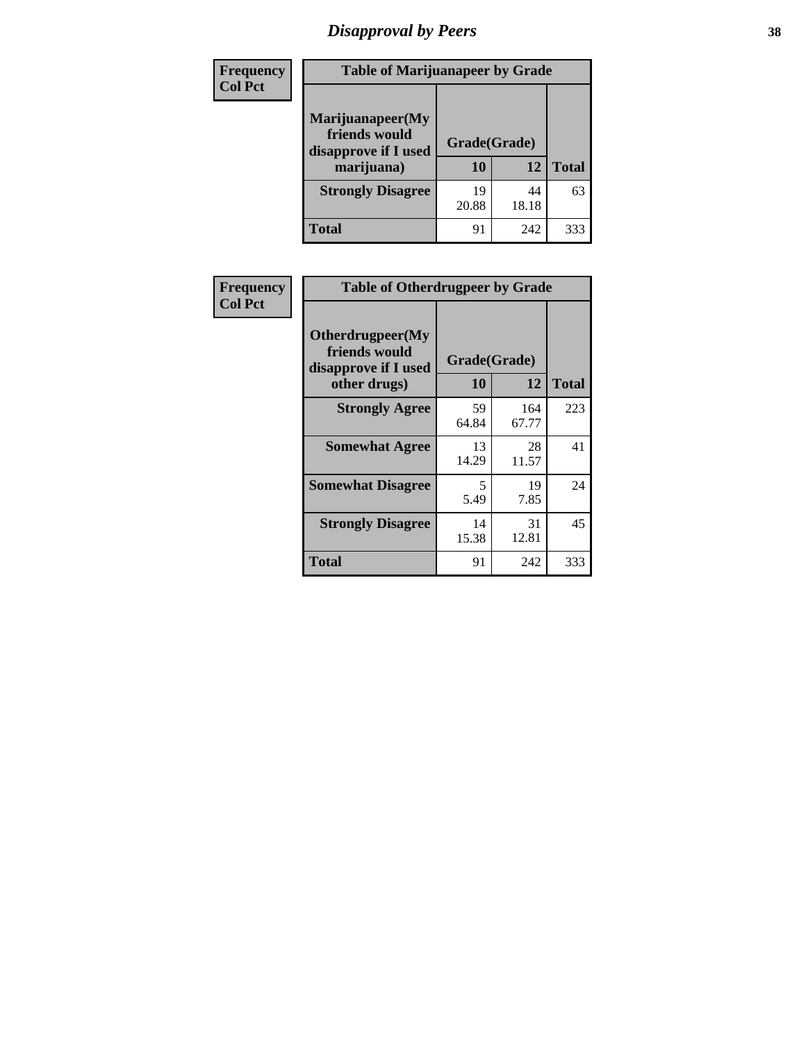## Disapproval by Peers

| Frequency<br>Col Pct |
|---|

**Table of Marijuanapeer by Grade**

| Marijuanapeer(My friends would disapprove if I used marijuana) | Grade(Grade) 10 | 12 | Total |
|---|---|---|---|
| **Strongly Disagree** | 19<br>20.88 | 44<br>18.18 | 63 |
| **Total** | 91 | 242 | 333 |

| Frequency<br>Col Pct |
|---|

**Table of Otherdrugpeer by Grade**

| Otherdrugpeer(My friends would disapprove if I used other drugs) | Grade(Grade) 10 | 12 | Total |
|---|---|---|---|
| **Strongly Agree** | 59<br>64.84 | 164<br>67.77 | 223 |
| **Somewhat Agree** | 13<br>14.29 | 28<br>11.57 | 41 |
| **Somewhat Disagree** | 5<br>5.49 | 19<br>7.85 | 24 |
| **Strongly Disagree** | 14<br>15.38 | 31<br>12.81 | 45 |
| **Total** | 91 | 242 | 333 |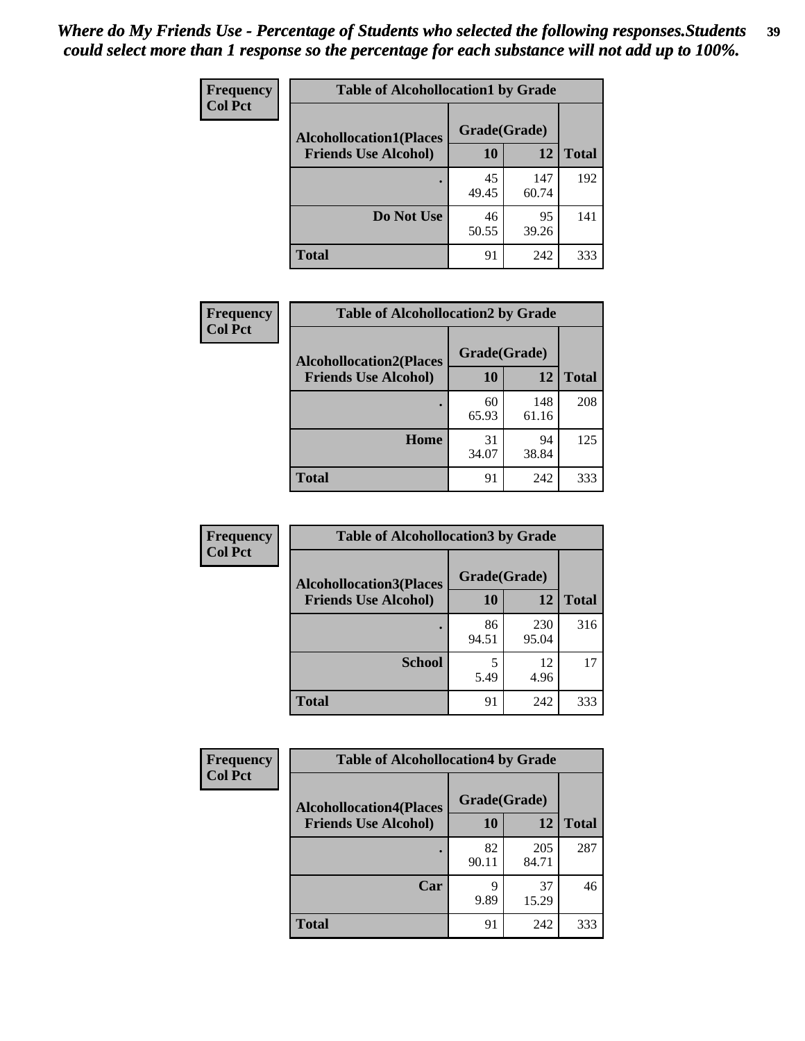*Where do My Friends Use - Percentage of Students who selected the following responses.Students could select more than 1 response so the percentage for each substance will not add up to 100%.*

| Frequency<br>Col Pct | Table of Alcohollocation1 by Grade | | |
|---|---|---|---|
| Alcohollocation1(Places Friends Use Alcohol) | Grade(Grade) | | |
| | 10 | 12 | Total |
| . | 45<br>49.45 | 147<br>60.74 | 192 |
| Do Not Use | 46<br>50.55 | 95<br>39.26 | 141 |
| Total | 91 | 242 | 333 |

| Frequency<br>Col Pct | Table of Alcohollocation2 by Grade | | |
|---|---|---|---|
| Alcohollocation2(Places Friends Use Alcohol) | Grade(Grade) | | |
| | 10 | 12 | Total |
| . | 60<br>65.93 | 148<br>61.16 | 208 |
| Home | 31<br>34.07 | 94<br>38.84 | 125 |
| Total | 91 | 242 | 333 |

| Frequency<br>Col Pct | Table of Alcohollocation3 by Grade | | |
|---|---|---|---|
| Alcohollocation3(Places Friends Use Alcohol) | Grade(Grade) | | |
| | 10 | 12 | Total |
| . | 86<br>94.51 | 230<br>95.04 | 316 |
| School | 5<br>5.49 | 12<br>4.96 | 17 |
| Total | 91 | 242 | 333 |

| Frequency<br>Col Pct | Table of Alcohollocation4 by Grade | | |
|---|---|---|---|
| Alcohollocation4(Places Friends Use Alcohol) | Grade(Grade) | | |
| | 10 | 12 | Total |
| . | 82<br>90.11 | 205<br>84.71 | 287 |
| Car | 9<br>9.89 | 37<br>15.29 | 46 |
| Total | 91 | 242 | 333 |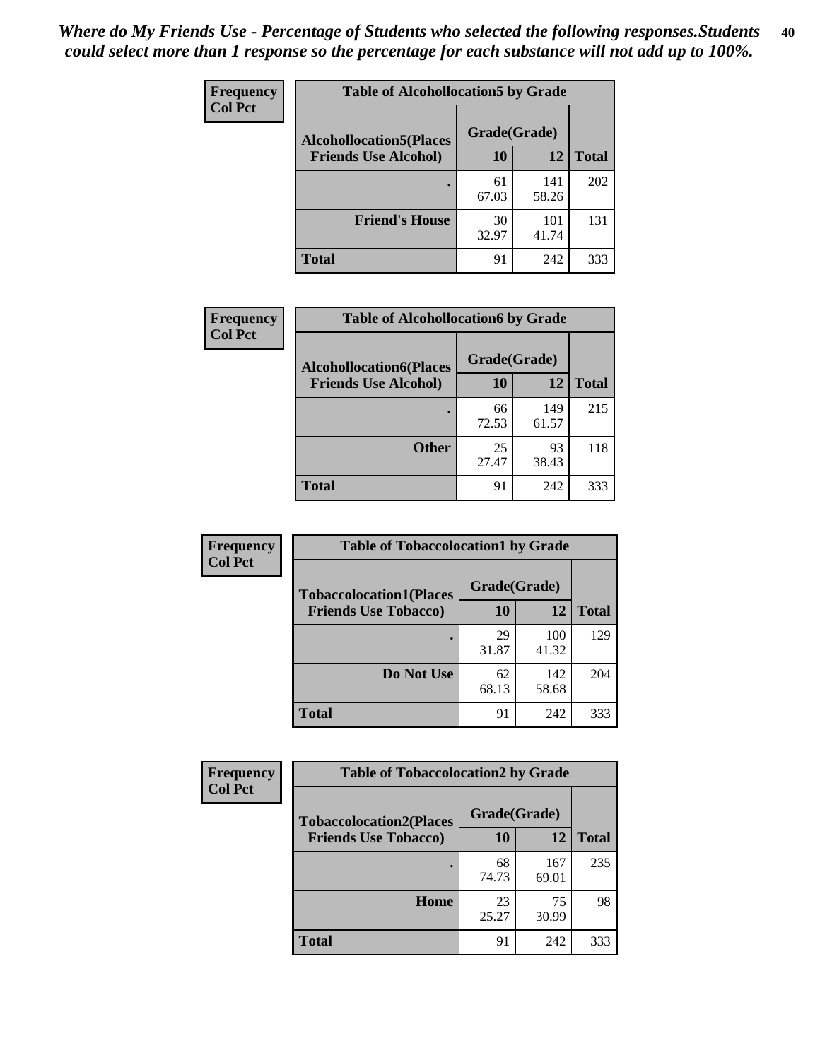*Where do My Friends Use - Percentage of Students who selected the following responses.Students could select more than 1 response so the percentage for each substance will not add up to 100%.*

**Frequency**
**Col Pct**

| Table of Alcohollocation5 by Grade | | | |
|---|---|---|---|
| **Alcohollocation5(Places Friends Use Alcohol)** | **Grade(Grade)** | | |
| | **10** | **12** | **Total** |
| . | 61<br>67.03 | 141<br>58.26 | 202 |
| **Friend's House** | 30<br>32.97 | 101<br>41.74 | 131 |
| **Total** | 91 | 242 | 333 |

**Frequency**
**Col Pct**

| Table of Alcohollocation6 by Grade | | | |
|---|---|---|---|
| **Alcohollocation6(Places Friends Use Alcohol)** | **Grade(Grade)** | | |
| | **10** | **12** | **Total** |
| . | 66<br>72.53 | 149<br>61.57 | 215 |
| **Other** | 25<br>27.47 | 93<br>38.43 | 118 |
| **Total** | 91 | 242 | 333 |

**Frequency**
**Col Pct**

| Table of Tobaccolocation1 by Grade | | | |
|---|---|---|---|
| **Tobaccolocation1(Places Friends Use Tobacco)** | **Grade(Grade)** | | |
| | **10** | **12** | **Total** |
| . | 29<br>31.87 | 100<br>41.32 | 129 |
| **Do Not Use** | 62<br>68.13 | 142<br>58.68 | 204 |
| **Total** | 91 | 242 | 333 |

**Frequency**
**Col Pct**

| Table of Tobaccolocation2 by Grade | | | |
|---|---|---|---|
| **Tobaccolocation2(Places Friends Use Tobacco)** | **Grade(Grade)** | | |
| | **10** | **12** | **Total** |
| . | 68<br>74.73 | 167<br>69.01 | 235 |
| **Home** | 23<br>25.27 | 75<br>30.99 | 98 |
| **Total** | 91 | 242 | 333 |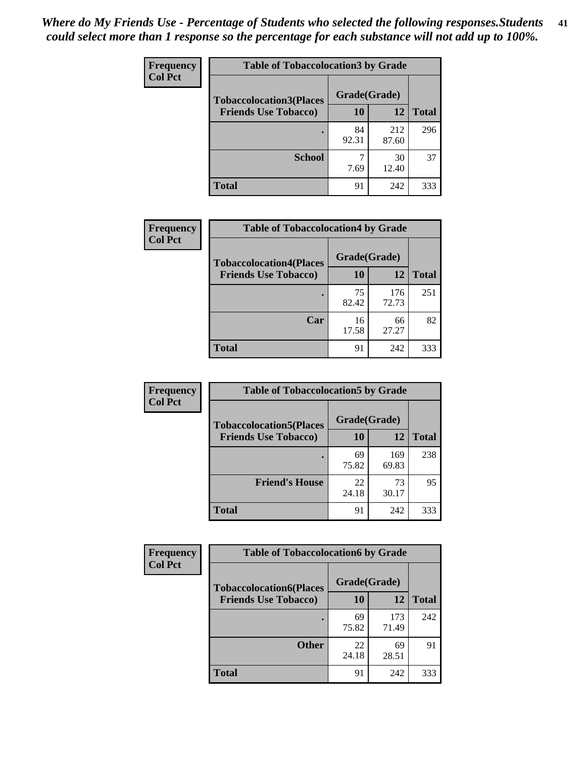*Where do My Friends Use - Percentage of Students who selected the following responses.Students could select more than 1 response so the percentage for each substance will not add up to 100%.*

**Frequency**
**Col Pct**

| Table of Tobaccolocation3 by Grade | | | |
|---|---|---|---|
| **Tobaccolocation3(Places Friends Use Tobacco)** | **Grade(Grade)** | | |
| | **10** | **12** | **Total** |
| **.** | 84<br>92.31 | 212<br>87.60 | 296 |
| **School** | 7<br>7.69 | 30<br>12.40 | 37 |
| **Total** | 91 | 242 | 333 |

**Frequency**
**Col Pct**

| Table of Tobaccolocation4 by Grade | | | |
|---|---|---|---|
| **Tobaccolocation4(Places Friends Use Tobacco)** | **Grade(Grade)** | | |
| | **10** | **12** | **Total** |
| **.** | 75<br>82.42 | 176<br>72.73 | 251 |
| **Car** | 16<br>17.58 | 66<br>27.27 | 82 |
| **Total** | 91 | 242 | 333 |

**Frequency**
**Col Pct**

| Table of Tobaccolocation5 by Grade | | | |
|---|---|---|---|
| **Tobaccolocation5(Places Friends Use Tobacco)** | **Grade(Grade)** | | |
| | **10** | **12** | **Total** |
| **.** | 69<br>75.82 | 169<br>69.83 | 238 |
| **Friend's House** | 22<br>24.18 | 73<br>30.17 | 95 |
| **Total** | 91 | 242 | 333 |

**Frequency**
**Col Pct**

| Table of Tobaccolocation6 by Grade | | | |
|---|---|---|---|
| **Tobaccolocation6(Places Friends Use Tobacco)** | **Grade(Grade)** | | |
| | **10** | **12** | **Total** |
| **.** | 69<br>75.82 | 173<br>71.49 | 242 |
| **Other** | 22<br>24.18 | 69<br>28.51 | 91 |
| **Total** | 91 | 242 | 333 |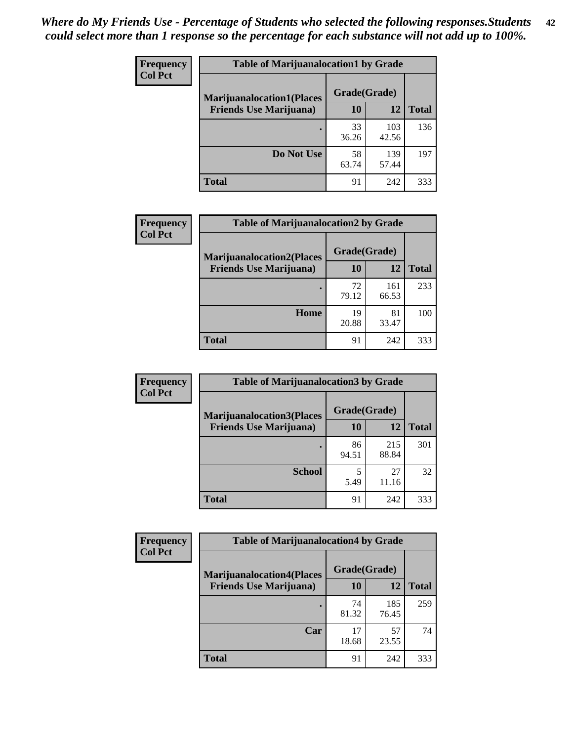*Where do My Friends Use - Percentage of Students who selected the following responses.Students could select more than 1 response so the percentage for each substance will not add up to 100%.*

**Frequency**
**Col Pct**

| Table of Marijuanalocation1 by Grade | | | |
|---|---|---|---|
| **Marijuanalocation1(Places Friends Use Marijuana)** | **Grade(Grade)** | | |
| | **10** | **12** | **Total** |
| **.** | 33<br>36.26 | 103<br>42.56 | 136 |
| **Do Not Use** | 58<br>63.74 | 139<br>57.44 | 197 |
| **Total** | 91 | 242 | 333 |

**Frequency**
**Col Pct**

| Table of Marijuanalocation2 by Grade | | | |
|---|---|---|---|
| **Marijuanalocation2(Places Friends Use Marijuana)** | **Grade(Grade)** | | |
| | **10** | **12** | **Total** |
| **.** | 72<br>79.12 | 161<br>66.53 | 233 |
| **Home** | 19<br>20.88 | 81<br>33.47 | 100 |
| **Total** | 91 | 242 | 333 |

**Frequency**
**Col Pct**

| Table of Marijuanalocation3 by Grade | | | |
|---|---|---|---|
| **Marijuanalocation3(Places Friends Use Marijuana)** | **Grade(Grade)** | | |
| | **10** | **12** | **Total** |
| **.** | 86<br>94.51 | 215<br>88.84 | 301 |
| **School** | 5<br>5.49 | 27<br>11.16 | 32 |
| **Total** | 91 | 242 | 333 |

**Frequency**
**Col Pct**

| Table of Marijuanalocation4 by Grade | | | |
|---|---|---|---|
| **Marijuanalocation4(Places Friends Use Marijuana)** | **Grade(Grade)** | | |
| | **10** | **12** | **Total** |
| **.** | 74<br>81.32 | 185<br>76.45 | 259 |
| **Car** | 17<br>18.68 | 57<br>23.55 | 74 |
| **Total** | 91 | 242 | 333 |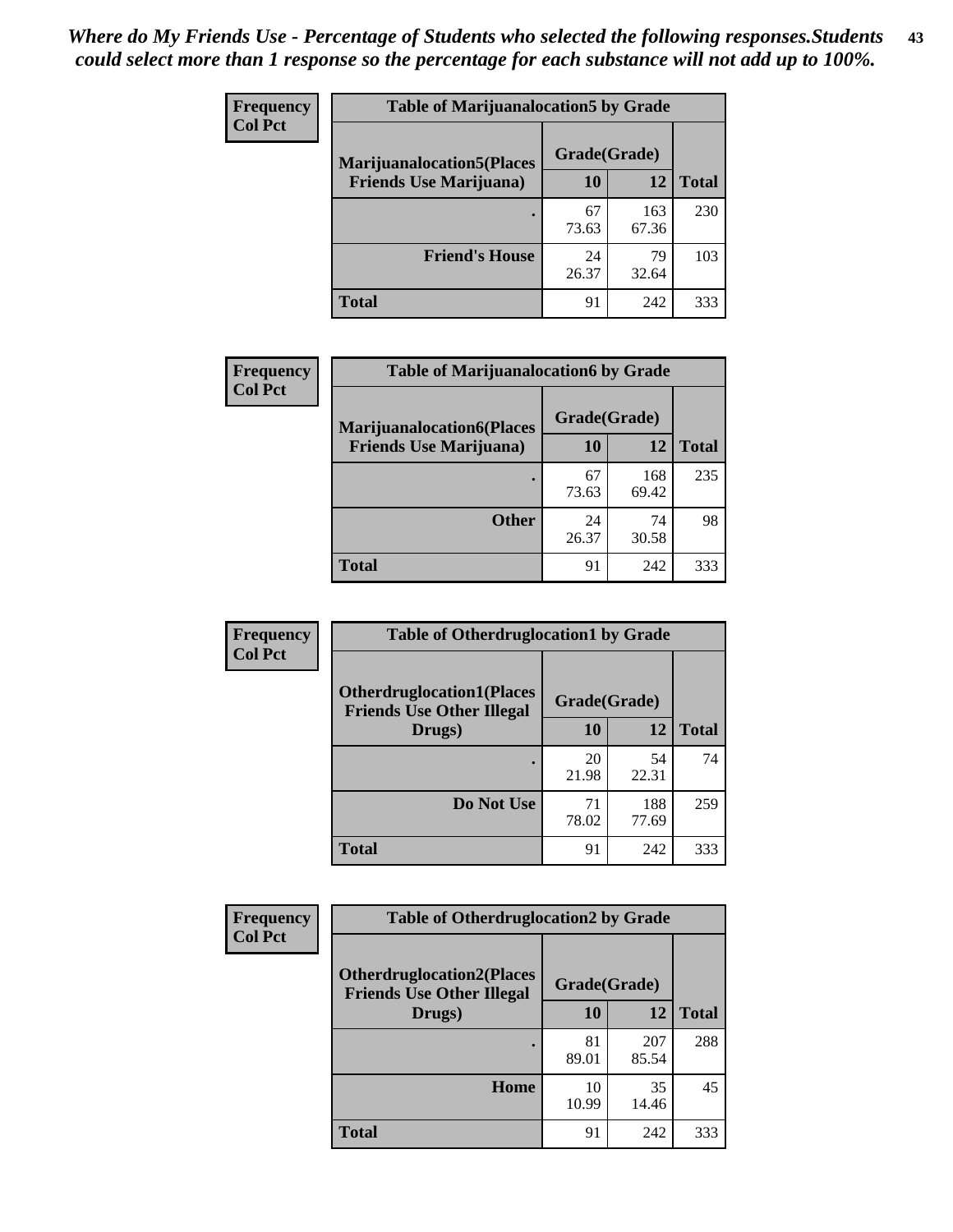*Where do My Friends Use - Percentage of Students who selected the following responses.Students could select more than 1 response so the percentage for each substance will not add up to 100%.*

**Frequency**
**Col Pct**

| Table of Marijuanalocation5 by Grade | | | |
|---|---|---|---|
| **Marijuanalocation5(Places Friends Use Marijuana)** | **Grade(Grade)** | | **Total** |
| | **10** | **12** | |
| . | 67<br>73.63 | 163<br>67.36 | 230 |
| **Friend's House** | 24<br>26.37 | 79<br>32.64 | 103 |
| **Total** | 91 | 242 | 333 |

**Frequency**
**Col Pct**

| Table of Marijuanalocation6 by Grade | | | |
|---|---|---|---|
| **Marijuanalocation6(Places Friends Use Marijuana)** | **Grade(Grade)** | | **Total** |
| | **10** | **12** | |
| . | 67<br>73.63 | 168<br>69.42 | 235 |
| **Other** | 24<br>26.37 | 74<br>30.58 | 98 |
| **Total** | 91 | 242 | 333 |

**Frequency**
**Col Pct**

| Table of Otherdruglocation1 by Grade | | | |
|---|---|---|---|
| **Otherdruglocation1(Places Friends Use Other Illegal Drugs)** | **Grade(Grade)** | | **Total** |
| | **10** | **12** | |
| . | 20<br>21.98 | 54<br>22.31 | 74 |
| **Do Not Use** | 71<br>78.02 | 188<br>77.69 | 259 |
| **Total** | 91 | 242 | 333 |

**Frequency**
**Col Pct**

| Table of Otherdruglocation2 by Grade | | | |
|---|---|---|---|
| **Otherdruglocation2(Places Friends Use Other Illegal Drugs)** | **Grade(Grade)** | | **Total** |
| | **10** | **12** | |
| . | 81<br>89.01 | 207<br>85.54 | 288 |
| **Home** | 10<br>10.99 | 35<br>14.46 | 45 |
| **Total** | 91 | 242 | 333 |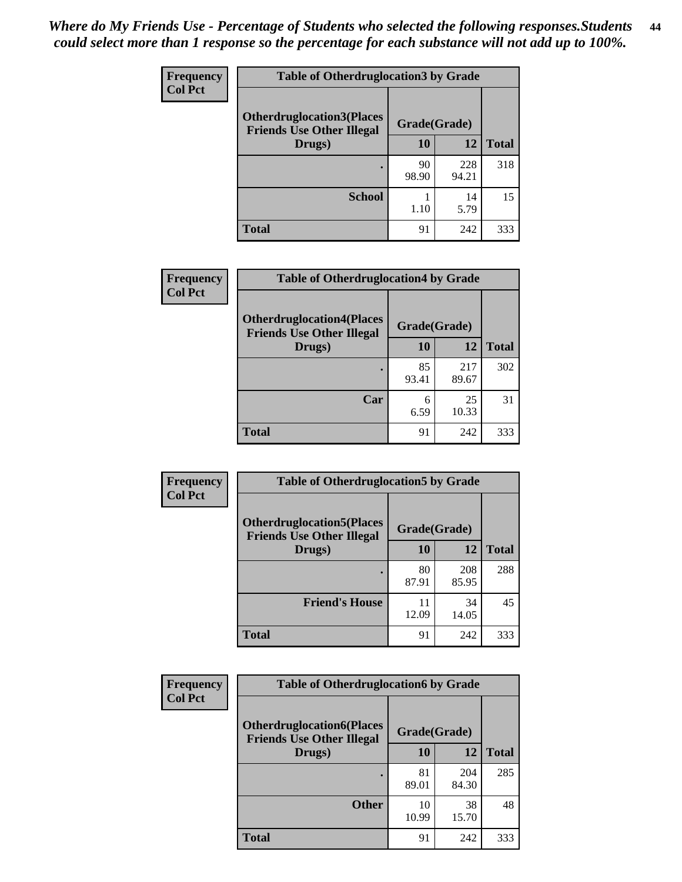*Where do My Friends Use - Percentage of Students who selected the following responses.Students could select more than 1 response so the percentage for each substance will not add up to 100%.*

**Frequency**
**Col Pct**

| Table of Otherdruglocation3 by Grade | | | |
|---|---|---|---|
| Otherdruglocation3(Places Friends Use Other Illegal Drugs) | Grade(Grade) | | Total |
| | 10 | 12 | |
| . | 90<br>98.90 | 228<br>94.21 | 318 |
| School | 1<br>1.10 | 14<br>5.79 | 15 |
| Total | 91 | 242 | 333 |

**Frequency**
**Col Pct**

| Table of Otherdruglocation4 by Grade | | | |
|---|---|---|---|
| Otherdruglocation4(Places Friends Use Other Illegal Drugs) | Grade(Grade) | | Total |
| | 10 | 12 | |
| . | 85<br>93.41 | 217<br>89.67 | 302 |
| Car | 6<br>6.59 | 25<br>10.33 | 31 |
| Total | 91 | 242 | 333 |

**Frequency**
**Col Pct**

| Table of Otherdruglocation5 by Grade | | | |
|---|---|---|---|
| Otherdruglocation5(Places Friends Use Other Illegal Drugs) | Grade(Grade) | | Total |
| | 10 | 12 | |
| . | 80<br>87.91 | 208<br>85.95 | 288 |
| Friend's House | 11<br>12.09 | 34<br>14.05 | 45 |
| Total | 91 | 242 | 333 |

**Frequency**
**Col Pct**

| Table of Otherdruglocation6 by Grade | | | |
|---|---|---|---|
| Otherdruglocation6(Places Friends Use Other Illegal Drugs) | Grade(Grade) | | Total |
| | 10 | 12 | |
| . | 81<br>89.01 | 204<br>84.30 | 285 |
| Other | 10<br>10.99 | 38<br>15.70 | 48 |
| Total | 91 | 242 | 333 |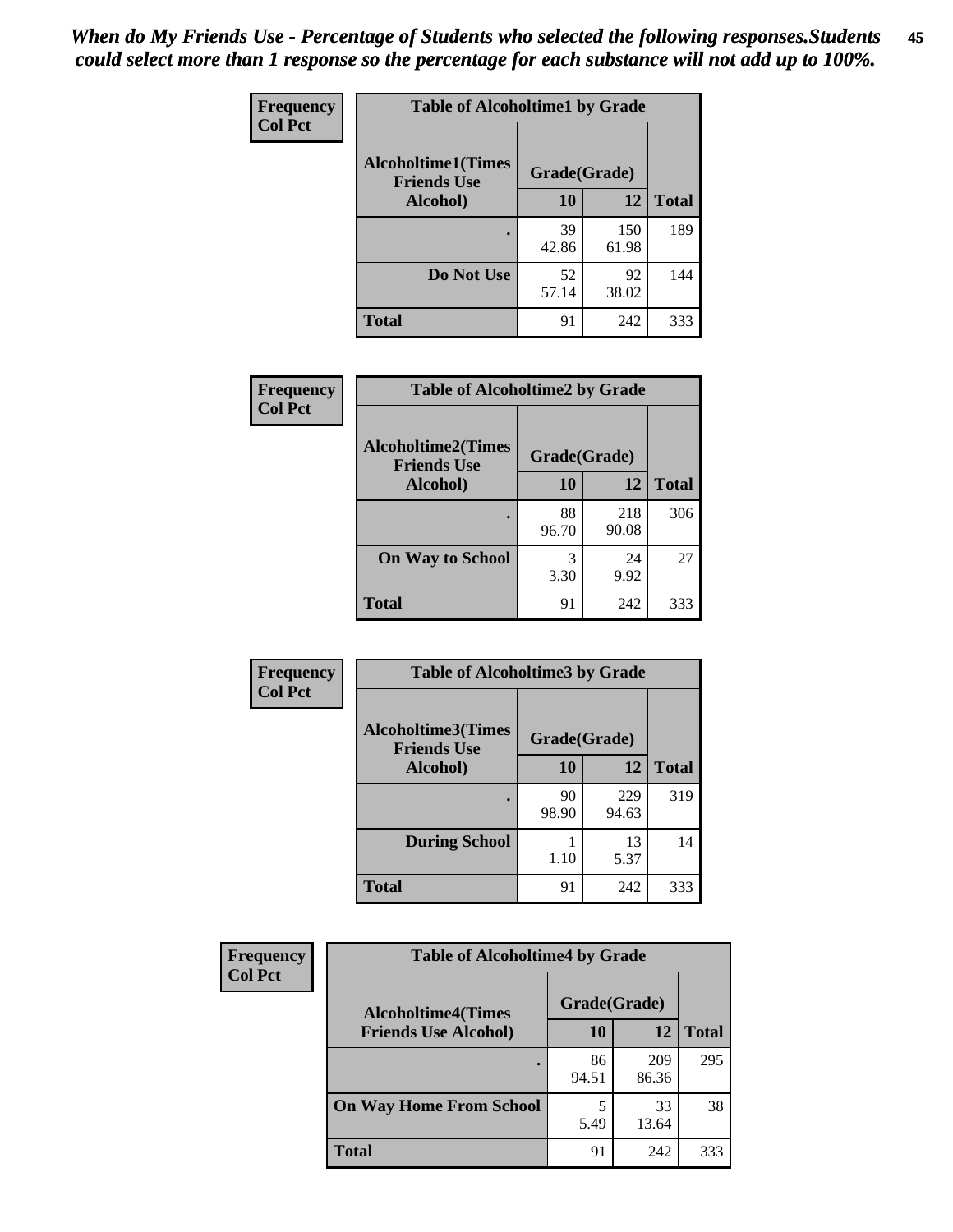*When do My Friends Use - Percentage of Students who selected the following responses.Students could select more than 1 response so the percentage for each substance will not add up to 100%.*

**Frequency**
**Col Pct**

| Table of Alcoholtime1 by Grade | | | |
|---|---|---|---|
| **Alcoholtime1(Times Friends Use Alcohol)** | **Grade(Grade)** | | |
| | **10** | **12** | **Total** |
| **.** | 39<br>42.86 | 150<br>61.98 | 189 |
| **Do Not Use** | 52<br>57.14 | 92<br>38.02 | 144 |
| **Total** | 91 | 242 | 333 |

**Frequency**
**Col Pct**

| Table of Alcoholtime2 by Grade | | | |
|---|---|---|---|
| **Alcoholtime2(Times Friends Use Alcohol)** | **Grade(Grade)** | | |
| | **10** | **12** | **Total** |
| **.** | 88<br>96.70 | 218<br>90.08 | 306 |
| **On Way to School** | 3<br>3.30 | 24<br>9.92 | 27 |
| **Total** | 91 | 242 | 333 |

**Frequency**
**Col Pct**

| Table of Alcoholtime3 by Grade | | | |
|---|---|---|---|
| **Alcoholtime3(Times Friends Use Alcohol)** | **Grade(Grade)** | | |
| | **10** | **12** | **Total** |
| **.** | 90<br>98.90 | 229<br>94.63 | 319 |
| **During School** | 1<br>1.10 | 13<br>5.37 | 14 |
| **Total** | 91 | 242 | 333 |

**Frequency**
**Col Pct**

| Table of Alcoholtime4 by Grade | | | |
|---|---|---|---|
| **Alcoholtime4(Times Friends Use Alcohol)** | **Grade(Grade)** | | |
| | **10** | **12** | **Total** |
| **.** | 86<br>94.51 | 209<br>86.36 | 295 |
| **On Way Home From School** | 5<br>5.49 | 33<br>13.64 | 38 |
| **Total** | 91 | 242 | 333 |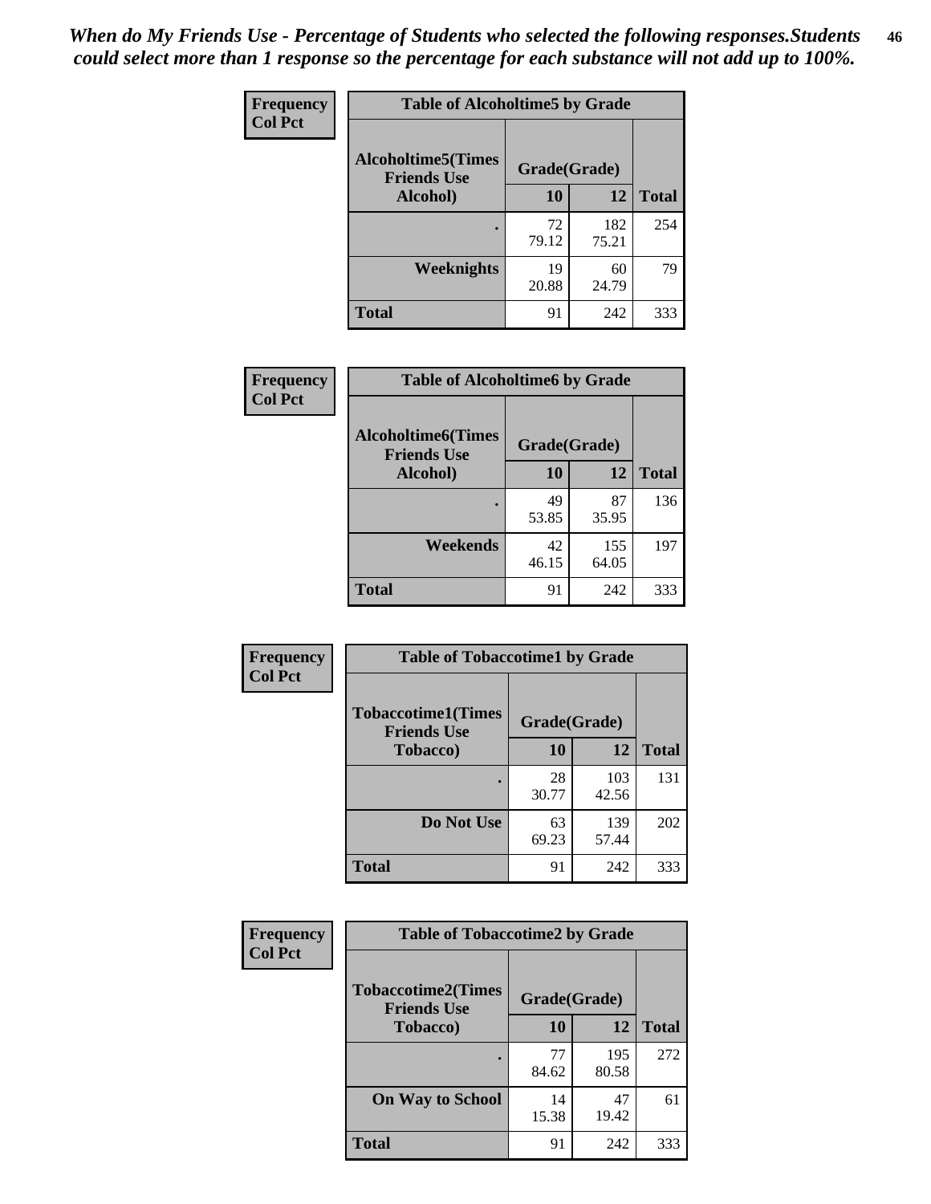*When do My Friends Use - Percentage of Students who selected the following responses.Students could select more than 1 response so the percentage for each substance will not add up to 100%.*

**Frequency**
**Col Pct**

| Table of Alcoholtime5 by Grade | | | |
|---|---|---|---|
| Alcoholtime5(Times Friends Use Alcohol) | Grade(Grade) | | Total |
| | 10 | 12 | |
| . | 72<br>79.12 | 182<br>75.21 | 254 |
| Weeknights | 19<br>20.88 | 60<br>24.79 | 79 |
| Total | 91 | 242 | 333 |

**Frequency**
**Col Pct**

| Table of Alcoholtime6 by Grade | | | |
|---|---|---|---|
| Alcoholtime6(Times Friends Use Alcohol) | Grade(Grade) | | Total |
| | 10 | 12 | |
| . | 49<br>53.85 | 87<br>35.95 | 136 |
| Weekends | 42<br>46.15 | 155<br>64.05 | 197 |
| Total | 91 | 242 | 333 |

**Frequency**
**Col Pct**

| Table of Tobaccotime1 by Grade | | | |
|---|---|---|---|
| Tobaccotime1(Times Friends Use Tobacco) | Grade(Grade) | | Total |
| | 10 | 12 | |
| . | 28<br>30.77 | 103<br>42.56 | 131 |
| Do Not Use | 63<br>69.23 | 139<br>57.44 | 202 |
| Total | 91 | 242 | 333 |

**Frequency**
**Col Pct**

| Table of Tobaccotime2 by Grade | | | |
|---|---|---|---|
| Tobaccotime2(Times Friends Use Tobacco) | Grade(Grade) | | Total |
| | 10 | 12 | |
| . | 77<br>84.62 | 195<br>80.58 | 272 |
| On Way to School | 14<br>15.38 | 47<br>19.42 | 61 |
| Total | 91 | 242 | 333 |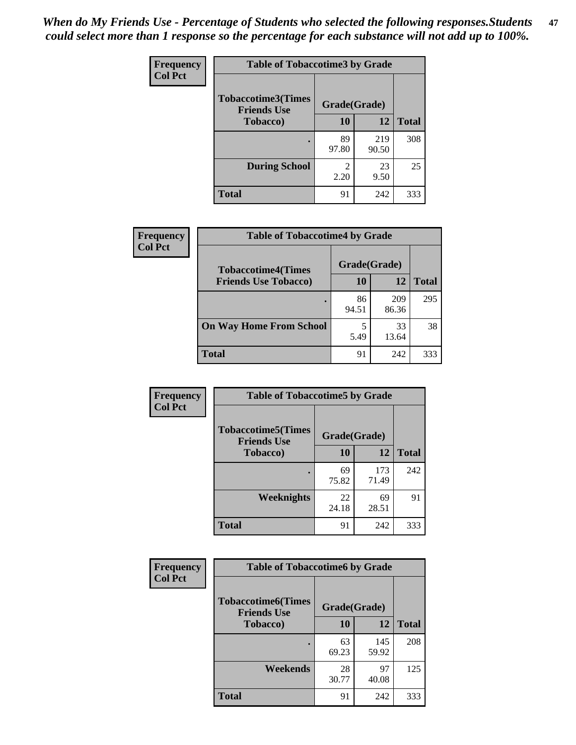*When do My Friends Use - Percentage of Students who selected the following responses.Students could select more than 1 response so the percentage for each substance will not add up to 100%.*

**Frequency**
**Col Pct**

| Table of Tobaccotime3 by Grade | | | |
|---|---|---|---|
| **Tobaccotime3(Times Friends Use Tobacco)** | **Grade(Grade)** | | **Total** |
| | **10** | **12** | |
| **.** | 89<br>97.80 | 219<br>90.50 | 308 |
| **During School** | 2<br>2.20 | 23<br>9.50 | 25 |
| **Total** | 91 | 242 | 333 |

**Frequency**
**Col Pct**

| Table of Tobaccotime4 by Grade | | | |
|---|---|---|---|
| **Tobaccotime4(Times Friends Use Tobacco)** | **Grade(Grade)** | | **Total** |
| | **10** | **12** | |
| **.** | 86<br>94.51 | 209<br>86.36 | 295 |
| **On Way Home From School** | 5<br>5.49 | 33<br>13.64 | 38 |
| **Total** | 91 | 242 | 333 |

**Frequency**
**Col Pct**

| Table of Tobaccotime5 by Grade | | | |
|---|---|---|---|
| **Tobaccotime5(Times Friends Use Tobacco)** | **Grade(Grade)** | | **Total** |
| | **10** | **12** | |
| **.** | 69<br>75.82 | 173<br>71.49 | 242 |
| **Weeknights** | 22<br>24.18 | 69<br>28.51 | 91 |
| **Total** | 91 | 242 | 333 |

**Frequency**
**Col Pct**

| Table of Tobaccotime6 by Grade | | | |
|---|---|---|---|
| **Tobaccotime6(Times Friends Use Tobacco)** | **Grade(Grade)** | | **Total** |
| | **10** | **12** | |
| **.** | 63<br>69.23 | 145<br>59.92 | 208 |
| **Weekends** | 28<br>30.77 | 97<br>40.08 | 125 |
| **Total** | 91 | 242 | 333 |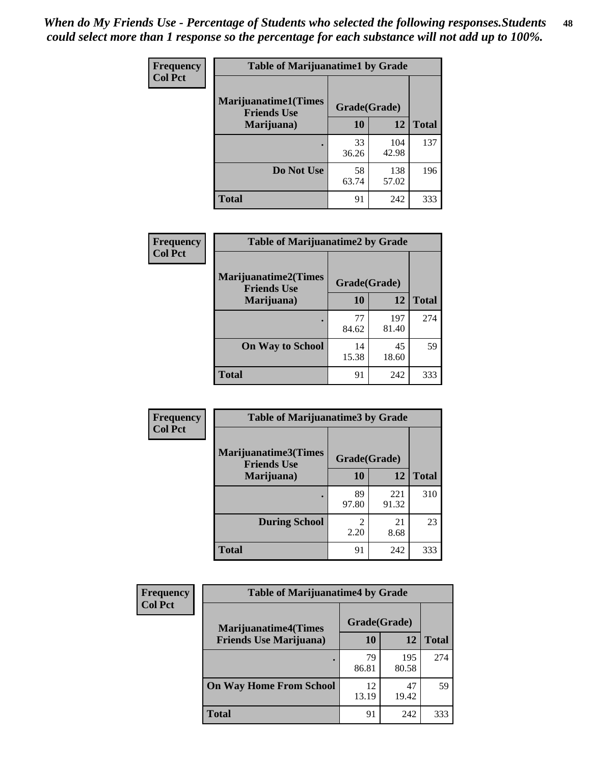*When do My Friends Use - Percentage of Students who selected the following responses.Students could select more than 1 response so the percentage for each substance will not add up to 100%.*

**Frequency**
**Col Pct**

| Table of Marijuanatime1 by Grade | | | |
|---|---|---|---|
| **Marijuanatime1(Times Friends Use Marijuana)** | **Grade(Grade)** | | **Total** |
| | **10** | **12** | |
| **.** | 33<br>36.26 | 104<br>42.98 | 137 |
| **Do Not Use** | 58<br>63.74 | 138<br>57.02 | 196 |
| **Total** | 91 | 242 | 333 |

**Frequency**
**Col Pct**

| Table of Marijuanatime2 by Grade | | | |
|---|---|---|---|
| **Marijuanatime2(Times Friends Use Marijuana)** | **Grade(Grade)** | | **Total** |
| | **10** | **12** | |
| **.** | 77<br>84.62 | 197<br>81.40 | 274 |
| **On Way to School** | 14<br>15.38 | 45<br>18.60 | 59 |
| **Total** | 91 | 242 | 333 |

**Frequency**
**Col Pct**

| Table of Marijuanatime3 by Grade | | | |
|---|---|---|---|
| **Marijuanatime3(Times Friends Use Marijuana)** | **Grade(Grade)** | | **Total** |
| | **10** | **12** | |
| **.** | 89<br>97.80 | 221<br>91.32 | 310 |
| **During School** | 2<br>2.20 | 21<br>8.68 | 23 |
| **Total** | 91 | 242 | 333 |

**Frequency**
**Col Pct**

| Table of Marijuanatime4 by Grade | | | |
|---|---|---|---|
| **Marijuanatime4(Times Friends Use Marijuana)** | **Grade(Grade)** | | **Total** |
| | **10** | **12** | |
| **.** | 79<br>86.81 | 195<br>80.58 | 274 |
| **On Way Home From School** | 12<br>13.19 | 47<br>19.42 | 59 |
| **Total** | 91 | 242 | 333 |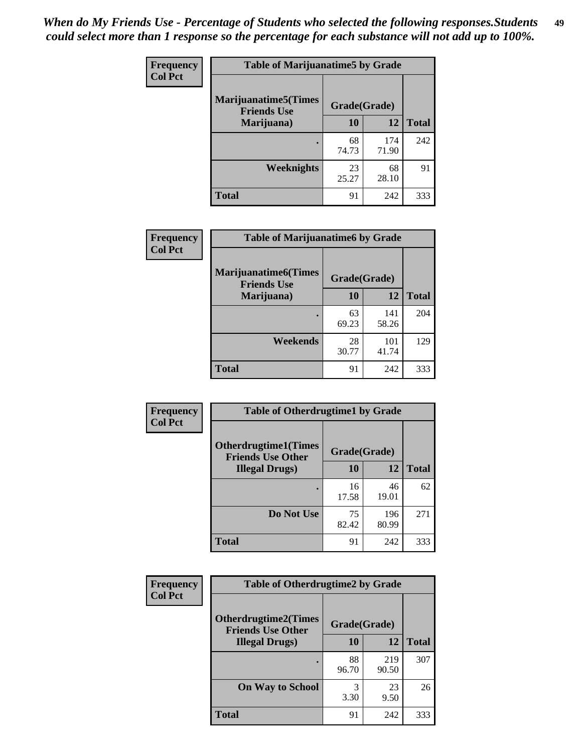*When do My Friends Use - Percentage of Students who selected the following responses.Students could select more than 1 response so the percentage for each substance will not add up to 100%.*

**Frequency**
**Col Pct**

| Table of Marijuanatime5 by Grade | | | |
|---|---|---|---|
| **Marijuanatime5(Times Friends Use Marijuana)** | **Grade(Grade)** | | **Total** |
| | **10** | **12** | |
| **.** | 68<br>74.73 | 174<br>71.90 | 242 |
| **Weeknights** | 23<br>25.27 | 68<br>28.10 | 91 |
| **Total** | 91 | 242 | 333 |

**Frequency**
**Col Pct**

| Table of Marijuanatime6 by Grade | | | |
|---|---|---|---|
| **Marijuanatime6(Times Friends Use Marijuana)** | **Grade(Grade)** | | **Total** |
| | **10** | **12** | |
| **.** | 63<br>69.23 | 141<br>58.26 | 204 |
| **Weekends** | 28<br>30.77 | 101<br>41.74 | 129 |
| **Total** | 91 | 242 | 333 |

**Frequency**
**Col Pct**

| Table of Otherdrugtime1 by Grade | | | |
|---|---|---|---|
| **Otherdrugtime1(Times Friends Use Other Illegal Drugs)** | **Grade(Grade)** | | **Total** |
| | **10** | **12** | |
| **.** | 16<br>17.58 | 46<br>19.01 | 62 |
| **Do Not Use** | 75<br>82.42 | 196<br>80.99 | 271 |
| **Total** | 91 | 242 | 333 |

**Frequency**
**Col Pct**

| Table of Otherdrugtime2 by Grade | | | |
|---|---|---|---|
| **Otherdrugtime2(Times Friends Use Other Illegal Drugs)** | **Grade(Grade)** | | **Total** |
| | **10** | **12** | |
| **.** | 88<br>96.70 | 219<br>90.50 | 307 |
| **On Way to School** | 3<br>3.30 | 23<br>9.50 | 26 |
| **Total** | 91 | 242 | 333 |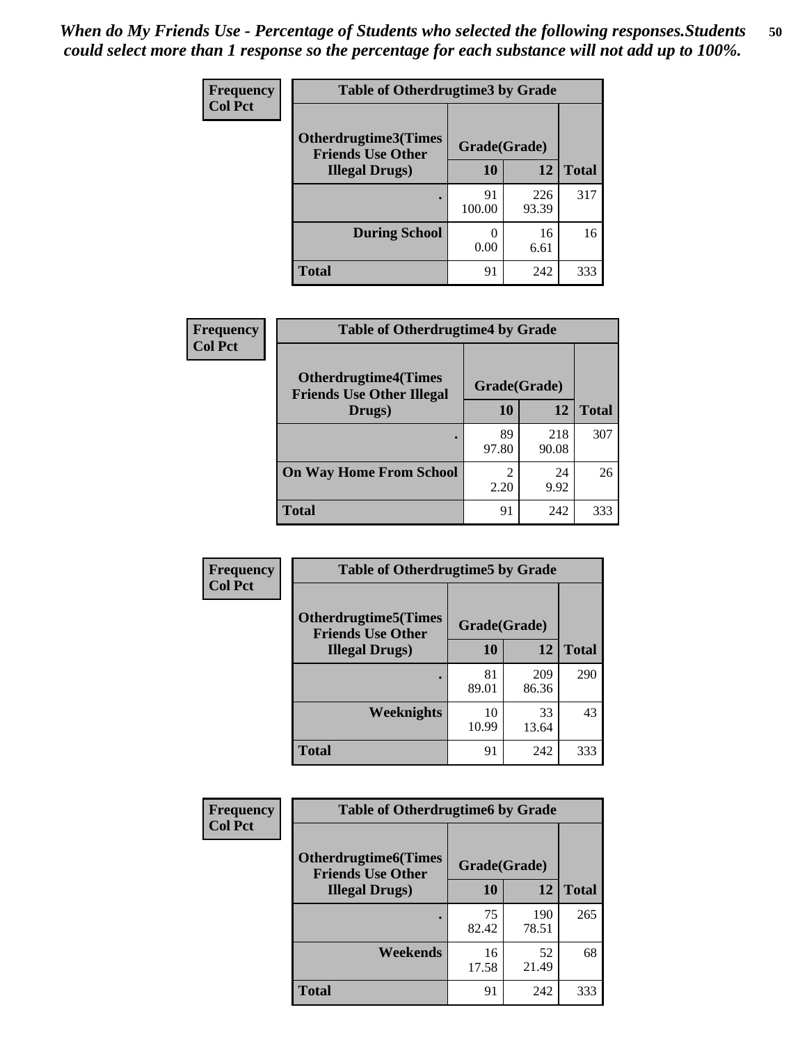*When do My Friends Use - Percentage of Students who selected the following responses.Students could select more than 1 response so the percentage for each substance will not add up to 100%.*

**Frequency**
**Col Pct**

| Table of Otherdrugtime3 by Grade | | | |
|---|---|---|---|
| **Otherdrugtime3(Times Friends Use Other Illegal Drugs)** | **Grade(Grade)** | | |
| | **10** | **12** | **Total** |
| . | 91<br>100.00 | 226<br>93.39 | 317 |
| **During School** | 0<br>0.00 | 16<br>6.61 | 16 |
| **Total** | 91 | 242 | 333 |

**Frequency**
**Col Pct**

| Table of Otherdrugtime4 by Grade | | | |
|---|---|---|---|
| **Otherdrugtime4(Times Friends Use Other Illegal Drugs)** | **Grade(Grade)** | | |
| | **10** | **12** | **Total** |
| . | 89<br>97.80 | 218<br>90.08 | 307 |
| **On Way Home From School** | 2<br>2.20 | 24<br>9.92 | 26 |
| **Total** | 91 | 242 | 333 |

**Frequency**
**Col Pct**

| Table of Otherdrugtime5 by Grade | | | |
|---|---|---|---|
| **Otherdrugtime5(Times Friends Use Other Illegal Drugs)** | **Grade(Grade)** | | |
| | **10** | **12** | **Total** |
| . | 81<br>89.01 | 209<br>86.36 | 290 |
| **Weeknights** | 10<br>10.99 | 33<br>13.64 | 43 |
| **Total** | 91 | 242 | 333 |

**Frequency**
**Col Pct**

| Table of Otherdrugtime6 by Grade | | | |
|---|---|---|---|
| **Otherdrugtime6(Times Friends Use Other Illegal Drugs)** | **Grade(Grade)** | | |
| | **10** | **12** | **Total** |
| . | 75<br>82.42 | 190<br>78.51 | 265 |
| **Weekends** | 16<br>17.58 | 52<br>21.49 | 68 |
| **Total** | 91 | 242 | 333 |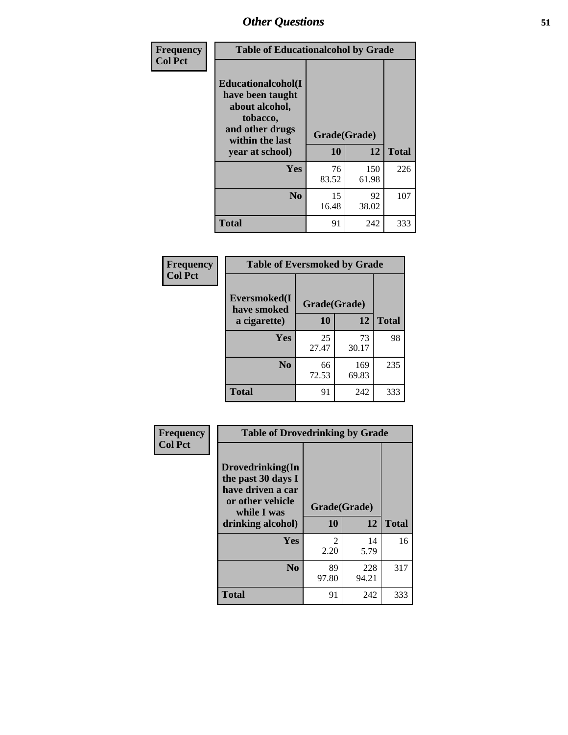## Other Questions

**Frequency / Col Pct**

**Table of Educationalcohol by Grade**

| Educationalcohol(I have been taught about alcohol, tobacco, and other drugs within the last year at school) | Grade(Grade) 10 | 12 | Total |
|---|---|---|---|
| **Yes** | 76<br>83.52 | 150<br>61.98 | 226 |
| **No** | 15<br>16.48 | 92<br>38.02 | 107 |
| **Total** | 91 | 242 | 333 |

**Frequency / Col Pct**

**Table of Eversmoked by Grade**

| Eversmoked(I have smoked a cigarette) | Grade(Grade) 10 | 12 | Total |
|---|---|---|---|
| **Yes** | 25<br>27.47 | 73<br>30.17 | 98 |
| **No** | 66<br>72.53 | 169<br>69.83 | 235 |
| **Total** | 91 | 242 | 333 |

**Frequency / Col Pct**

**Table of Drovedrinking by Grade**

| Drovedrinking(In the past 30 days I have driven a car or other vehicle while I was drinking alcohol) | Grade(Grade) 10 | 12 | Total |
|---|---|---|---|
| **Yes** | 2<br>2.20 | 14<br>5.79 | 16 |
| **No** | 89<br>97.80 | 228<br>94.21 | 317 |
| **Total** | 91 | 242 | 333 |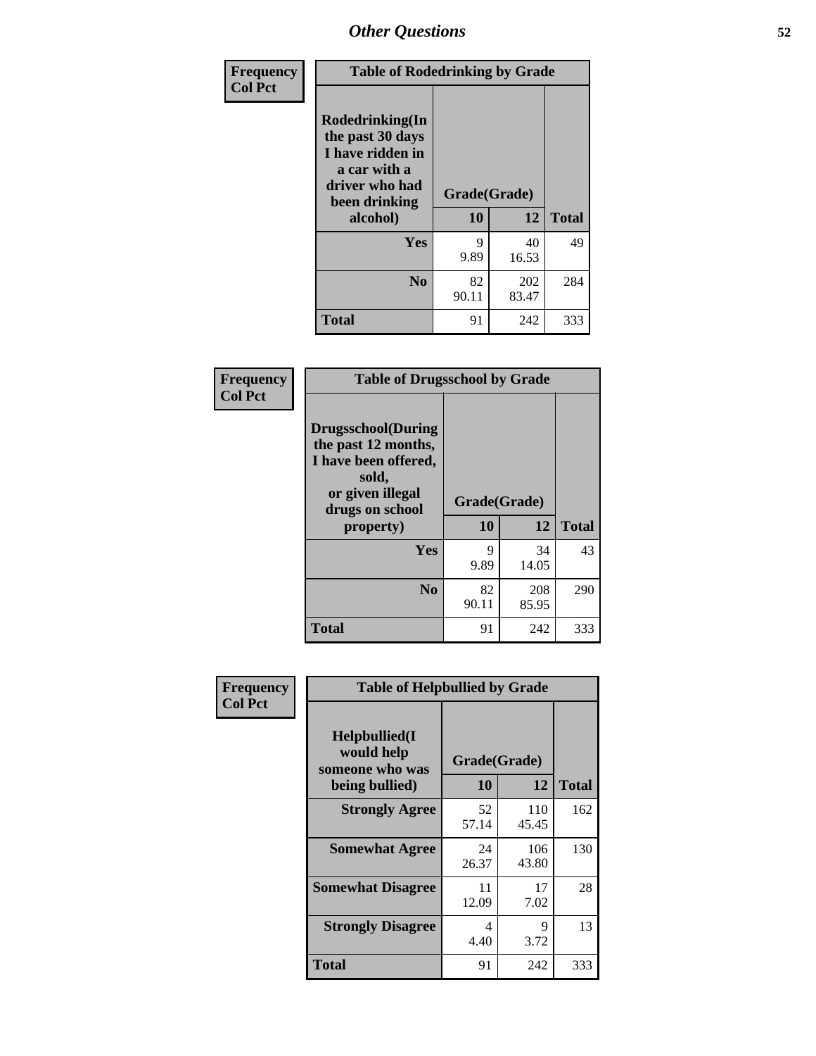## Other Questions

**Frequency**
**Col Pct**

**Table of Rodedrinking by Grade**

| Rodedrinking(In the past 30 days I have ridden in a car with a driver who had been drinking alcohol) | Grade(Grade) | | Total |
|---|---|---|---|
| | 10 | 12 | |
| **Yes** | 9<br>9.89 | 40<br>16.53 | 49 |
| **No** | 82<br>90.11 | 202<br>83.47 | 284 |
| **Total** | 91 | 242 | 333 |

**Frequency**
**Col Pct**

**Table of Drugsschool by Grade**

| Drugsschool(During the past 12 months, I have been offered, sold, or given illegal drugs on school property) | Grade(Grade) | | Total |
|---|---|---|---|
| | 10 | 12 | |
| **Yes** | 9<br>9.89 | 34<br>14.05 | 43 |
| **No** | 82<br>90.11 | 208<br>85.95 | 290 |
| **Total** | 91 | 242 | 333 |

**Frequency**
**Col Pct**

**Table of Helpbullied by Grade**

| Helpbullied(I would help someone who was being bullied) | Grade(Grade) | | Total |
|---|---|---|---|
| | 10 | 12 | |
| **Strongly Agree** | 52<br>57.14 | 110<br>45.45 | 162 |
| **Somewhat Agree** | 24<br>26.37 | 106<br>43.80 | 130 |
| **Somewhat Disagree** | 11<br>12.09 | 17<br>7.02 | 28 |
| **Strongly Disagree** | 4<br>4.40 | 9<br>3.72 | 13 |
| **Total** | 91 | 242 | 333 |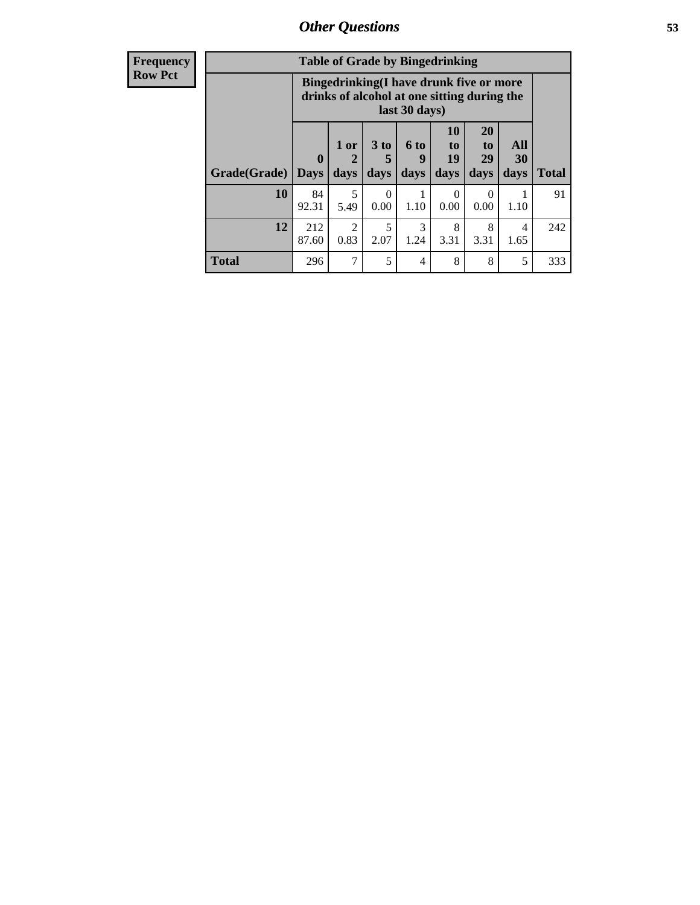| Frequency<br>Row Pct | | | | | | | | |
|---|---|---|---|---|---|---|---|---|
| **Table of Grade by Bingedrinking** | | | | | | | | |
| | **Bingedrinking(I have drunk five or more drinks of alcohol at one sitting during the last 30 days)** | | | | | | | |
| **Grade(Grade)** | **0 Days** | **1 or 2 days** | **3 to 5 days** | **6 to 9 days** | **10 to 19 days** | **20 to 29 days** | **All 30 days** | **Total** |
| **10** | 84<br>92.31 | 5<br>5.49 | 0<br>0.00 | 1<br>1.10 | 0<br>0.00 | 0<br>0.00 | 1<br>1.10 | 91 |
| **12** | 212<br>87.60 | 2<br>0.83 | 5<br>2.07 | 3<br>1.24 | 8<br>3.31 | 8<br>3.31 | 4<br>1.65 | 242 |
| **Total** | 296 | 7 | 5 | 4 | 8 | 8 | 5 | 333 |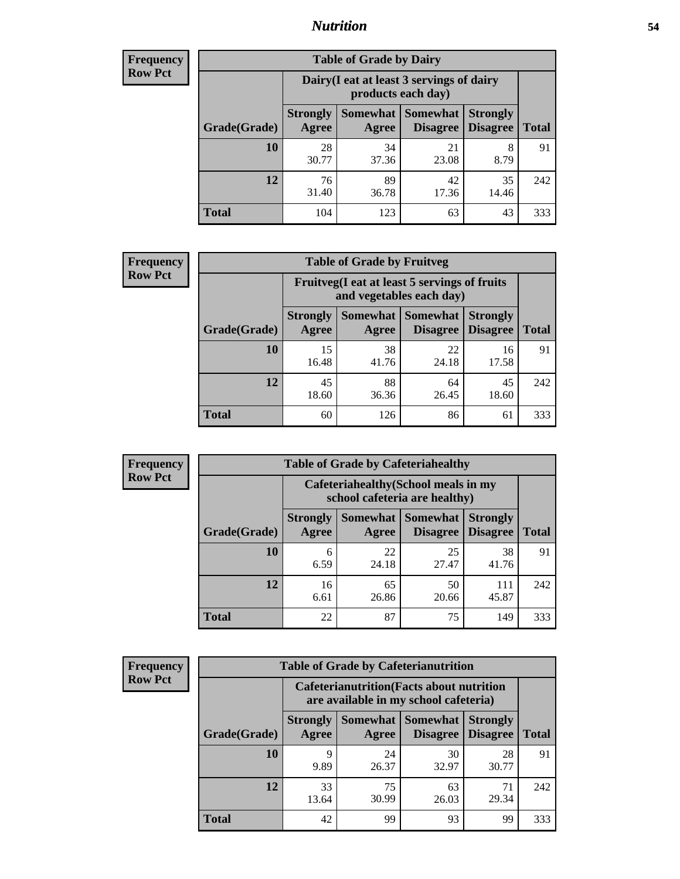# Nutrition

**Frequency**
**Row Pct**

| Table of Grade by Dairy | | | | | |
|---|---|---|---|---|---|
| | Dairy(I eat at least 3 servings of dairy products each day) | | | | |
| Grade(Grade) | Strongly Agree | Somewhat Agree | Somewhat Disagree | Strongly Disagree | Total |
| 10 | 28<br>30.77 | 34<br>37.36 | 21<br>23.08 | 8<br>8.79 | 91 |
| 12 | 76<br>31.40 | 89<br>36.78 | 42<br>17.36 | 35<br>14.46 | 242 |
| Total | 104 | 123 | 63 | 43 | 333 |

**Frequency**
**Row Pct**

| Table of Grade by Fruitveg | | | | | |
|---|---|---|---|---|---|
| | Fruitveg(I eat at least 5 servings of fruits and vegetables each day) | | | | |
| Grade(Grade) | Strongly Agree | Somewhat Agree | Somewhat Disagree | Strongly Disagree | Total |
| 10 | 15<br>16.48 | 38<br>41.76 | 22<br>24.18 | 16<br>17.58 | 91 |
| 12 | 45<br>18.60 | 88<br>36.36 | 64<br>26.45 | 45<br>18.60 | 242 |
| Total | 60 | 126 | 86 | 61 | 333 |

**Frequency**
**Row Pct**

| Table of Grade by Cafeteriahealthy | | | | | |
|---|---|---|---|---|---|
| | Cafeteriahealthy(School meals in my school cafeteria are healthy) | | | | |
| Grade(Grade) | Strongly Agree | Somewhat Agree | Somewhat Disagree | Strongly Disagree | Total |
| 10 | 6<br>6.59 | 22<br>24.18 | 25<br>27.47 | 38<br>41.76 | 91 |
| 12 | 16<br>6.61 | 65<br>26.86 | 50<br>20.66 | 111<br>45.87 | 242 |
| Total | 22 | 87 | 75 | 149 | 333 |

**Frequency**
**Row Pct**

| Table of Grade by Cafeterianutrition | | | | | |
|---|---|---|---|---|---|
| | Cafeterianutrition(Facts about nutrition are available in my school cafeteria) | | | | |
| Grade(Grade) | Strongly Agree | Somewhat Agree | Somewhat Disagree | Strongly Disagree | Total |
| 10 | 9<br>9.89 | 24<br>26.37 | 30<br>32.97 | 28<br>30.77 | 91 |
| 12 | 33<br>13.64 | 75<br>30.99 | 63<br>26.03 | 71<br>29.34 | 242 |
| Total | 42 | 99 | 93 | 99 | 333 |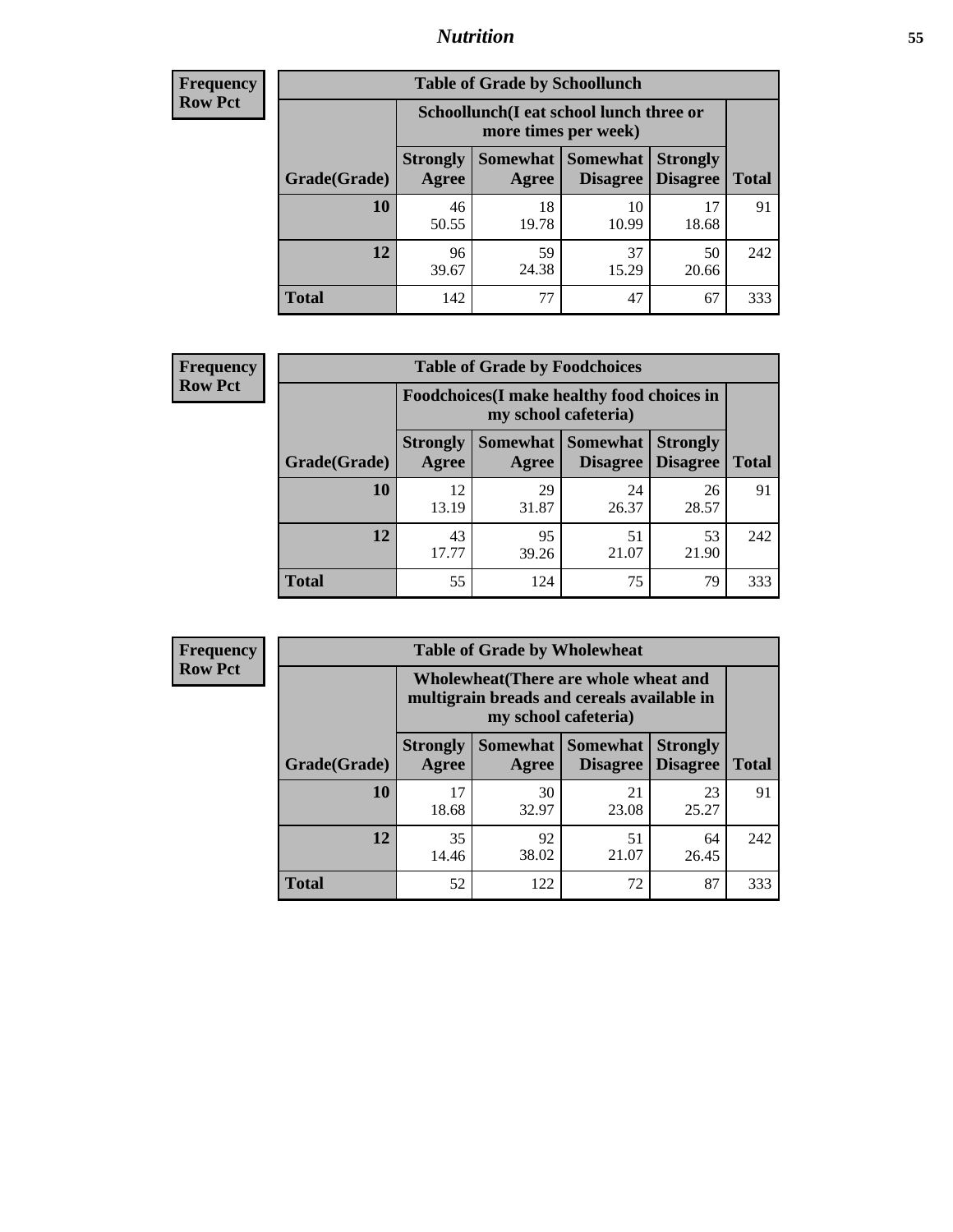## Nutrition

**Frequency Row Pct**

| Table of Grade by Schoollunch | | | | | |
|---|---|---|---|---|---|
| | Schoollunch(I eat school lunch three or more times per week) | | | | |
| Grade(Grade) | Strongly Agree | Somewhat Agree | Somewhat Disagree | Strongly Disagree | Total |
| 10 | 46<br>50.55 | 18<br>19.78 | 10<br>10.99 | 17<br>18.68 | 91 |
| 12 | 96<br>39.67 | 59<br>24.38 | 37<br>15.29 | 50<br>20.66 | 242 |
| Total | 142 | 77 | 47 | 67 | 333 |

**Frequency Row Pct**

| Table of Grade by Foodchoices | | | | | |
|---|---|---|---|---|---|
| | Foodchoices(I make healthy food choices in my school cafeteria) | | | | |
| Grade(Grade) | Strongly Agree | Somewhat Agree | Somewhat Disagree | Strongly Disagree | Total |
| 10 | 12<br>13.19 | 29<br>31.87 | 24<br>26.37 | 26<br>28.57 | 91 |
| 12 | 43<br>17.77 | 95<br>39.26 | 51<br>21.07 | 53<br>21.90 | 242 |
| Total | 55 | 124 | 75 | 79 | 333 |

**Frequency Row Pct**

| Table of Grade by Wholewheat | | | | | |
|---|---|---|---|---|---|
| | Wholewheat(There are whole wheat and multigrain breads and cereals available in my school cafeteria) | | | | |
| Grade(Grade) | Strongly Agree | Somewhat Agree | Somewhat Disagree | Strongly Disagree | Total |
| 10 | 17<br>18.68 | 30<br>32.97 | 21<br>23.08 | 23<br>25.27 | 91 |
| 12 | 35<br>14.46 | 92<br>38.02 | 51<br>21.07 | 64<br>26.45 | 242 |
| Total | 52 | 122 | 72 | 87 | 333 |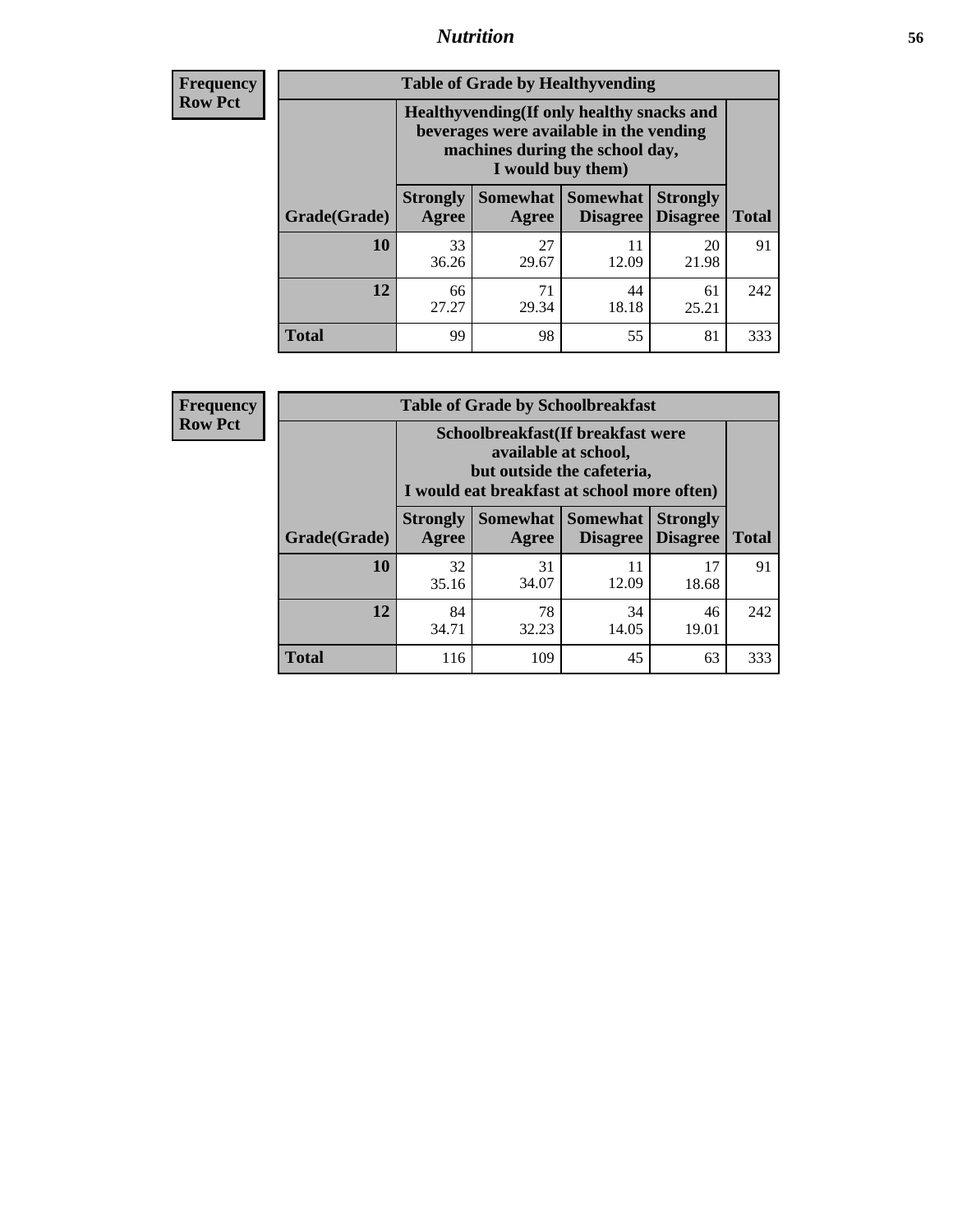# Nutrition

**Frequency**
**Row Pct**

| Table of Grade by Healthyvending | | | | | |
|---|---|---|---|---|---|
| | Healthyvending(If only healthy snacks and beverages were available in the vending machines during the school day, I would buy them) | | | | |
| Grade(Grade) | Strongly Agree | Somewhat Agree | Somewhat Disagree | Strongly Disagree | Total |
| **10** | 33<br>36.26 | 27<br>29.67 | 11<br>12.09 | 20<br>21.98 | 91 |
| **12** | 66<br>27.27 | 71<br>29.34 | 44<br>18.18 | 61<br>25.21 | 242 |
| **Total** | 99 | 98 | 55 | 81 | 333 |

**Frequency**
**Row Pct**

| Table of Grade by Schoolbreakfast | | | | | |
|---|---|---|---|---|---|
| | Schoolbreakfast(If breakfast were available at school, but outside the cafeteria, I would eat breakfast at school more often) | | | | |
| Grade(Grade) | Strongly Agree | Somewhat Agree | Somewhat Disagree | Strongly Disagree | Total |
| **10** | 32<br>35.16 | 31<br>34.07 | 11<br>12.09 | 17<br>18.68 | 91 |
| **12** | 84<br>34.71 | 78<br>32.23 | 34<br>14.05 | 46<br>19.01 | 242 |
| **Total** | 116 | 109 | 45 | 63 | 333 |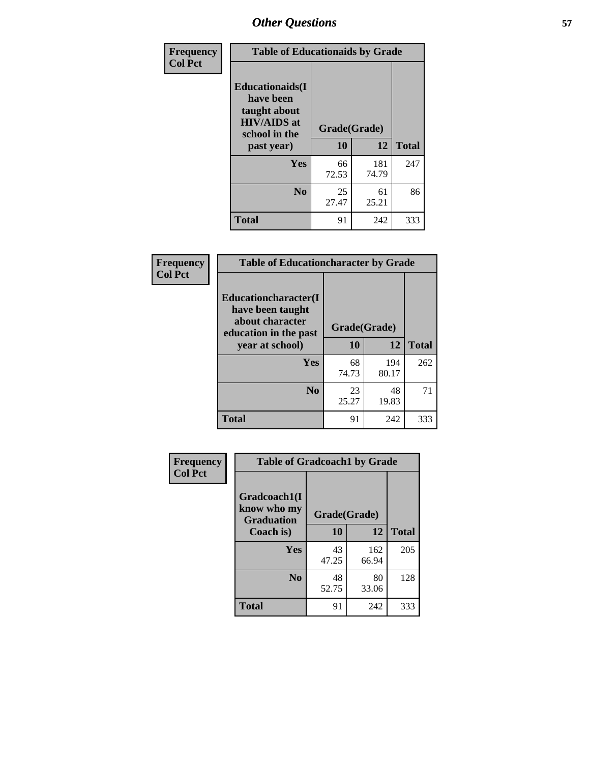# Other Questions

| Frequency Col Pct | | | |
|---|---|---|---|

**Table of Educationaids by Grade**

| Educationaids(I have been taught about HIV/AIDS at school in the past year) | Grade(Grade) | | Total |
|---|---|---|---|
| | 10 | 12 | |
| Yes | 66<br>72.53 | 181<br>74.79 | 247 |
| No | 25<br>27.47 | 61<br>25.21 | 86 |
| Total | 91 | 242 | 333 |

| Frequency Col Pct | | | |
|---|---|---|---|

**Table of Educationcharacter by Grade**

| Educationcharacter(I have been taught about character education in the past year at school) | Grade(Grade) | | Total |
|---|---|---|---|
| | 10 | 12 | |
| Yes | 68<br>74.73 | 194<br>80.17 | 262 |
| No | 23<br>25.27 | 48<br>19.83 | 71 |
| Total | 91 | 242 | 333 |

| Frequency Col Pct | | | |
|---|---|---|---|

**Table of Gradcoach1 by Grade**

| Gradcoach1(I know who my Graduation Coach is) | Grade(Grade) | | Total |
|---|---|---|---|
| | 10 | 12 | |
| Yes | 43<br>47.25 | 162<br>66.94 | 205 |
| No | 48<br>52.75 | 80<br>33.06 | 128 |
| Total | 91 | 242 | 333 |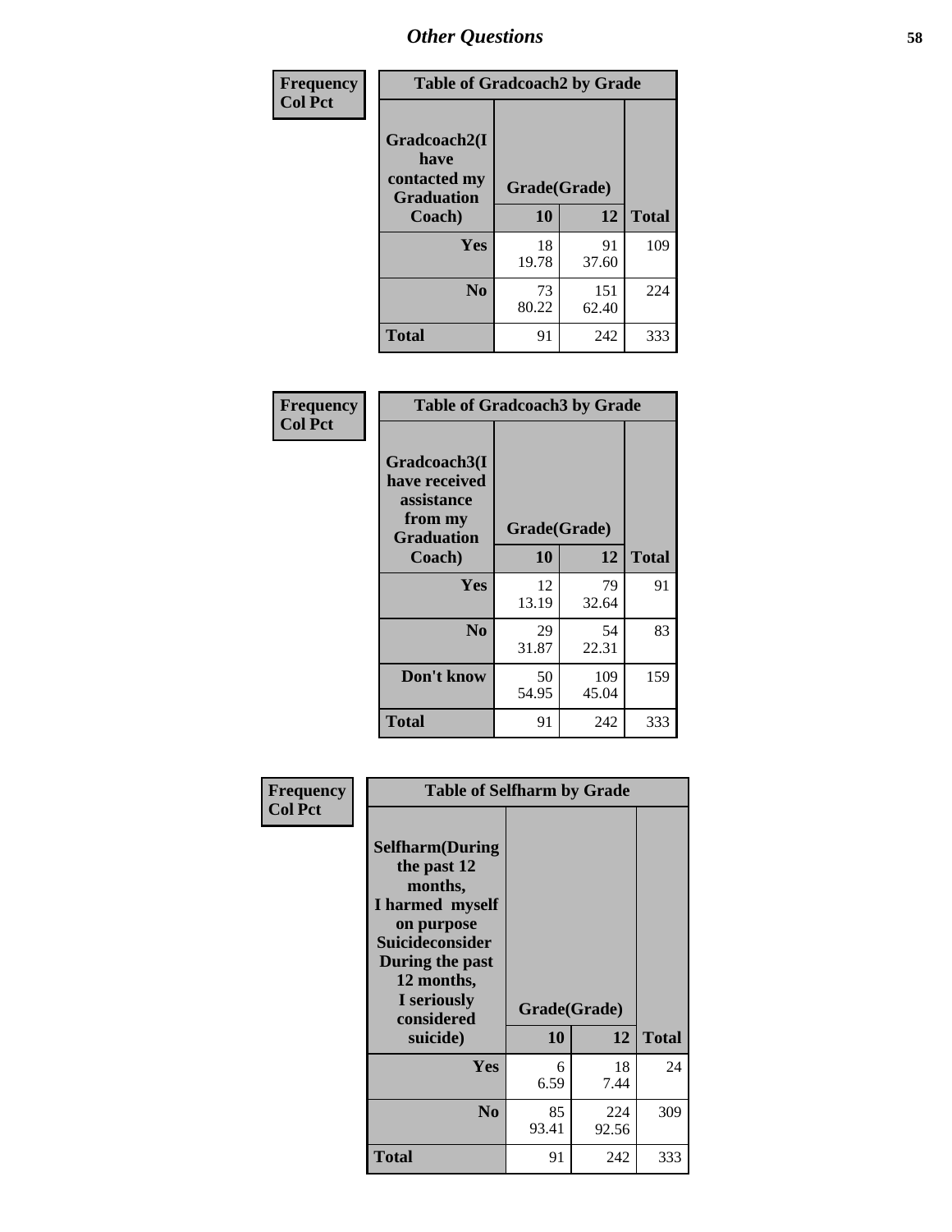## Other Questions

**Frequency**
**Col Pct**

**Table of Gradcoach2 by Grade**

| Gradcoach2(I have contacted my Graduation Coach) | Grade(Grade) | | Total |
|---|---|---|---|
| | 10 | 12 | |
| **Yes** | 18<br>19.78 | 91<br>37.60 | 109 |
| **No** | 73<br>80.22 | 151<br>62.40 | 224 |
| **Total** | 91 | 242 | 333 |

**Frequency**
**Col Pct**

**Table of Gradcoach3 by Grade**

| Gradcoach3(I have received assistance from my Graduation Coach) | Grade(Grade) | | Total |
|---|---|---|---|
| | 10 | 12 | |
| **Yes** | 12<br>13.19 | 79<br>32.64 | 91 |
| **No** | 29<br>31.87 | 54<br>22.31 | 83 |
| **Don't know** | 50<br>54.95 | 109<br>45.04 | 159 |
| **Total** | 91 | 242 | 333 |

**Frequency**
**Col Pct**

**Table of Selfharm by Grade**

| Selfharm(During the past 12 months, I harmed myself on purpose Suicideconsider During the past 12 months, I seriously considered suicide) | Grade(Grade) | | Total |
|---|---|---|---|
| | 10 | 12 | |
| **Yes** | 6<br>6.59 | 18<br>7.44 | 24 |
| **No** | 85<br>93.41 | 224<br>92.56 | 309 |
| **Total** | 91 | 242 | 333 |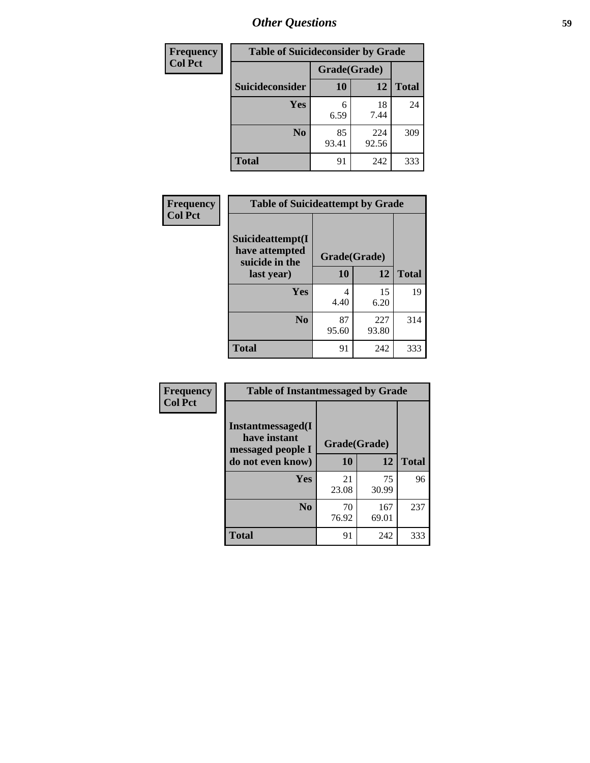# Other Questions

| Frequency<br>Col Pct |
|---|

**Table of Suicideconsider by Grade**

| Suicideconsider | Grade(Grade) 10 | 12 | Total |
|---|---|---|---|
| Yes | 6<br>6.59 | 18<br>7.44 | 24 |
| No | 85<br>93.41 | 224<br>92.56 | 309 |
| Total | 91 | 242 | 333 |

| Frequency<br>Col Pct |
|---|

**Table of Suicideattempt by Grade**

| Suicideattempt(I have attempted suicide in the last year) | Grade(Grade) 10 | 12 | Total |
|---|---|---|---|
| Yes | 4<br>4.40 | 15<br>6.20 | 19 |
| No | 87<br>95.60 | 227<br>93.80 | 314 |
| Total | 91 | 242 | 333 |

| Frequency<br>Col Pct |
|---|

**Table of Instantmessaged by Grade**

| Instantmessaged(I have instant messaged people I do not even know) | Grade(Grade) 10 | 12 | Total |
|---|---|---|---|
| Yes | 21<br>23.08 | 75<br>30.99 | 96 |
| No | 70<br>76.92 | 167<br>69.01 | 237 |
| Total | 91 | 242 | 333 |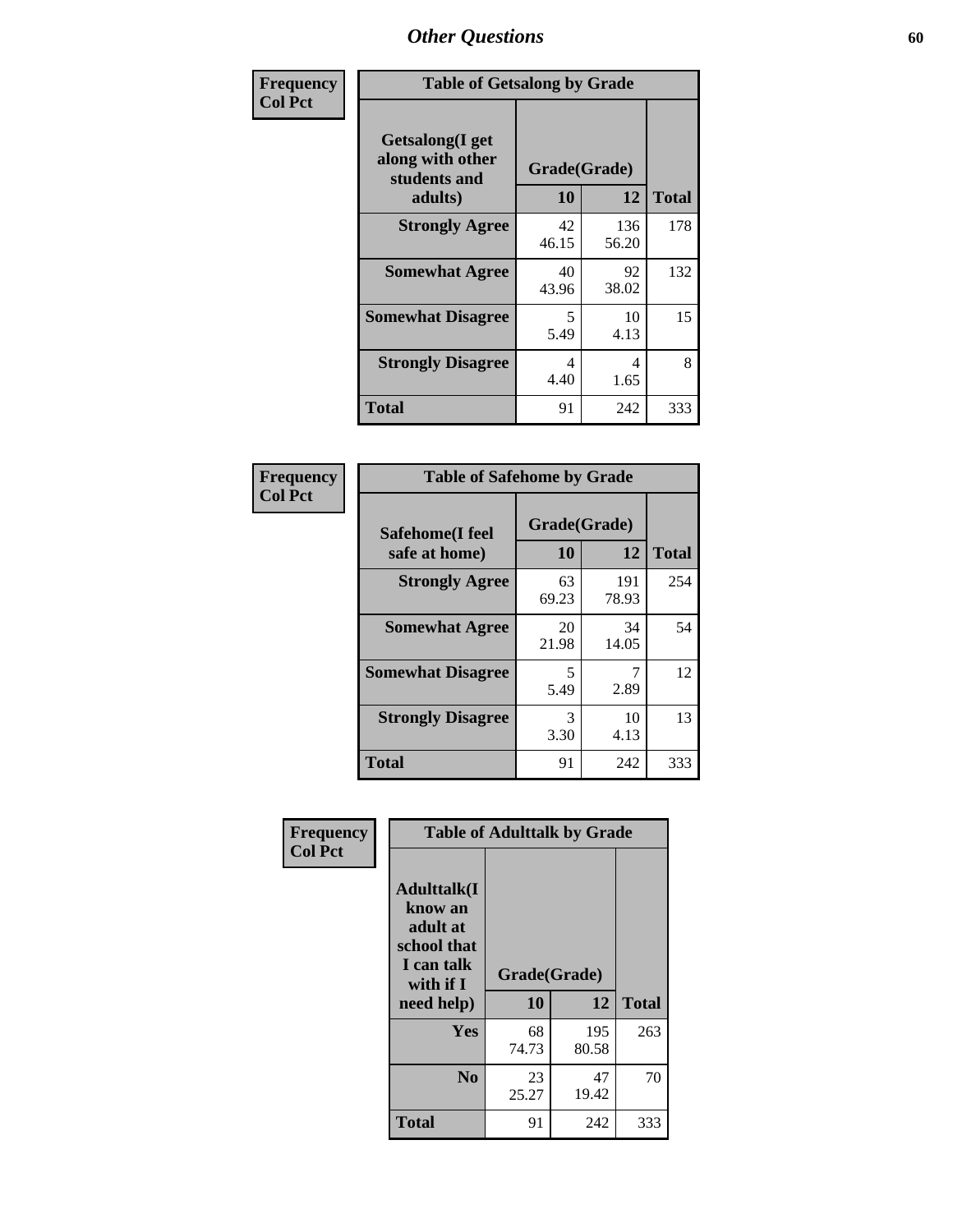# Other Questions

**Frequency**
**Col Pct**

| Table of Getsalong by Grade | | | |
|---|---|---|---|
| **Getsalong(I get along with other students and adults)** | **Grade(Grade)** | | **Total** |
| | **10** | **12** | |
| **Strongly Agree** | 42<br>46.15 | 136<br>56.20 | 178 |
| **Somewhat Agree** | 40<br>43.96 | 92<br>38.02 | 132 |
| **Somewhat Disagree** | 5<br>5.49 | 10<br>4.13 | 15 |
| **Strongly Disagree** | 4<br>4.40 | 4<br>1.65 | 8 |
| **Total** | 91 | 242 | 333 |

**Frequency**
**Col Pct**

| Table of Safehome by Grade | | | |
|---|---|---|---|
| **Safehome(I feel safe at home)** | **Grade(Grade)** | | **Total** |
| | **10** | **12** | |
| **Strongly Agree** | 63<br>69.23 | 191<br>78.93 | 254 |
| **Somewhat Agree** | 20<br>21.98 | 34<br>14.05 | 54 |
| **Somewhat Disagree** | 5<br>5.49 | 7<br>2.89 | 12 |
| **Strongly Disagree** | 3<br>3.30 | 10<br>4.13 | 13 |
| **Total** | 91 | 242 | 333 |

**Frequency**
**Col Pct**

| Table of Adulttalk by Grade | | | |
|---|---|---|---|
| **Adulttalk(I know an adult at school that I can talk with if I need help)** | **Grade(Grade)** | | **Total** |
| | **10** | **12** | |
| **Yes** | 68<br>74.73 | 195<br>80.58 | 263 |
| **No** | 23<br>25.27 | 47<br>19.42 | 70 |
| **Total** | 91 | 242 | 333 |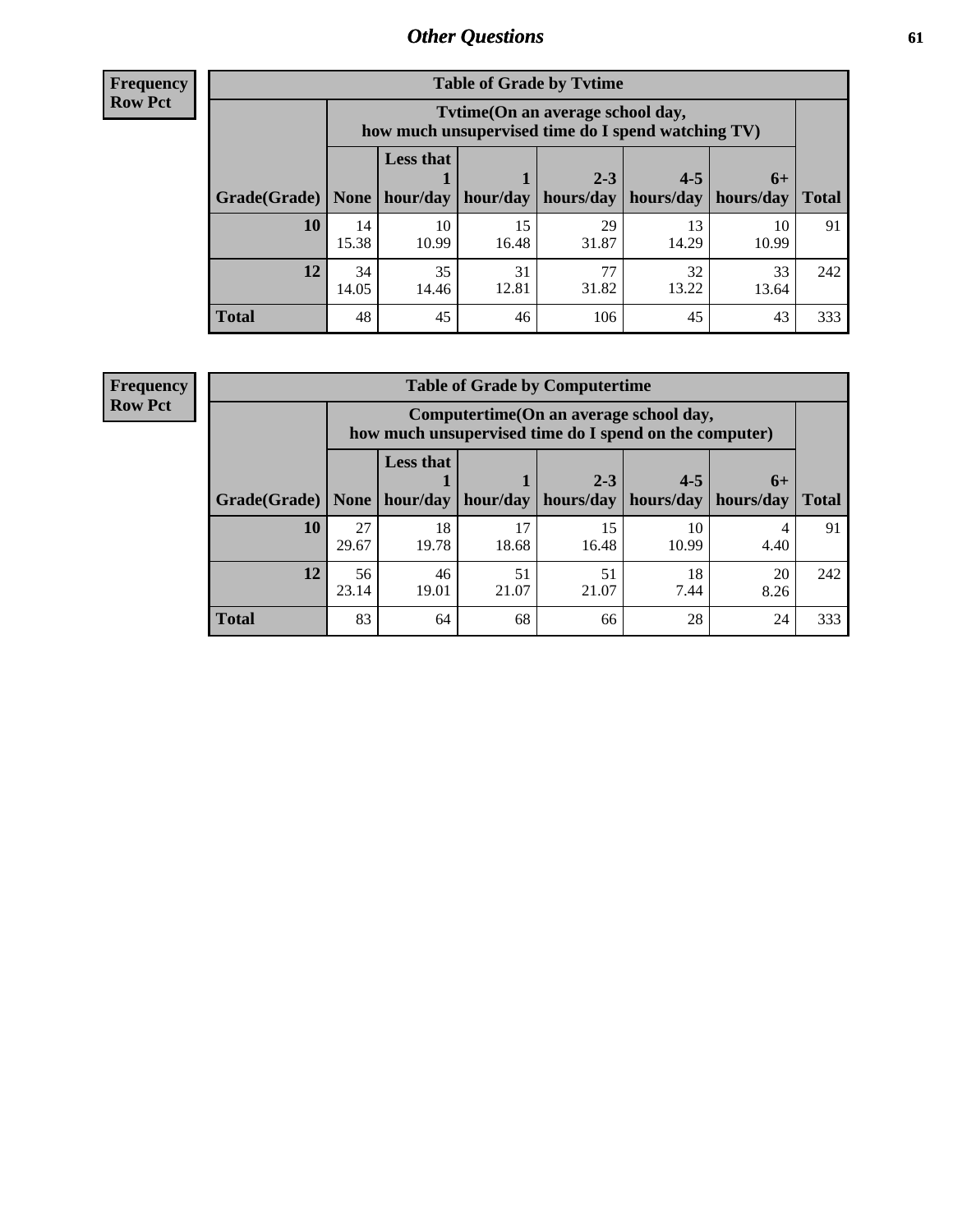## Other Questions

**Frequency**
**Row Pct**

**Table of Grade by Tvtime**

| Grade(Grade) | Tvtime(On an average school day, how much unsupervised time do I spend watching TV) None | Less that 1 hour/day | 1 hour/day | 2-3 hours/day | 4-5 hours/day | 6+ hours/day | Total |
|---|---|---|---|---|---|---|---|
| **10** | 14<br>15.38 | 10<br>10.99 | 15<br>16.48 | 29<br>31.87 | 13<br>14.29 | 10<br>10.99 | 91 |
| **12** | 34<br>14.05 | 35<br>14.46 | 31<br>12.81 | 77<br>31.82 | 32<br>13.22 | 33<br>13.64 | 242 |
| **Total** | 48 | 45 | 46 | 106 | 45 | 43 | 333 |

**Frequency**
**Row Pct**

**Table of Grade by Computertime**

| Grade(Grade) | Computertime(On an average school day, how much unsupervised time do I spend on the computer) None | Less that 1 hour/day | 1 hour/day | 2-3 hours/day | 4-5 hours/day | 6+ hours/day | Total |
|---|---|---|---|---|---|---|---|
| **10** | 27<br>29.67 | 18<br>19.78 | 17<br>18.68 | 15<br>16.48 | 10<br>10.99 | 4<br>4.40 | 91 |
| **12** | 56<br>23.14 | 46<br>19.01 | 51<br>21.07 | 51<br>21.07 | 18<br>7.44 | 20<br>8.26 | 242 |
| **Total** | 83 | 64 | 68 | 66 | 28 | 24 | 333 |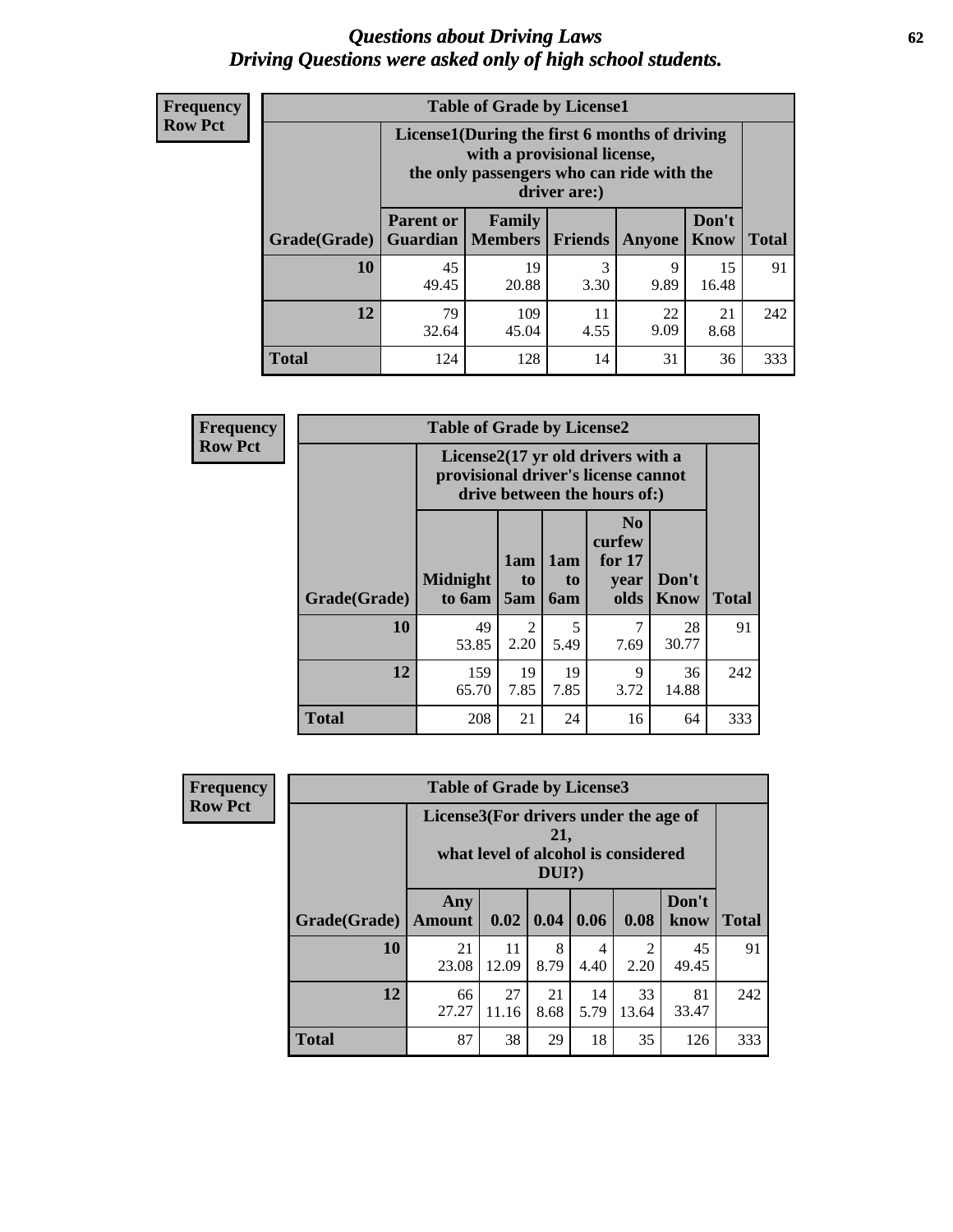# *Questions about Driving Laws*
# *Driving Questions were asked only of high school students.*

**Frequency**
**Row Pct**

**Table of Grade by License1**

| Grade(Grade) | License1(During the first 6 months of driving with a provisional license, the only passengers who can ride with the driver are:) | | | | | Total |
|---|---|---|---|---|---|---|
| | Parent or Guardian | Family Members | Friends | Anyone | Don't Know | |
| **10** | 45<br>49.45 | 19<br>20.88 | 3<br>3.30 | 9<br>9.89 | 15<br>16.48 | 91 |
| **12** | 79<br>32.64 | 109<br>45.04 | 11<br>4.55 | 22<br>9.09 | 21<br>8.68 | 242 |
| **Total** | 124 | 128 | 14 | 31 | 36 | 333 |

**Frequency**
**Row Pct**

**Table of Grade by License2**

| Grade(Grade) | License2(17 yr old drivers with a provisional driver's license cannot drive between the hours of:) | | | | | Total |
|---|---|---|---|---|---|---|
| | Midnight to 6am | 1am to 5am | 1am to 6am | No curfew for 17 year olds | Don't Know | |
| **10** | 49<br>53.85 | 2<br>2.20 | 5<br>5.49 | 7<br>7.69 | 28<br>30.77 | 91 |
| **12** | 159<br>65.70 | 19<br>7.85 | 19<br>7.85 | 9<br>3.72 | 36<br>14.88 | 242 |
| **Total** | 208 | 21 | 24 | 16 | 64 | 333 |

**Frequency**
**Row Pct**

**Table of Grade by License3**

| Grade(Grade) | License3(For drivers under the age of 21, what level of alcohol is considered DUI?) | | | | | | Total |
|---|---|---|---|---|---|---|---|
| | Any Amount | 0.02 | 0.04 | 0.06 | 0.08 | Don't know | |
| **10** | 21<br>23.08 | 11<br>12.09 | 8<br>8.79 | 4<br>4.40 | 2<br>2.20 | 45<br>49.45 | 91 |
| **12** | 66<br>27.27 | 27<br>11.16 | 21<br>8.68 | 14<br>5.79 | 33<br>13.64 | 81<br>33.47 | 242 |
| **Total** | 87 | 38 | 29 | 18 | 35 | 126 | 333 |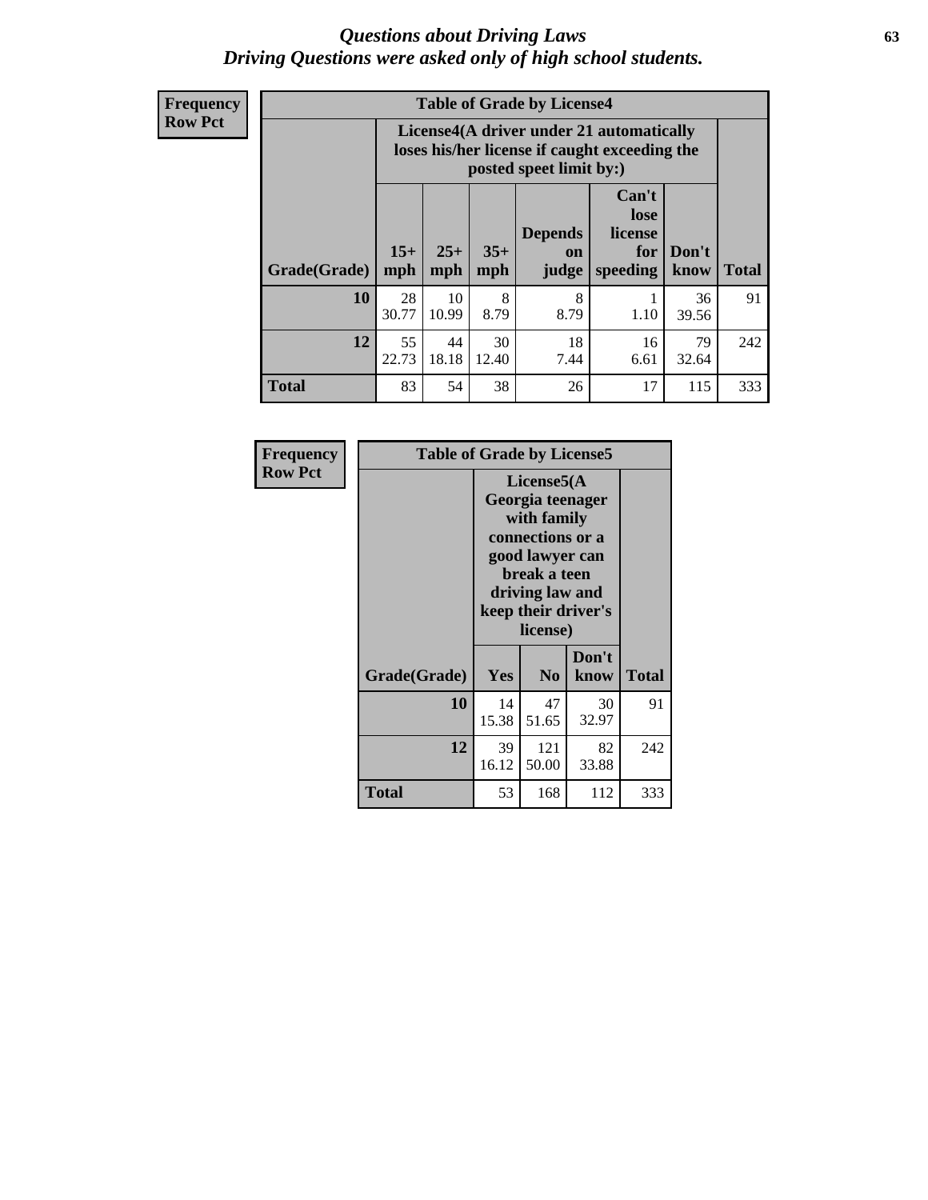# *Questions about Driving Laws*
## *Driving Questions were asked only of high school students.*

**Frequency**
**Row Pct**

**Table of Grade by License4**

| Grade(Grade) | License4(A driver under 21 automatically loses his/her license if caught exceeding the posted speet limit by:) | | | | | | Total |
|---|---|---|---|---|---|---|---|
| | 15+ mph | 25+ mph | 35+ mph | Depends on judge | Can't lose license for speeding | Don't know | |
| **10** | 28<br>30.77 | 10<br>10.99 | 8<br>8.79 | 8<br>8.79 | 1<br>1.10 | 36<br>39.56 | 91 |
| **12** | 55<br>22.73 | 44<br>18.18 | 30<br>12.40 | 18<br>7.44 | 16<br>6.61 | 79<br>32.64 | 242 |
| **Total** | 83 | 54 | 38 | 26 | 17 | 115 | 333 |

**Frequency**
**Row Pct**

**Table of Grade by License5**

| Grade(Grade) | License5(A Georgia teenager with family connections or a good lawyer can break a teen driving law and keep their driver's license) | | | Total |
|---|---|---|---|---|
| | Yes | No | Don't know | |
| **10** | 14<br>15.38 | 47<br>51.65 | 30<br>32.97 | 91 |
| **12** | 39<br>16.12 | 121<br>50.00 | 82<br>33.88 | 242 |
| **Total** | 53 | 168 | 112 | 333 |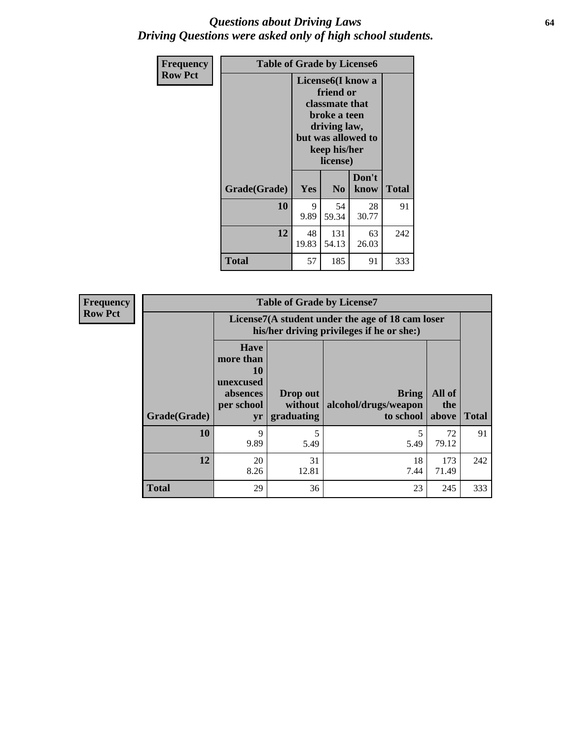# *Questions about Driving Laws*
# *Driving Questions were asked only of high school students.*

**Frequency**
**Row Pct**

| Table of Grade by License6 | | | | |
|---|---|---|---|---|
| | License6(I know a friend or classmate that broke a teen driving law, but was allowed to keep his/her license) | | | |
| Grade(Grade) | Yes | No | Don't know | Total |
| 10 | 9<br>9.89 | 54<br>59.34 | 28<br>30.77 | 91 |
| 12 | 48<br>19.83 | 131<br>54.13 | 63<br>26.03 | 242 |
| Total | 57 | 185 | 91 | 333 |

**Frequency**
**Row Pct**

| Table of Grade by License7 | | | | | |
|---|---|---|---|---|---|
| | License7(A student under the age of 18 cam loser his/her driving privileges if he or she:) | | | | |
| Grade(Grade) | Have more than 10 unexcused absences per school yr | Drop out without graduating | Bring alcohol/drugs/weapon to school | All of the above | Total |
| 10 | 9<br>9.89 | 5<br>5.49 | 5<br>5.49 | 72<br>79.12 | 91 |
| 12 | 20<br>8.26 | 31<br>12.81 | 18<br>7.44 | 173<br>71.49 | 242 |
| Total | 29 | 36 | 23 | 245 | 333 |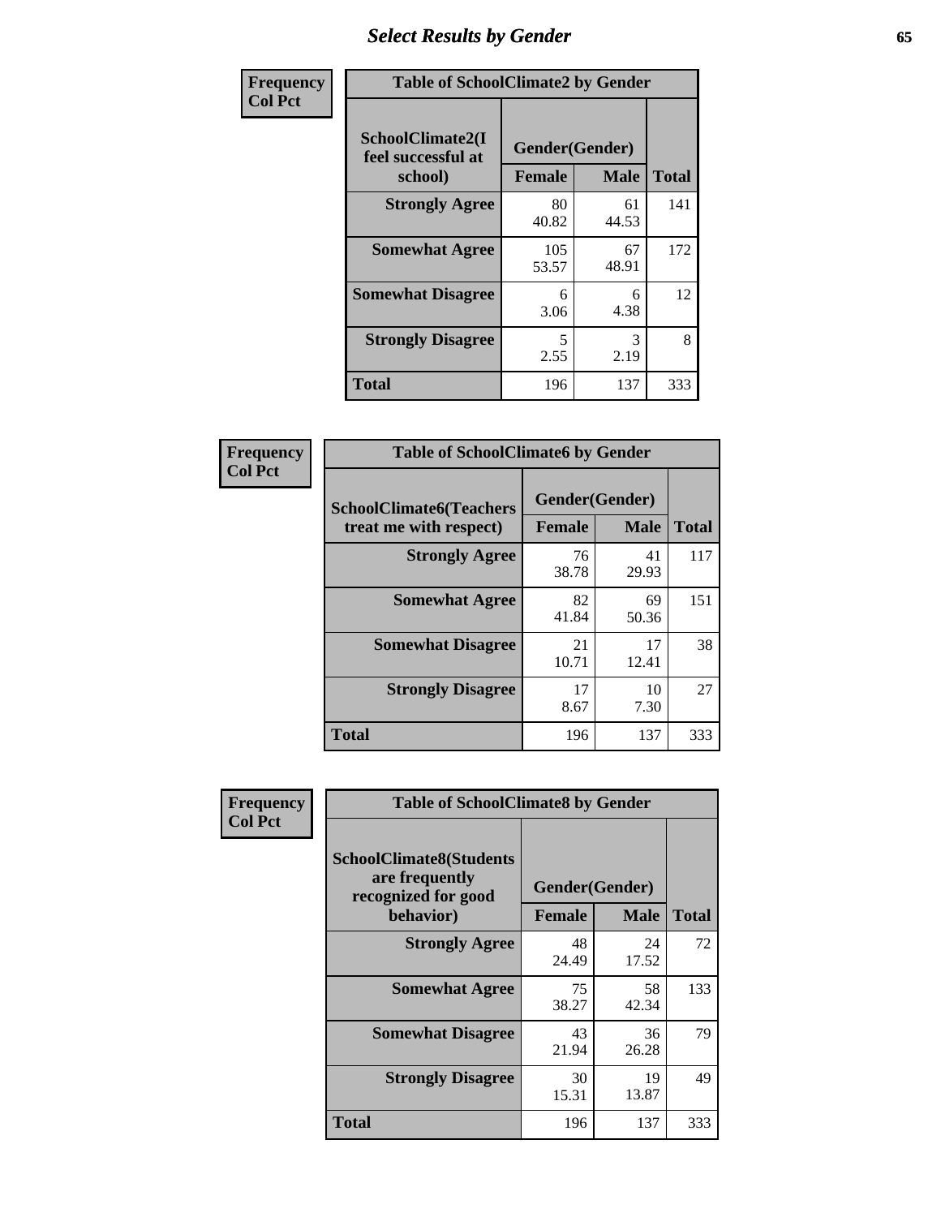# Select Results by Gender

**Frequency**
**Col Pct**

**Table of SchoolClimate2 by Gender**

| SchoolClimate2(I feel successful at school) | Gender(Gender) | | Total |
|---|---|---|---|
| | Female | Male | |
| Strongly Agree | 80<br>40.82 | 61<br>44.53 | 141 |
| Somewhat Agree | 105<br>53.57 | 67<br>48.91 | 172 |
| Somewhat Disagree | 6<br>3.06 | 6<br>4.38 | 12 |
| Strongly Disagree | 5<br>2.55 | 3<br>2.19 | 8 |
| Total | 196 | 137 | 333 |

**Frequency**
**Col Pct**

**Table of SchoolClimate6 by Gender**

| SchoolClimate6(Teachers treat me with respect) | Gender(Gender) | | Total |
|---|---|---|---|
| | Female | Male | |
| Strongly Agree | 76<br>38.78 | 41<br>29.93 | 117 |
| Somewhat Agree | 82<br>41.84 | 69<br>50.36 | 151 |
| Somewhat Disagree | 21<br>10.71 | 17<br>12.41 | 38 |
| Strongly Disagree | 17<br>8.67 | 10<br>7.30 | 27 |
| Total | 196 | 137 | 333 |

**Frequency**
**Col Pct**

**Table of SchoolClimate8 by Gender**

| SchoolClimate8(Students are frequently recognized for good behavior) | Gender(Gender) | | Total |
|---|---|---|---|
| | Female | Male | |
| Strongly Agree | 48<br>24.49 | 24<br>17.52 | 72 |
| Somewhat Agree | 75<br>38.27 | 58<br>42.34 | 133 |
| Somewhat Disagree | 43<br>21.94 | 36<br>26.28 | 79 |
| Strongly Disagree | 30<br>15.31 | 19<br>13.87 | 49 |
| Total | 196 | 137 | 333 |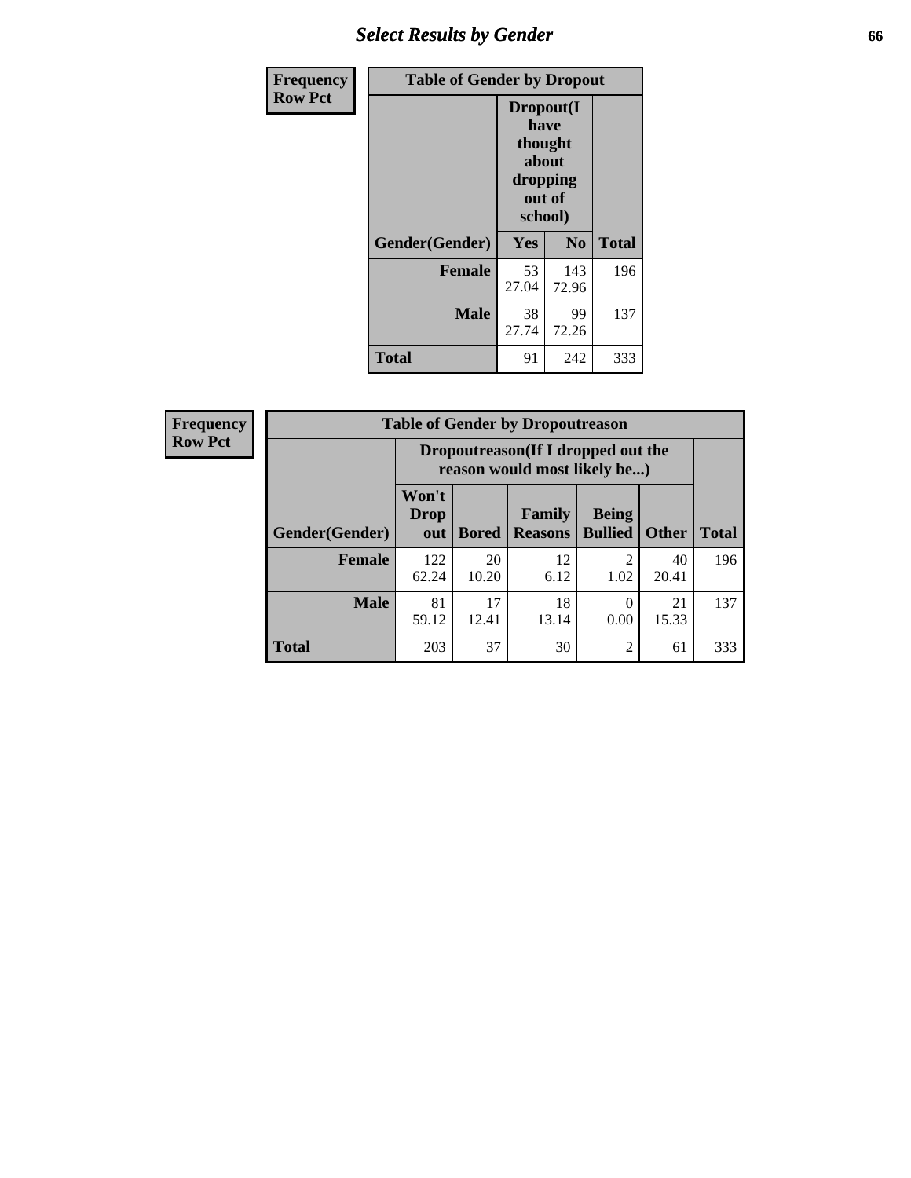## Select Results by Gender

| Frequency<br>Row Pct | Table of Gender by Dropout | | |
|---|---|---|---|
| | Dropout(I have thought about dropping out of school) | | |
| Gender(Gender) | Yes | No | Total |
| Female | 53<br>27.04 | 143<br>72.96 | 196 |
| Male | 38<br>27.74 | 99<br>72.26 | 137 |
| Total | 91 | 242 | 333 |

| Frequency<br>Row Pct | Table of Gender by Dropoutreason | | | | | |
|---|---|---|---|---|---|---|
| | Dropoutreason(If I dropped out the reason would most likely be...) | | | | | |
| Gender(Gender) | Won't Drop out | Bored | Family Reasons | Being Bullied | Other | Total |
| Female | 122<br>62.24 | 20<br>10.20 | 12<br>6.12 | 2<br>1.02 | 40<br>20.41 | 196 |
| Male | 81<br>59.12 | 17<br>12.41 | 18<br>13.14 | 0<br>0.00 | 21<br>15.33 | 137 |
| Total | 203 | 37 | 30 | 2 | 61 | 333 |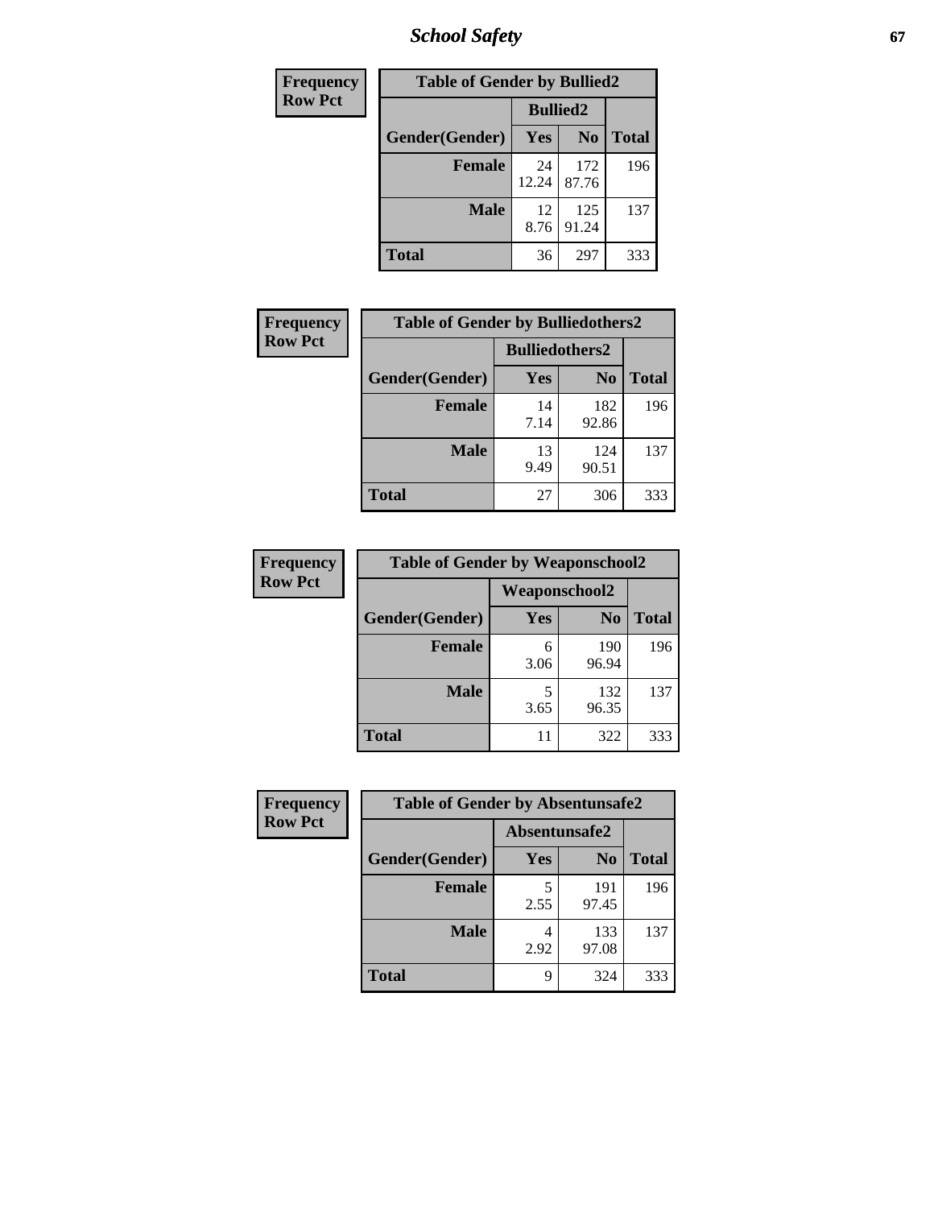# School Safety

| Frequency Row Pct | Table of Gender by Bullied2 | | |
|---|---|---|---|
| | Bullied2 | | |
| Gender(Gender) | Yes | No | Total |
| Female | 24<br>12.24 | 172<br>87.76 | 196 |
| Male | 12<br>8.76 | 125<br>91.24 | 137 |
| Total | 36 | 297 | 333 |

| Frequency Row Pct | Table of Gender by Bulliedothers2 | | |
|---|---|---|---|
| | Bulliedothers2 | | |
| Gender(Gender) | Yes | No | Total |
| Female | 14<br>7.14 | 182<br>92.86 | 196 |
| Male | 13<br>9.49 | 124<br>90.51 | 137 |
| Total | 27 | 306 | 333 |

| Frequency Row Pct | Table of Gender by Weaponschool2 | | |
|---|---|---|---|
| | Weaponschool2 | | |
| Gender(Gender) | Yes | No | Total |
| Female | 6<br>3.06 | 190<br>96.94 | 196 |
| Male | 5<br>3.65 | 132<br>96.35 | 137 |
| Total | 11 | 322 | 333 |

| Frequency Row Pct | Table of Gender by Absentunsafe2 | | |
|---|---|---|---|
| | Absentunsafe2 | | |
| Gender(Gender) | Yes | No | Total |
| Female | 5<br>2.55 | 191<br>97.45 | 196 |
| Male | 4<br>2.92 | 133<br>97.08 | 137 |
| Total | 9 | 324 | 333 |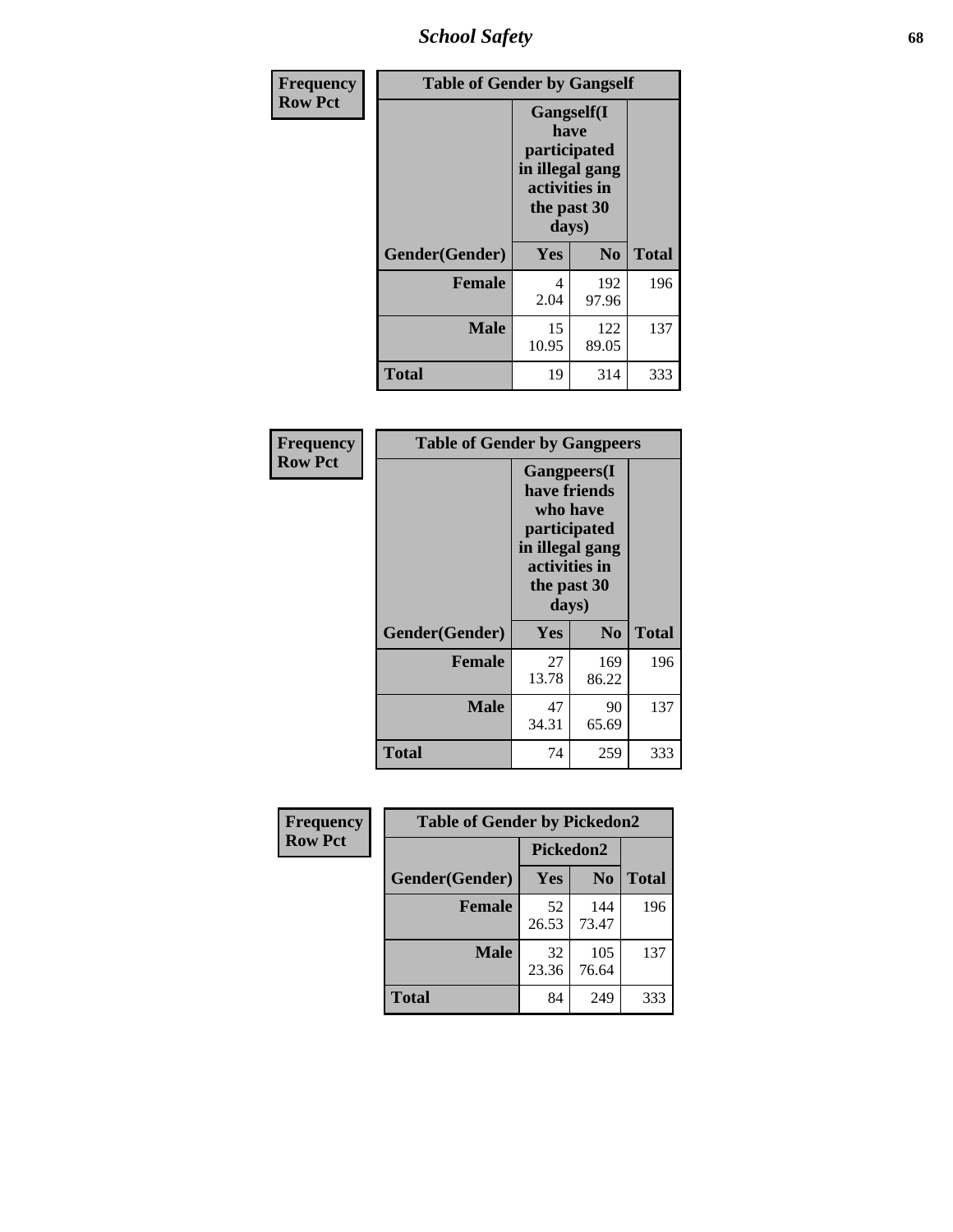| Frequency Row Pct | Table of Gender by Gangself | | |
|---|---|---|---|
| | Gangself(I have participated in illegal gang activities in the past 30 days) | | |
| Gender(Gender) | Yes | No | Total |
| Female | 4<br>2.04 | 192<br>97.96 | 196 |
| Male | 15<br>10.95 | 122<br>89.05 | 137 |
| Total | 19 | 314 | 333 |

| Frequency Row Pct | Table of Gender by Gangpeers | | |
|---|---|---|---|
| | Gangpeers(I have friends who have participated in illegal gang activities in the past 30 days) | | |
| Gender(Gender) | Yes | No | Total |
| Female | 27<br>13.78 | 169<br>86.22 | 196 |
| Male | 47<br>34.31 | 90<br>65.69 | 137 |
| Total | 74 | 259 | 333 |

| Frequency Row Pct | Table of Gender by Pickedon2 | | |
|---|---|---|---|
| | Pickedon2 | | |
| Gender(Gender) | Yes | No | Total |
| Female | 52<br>26.53 | 144<br>73.47 | 196 |
| Male | 32<br>23.36 | 105<br>76.64 | 137 |
| Total | 84 | 249 | 333 |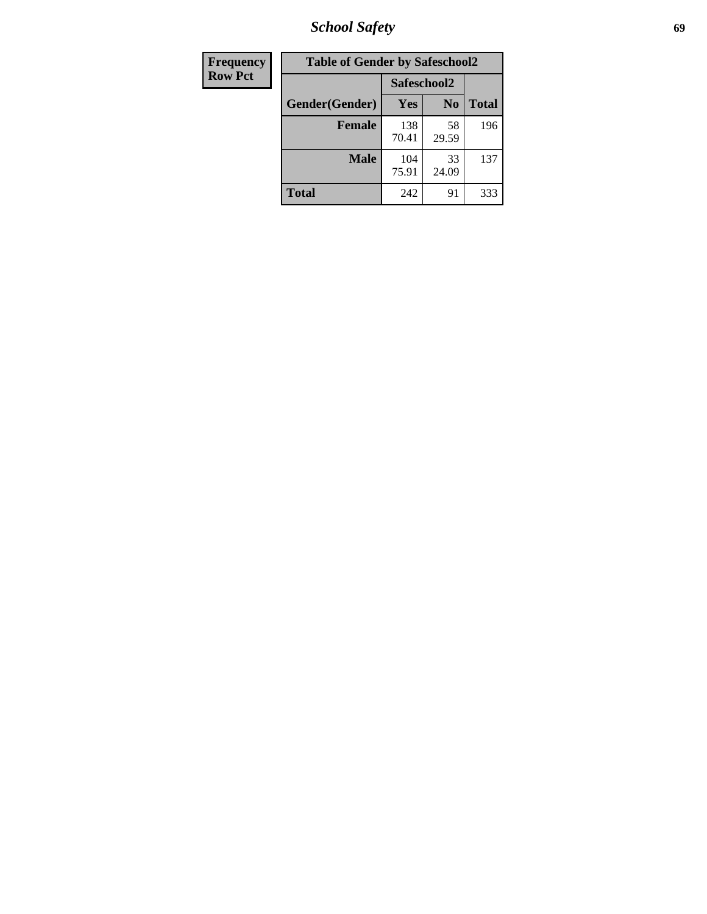| Frequency Row Pct | Table of Gender by Safeschool2 | | |
|---|---|---|---|
| | Safeschool2 | | |
| Gender(Gender) | Yes | No | Total |
| Female | 138 70.41 | 58 29.59 | 196 |
| Male | 104 75.91 | 33 24.09 | 137 |
| Total | 242 | 91 | 333 |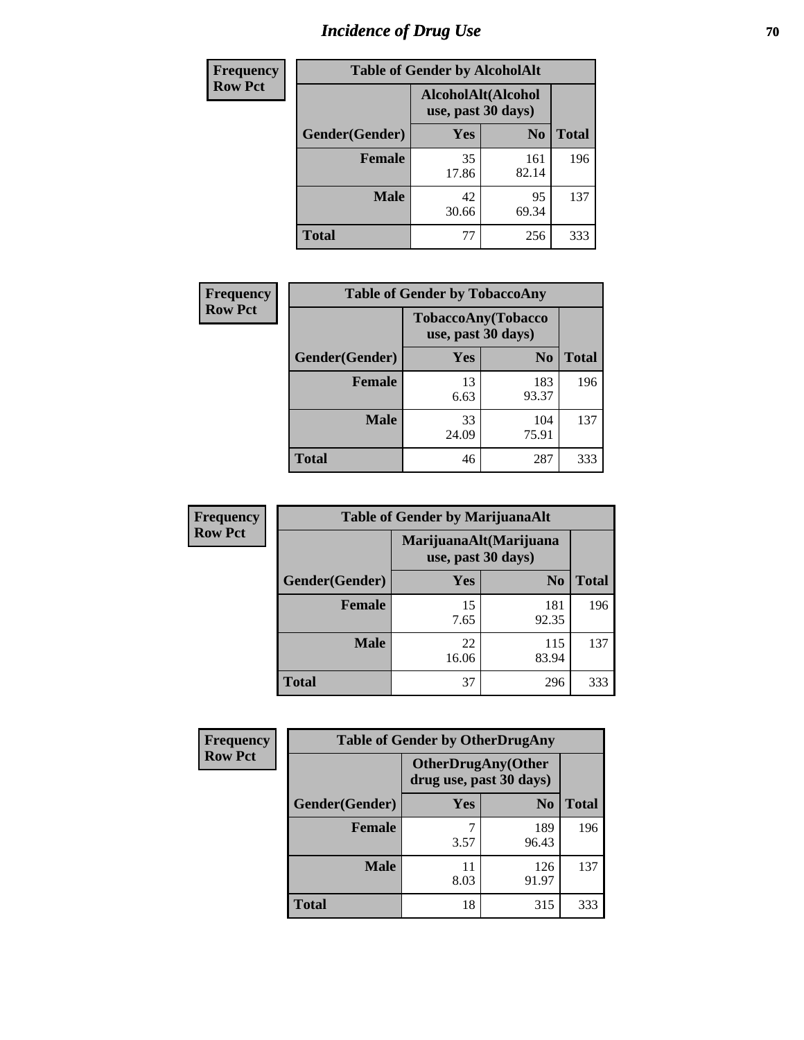# Incidence of Drug Use

**Frequency**
**Row Pct**

| Table of Gender by AlcoholAlt | | | |
|---|---|---|---|
| | AlcoholAlt(Alcohol use, past 30 days) | | |
| Gender(Gender) | Yes | No | Total |
| Female | 35<br>17.86 | 161<br>82.14 | 196 |
| Male | 42<br>30.66 | 95<br>69.34 | 137 |
| Total | 77 | 256 | 333 |

**Frequency**
**Row Pct**

| Table of Gender by TobaccoAny | | | |
|---|---|---|---|
| | TobaccoAny(Tobacco use, past 30 days) | | |
| Gender(Gender) | Yes | No | Total |
| Female | 13<br>6.63 | 183<br>93.37 | 196 |
| Male | 33<br>24.09 | 104<br>75.91 | 137 |
| Total | 46 | 287 | 333 |

**Frequency**
**Row Pct**

| Table of Gender by MarijuanaAlt | | | |
|---|---|---|---|
| | MarijuanaAlt(Marijuana use, past 30 days) | | |
| Gender(Gender) | Yes | No | Total |
| Female | 15<br>7.65 | 181<br>92.35 | 196 |
| Male | 22<br>16.06 | 115<br>83.94 | 137 |
| Total | 37 | 296 | 333 |

**Frequency**
**Row Pct**

| Table of Gender by OtherDrugAny | | | |
|---|---|---|---|
| | OtherDrugAny(Other drug use, past 30 days) | | |
| Gender(Gender) | Yes | No | Total |
| Female | 7<br>3.57 | 189<br>96.43 | 196 |
| Male | 11<br>8.03 | 126<br>91.97 | 137 |
| Total | 18 | 315 | 333 |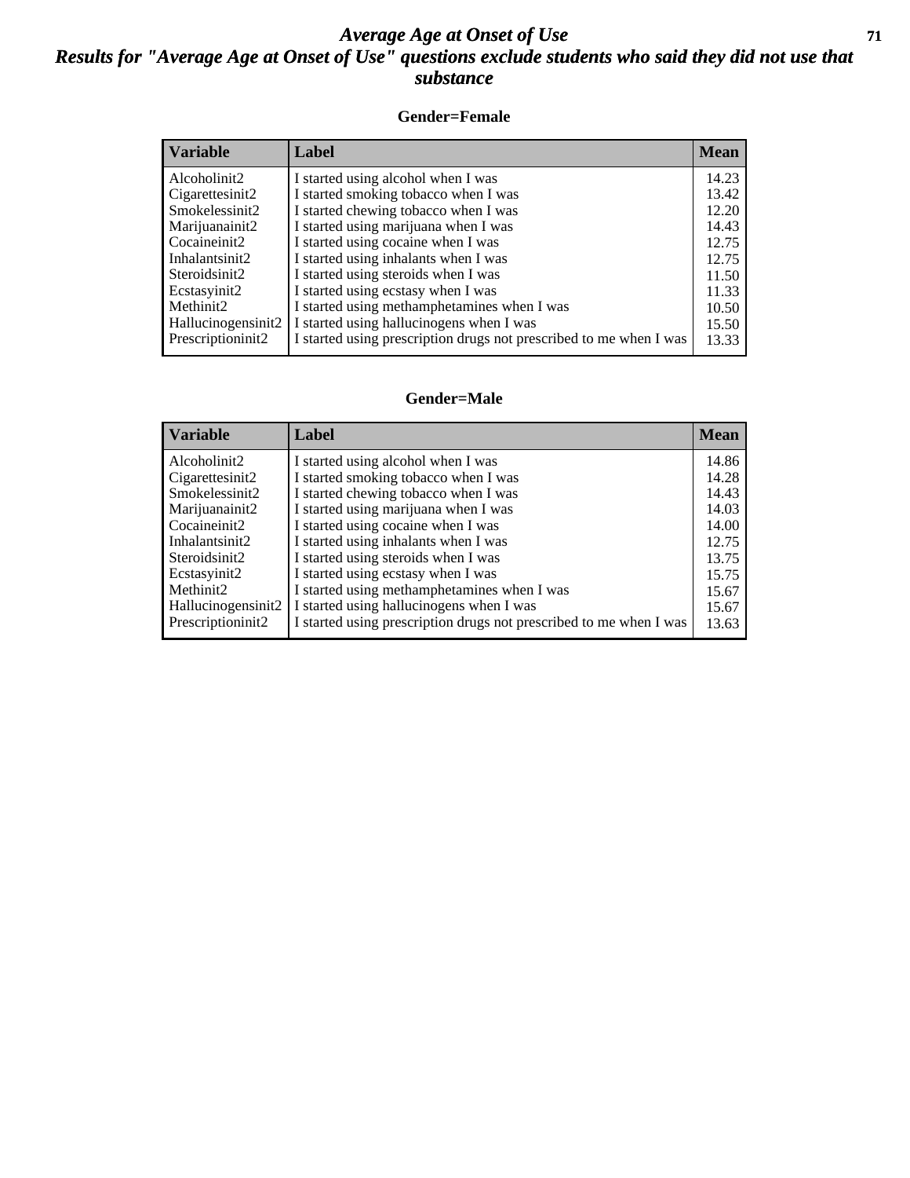# Average Age at Onset of Use

## Results for "Average Age at Onset of Use" questions exclude students who said they did not use that substance

### Gender=Female

| Variable | Label | Mean |
|---|---|---|
| Alcoholinit2 | I started using alcohol when I was | 14.23 |
| Cigarettesinit2 | I started smoking tobacco when I was | 13.42 |
| Smokelessinit2 | I started chewing tobacco when I was | 12.20 |
| Marijuanainit2 | I started using marijuana when I was | 14.43 |
| Cocaineinit2 | I started using cocaine when I was | 12.75 |
| Inhalantsinit2 | I started using inhalants when I was | 12.75 |
| Steroidsinit2 | I started using steroids when I was | 11.50 |
| Ecstasyinit2 | I started using ecstasy when I was | 11.33 |
| Methinit2 | I started using methamphetamines when I was | 10.50 |
| Hallucinogensinit2 | I started using hallucinogens when I was | 15.50 |
| Prescriptioninit2 | I started using prescription drugs not prescribed to me when I was | 13.33 |

### Gender=Male

| Variable | Label | Mean |
|---|---|---|
| Alcoholinit2 | I started using alcohol when I was | 14.86 |
| Cigarettesinit2 | I started smoking tobacco when I was | 14.28 |
| Smokelessinit2 | I started chewing tobacco when I was | 14.43 |
| Marijuanainit2 | I started using marijuana when I was | 14.03 |
| Cocaineinit2 | I started using cocaine when I was | 14.00 |
| Inhalantsinit2 | I started using inhalants when I was | 12.75 |
| Steroidsinit2 | I started using steroids when I was | 13.75 |
| Ecstasyinit2 | I started using ecstasy when I was | 15.75 |
| Methinit2 | I started using methamphetamines when I was | 15.67 |
| Hallucinogensinit2 | I started using hallucinogens when I was | 15.67 |
| Prescriptioninit2 | I started using prescription drugs not prescribed to me when I was | 13.63 |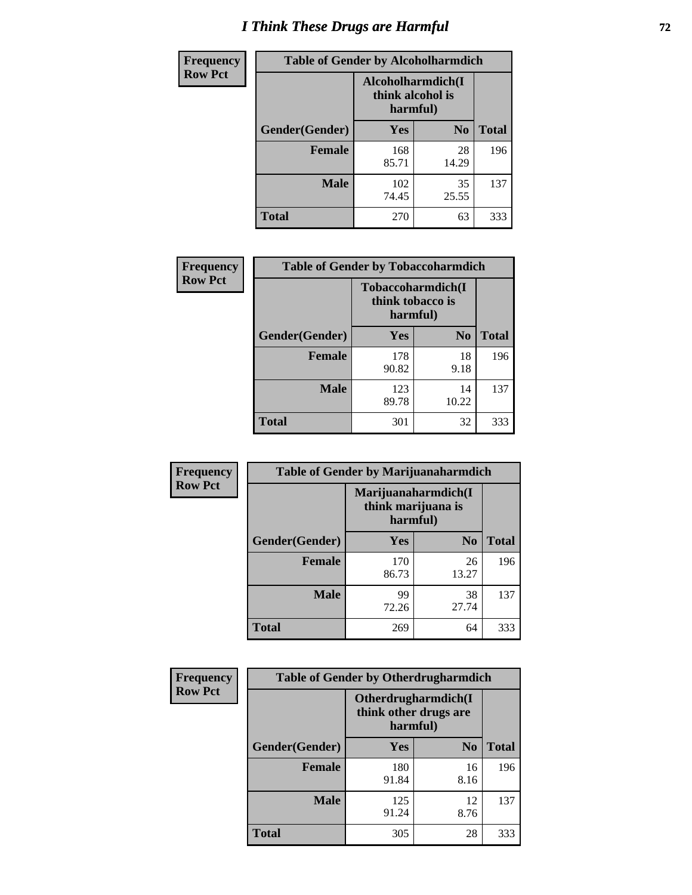# I Think These Drugs are Harmful

| Frequency Row Pct | Table of Gender by Alcoholharmdich | | |
|---|---|---|---|
| | Alcoholharmdich(I think alcohol is harmful) | | |
| Gender(Gender) | Yes | No | Total |
| Female | 168<br>85.71 | 28<br>14.29 | 196 |
| Male | 102<br>74.45 | 35<br>25.55 | 137 |
| Total | 270 | 63 | 333 |

| Frequency Row Pct | Table of Gender by Tobaccoharmdich | | |
|---|---|---|---|
| | Tobaccoharmdich(I think tobacco is harmful) | | |
| Gender(Gender) | Yes | No | Total |
| Female | 178<br>90.82 | 18<br>9.18 | 196 |
| Male | 123<br>89.78 | 14<br>10.22 | 137 |
| Total | 301 | 32 | 333 |

| Frequency Row Pct | Table of Gender by Marijuanaharmdich | | |
|---|---|---|---|
| | Marijuanaharmdich(I think marijuana is harmful) | | |
| Gender(Gender) | Yes | No | Total |
| Female | 170<br>86.73 | 26<br>13.27 | 196 |
| Male | 99<br>72.26 | 38<br>27.74 | 137 |
| Total | 269 | 64 | 333 |

| Frequency Row Pct | Table of Gender by Otherdrugharmdich | | |
|---|---|---|---|
| | Otherdrugharmdich(I think other drugs are harmful) | | |
| Gender(Gender) | Yes | No | Total |
| Female | 180<br>91.84 | 16<br>8.16 | 196 |
| Male | 125<br>91.24 | 12<br>8.76 | 137 |
| Total | 305 | 28 | 333 |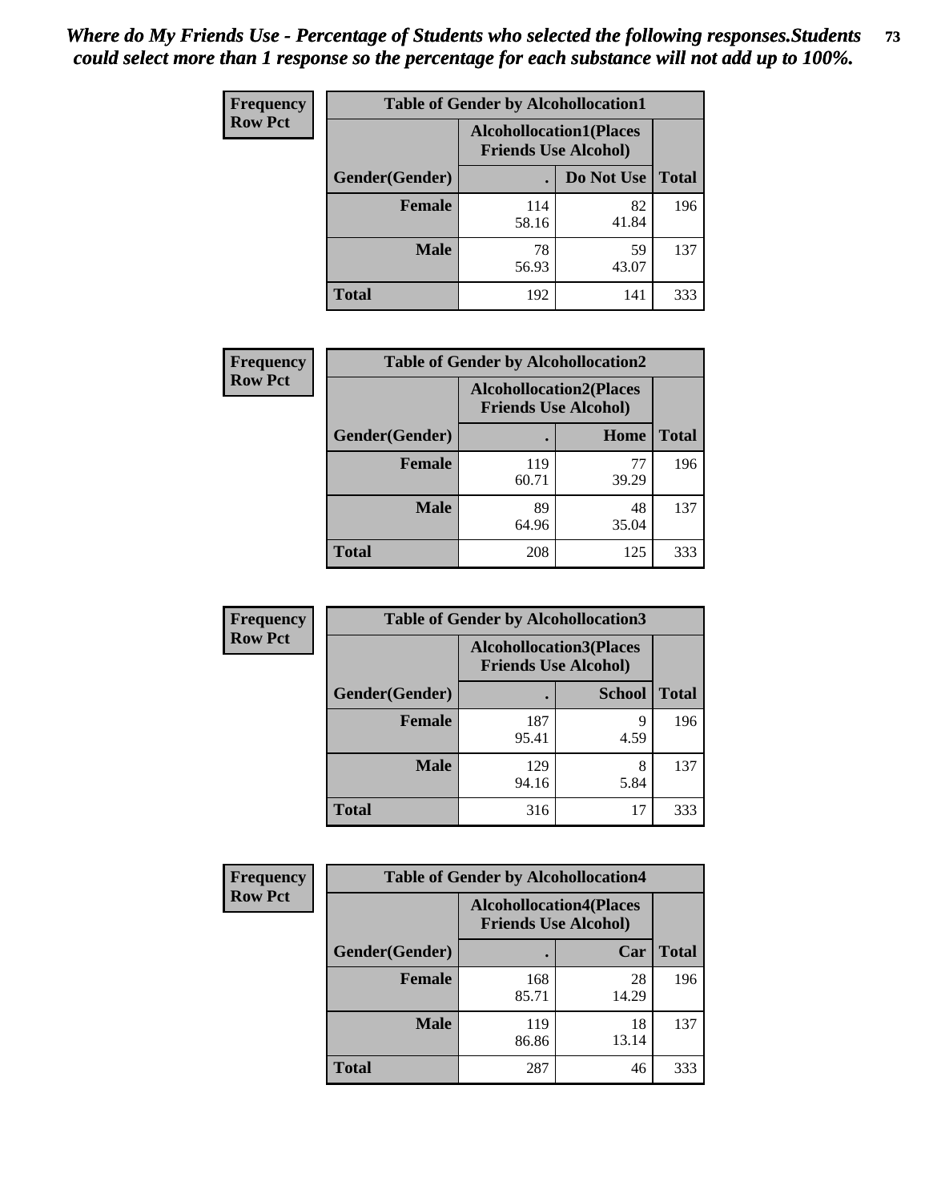*Where do My Friends Use - Percentage of Students who selected the following responses.Students could select more than 1 response so the percentage for each substance will not add up to 100%.*

**Frequency**
**Row Pct**

| Table of Gender by Alcohollocation1 | | | |
|---|---|---|---|
| | Alcohollocation1(Places Friends Use Alcohol) | | |
| Gender(Gender) | . | Do Not Use | Total |
| **Female** | 114<br>58.16 | 82<br>41.84 | 196 |
| **Male** | 78<br>56.93 | 59<br>43.07 | 137 |
| **Total** | 192 | 141 | 333 |

**Frequency**
**Row Pct**

| Table of Gender by Alcohollocation2 | | | |
|---|---|---|---|
| | Alcohollocation2(Places Friends Use Alcohol) | | |
| Gender(Gender) | . | Home | Total |
| **Female** | 119<br>60.71 | 77<br>39.29 | 196 |
| **Male** | 89<br>64.96 | 48<br>35.04 | 137 |
| **Total** | 208 | 125 | 333 |

**Frequency**
**Row Pct**

| Table of Gender by Alcohollocation3 | | | |
|---|---|---|---|
| | Alcohollocation3(Places Friends Use Alcohol) | | |
| Gender(Gender) | . | School | Total |
| **Female** | 187<br>95.41 | 9<br>4.59 | 196 |
| **Male** | 129<br>94.16 | 8<br>5.84 | 137 |
| **Total** | 316 | 17 | 333 |

**Frequency**
**Row Pct**

| Table of Gender by Alcohollocation4 | | | |
|---|---|---|---|
| | Alcohollocation4(Places Friends Use Alcohol) | | |
| Gender(Gender) | . | Car | Total |
| **Female** | 168<br>85.71 | 28<br>14.29 | 196 |
| **Male** | 119<br>86.86 | 18<br>13.14 | 137 |
| **Total** | 287 | 46 | 333 |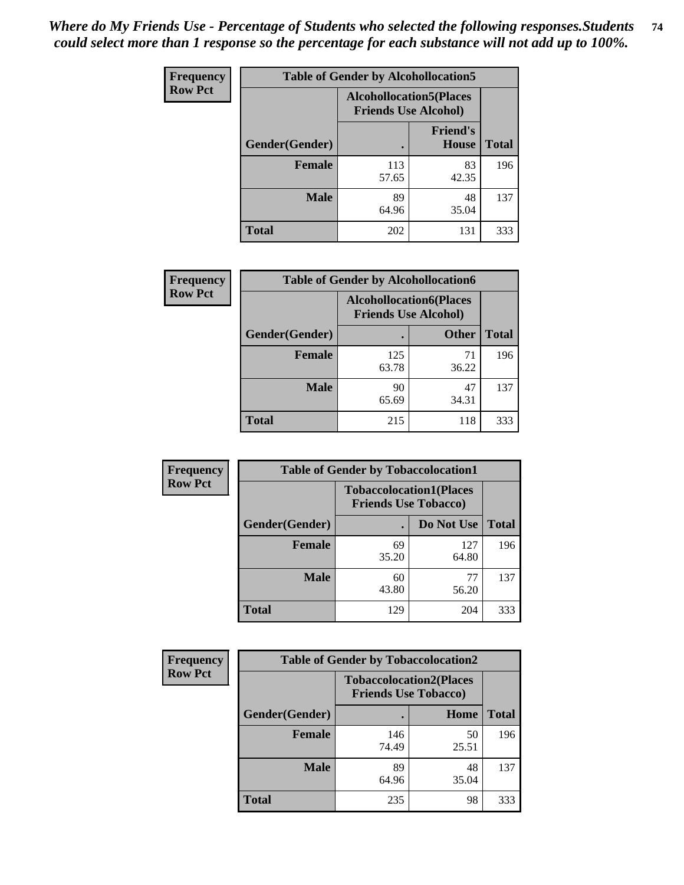*Where do My Friends Use - Percentage of Students who selected the following responses.Students could select more than 1 response so the percentage for each substance will not add up to 100%.*

**Frequency**
**Row Pct**

| Table of Gender by Alcohollocation5 | | | |
|---|---|---|---|
| | Alcohollocation5(Places Friends Use Alcohol) | | |
| Gender(Gender) | . | Friend's House | Total |
| **Female** | 113<br>57.65 | 83<br>42.35 | 196 |
| **Male** | 89<br>64.96 | 48<br>35.04 | 137 |
| **Total** | 202 | 131 | 333 |

**Frequency**
**Row Pct**

| Table of Gender by Alcohollocation6 | | | |
|---|---|---|---|
| | Alcohollocation6(Places Friends Use Alcohol) | | |
| Gender(Gender) | . | Other | Total |
| **Female** | 125<br>63.78 | 71<br>36.22 | 196 |
| **Male** | 90<br>65.69 | 47<br>34.31 | 137 |
| **Total** | 215 | 118 | 333 |

**Frequency**
**Row Pct**

| Table of Gender by Tobaccolocation1 | | | |
|---|---|---|---|
| | Tobaccolocation1(Places Friends Use Tobacco) | | |
| Gender(Gender) | . | Do Not Use | Total |
| **Female** | 69<br>35.20 | 127<br>64.80 | 196 |
| **Male** | 60<br>43.80 | 77<br>56.20 | 137 |
| **Total** | 129 | 204 | 333 |

**Frequency**
**Row Pct**

| Table of Gender by Tobaccolocation2 | | | |
|---|---|---|---|
| | Tobaccolocation2(Places Friends Use Tobacco) | | |
| Gender(Gender) | . | Home | Total |
| **Female** | 146<br>74.49 | 50<br>25.51 | 196 |
| **Male** | 89<br>64.96 | 48<br>35.04 | 137 |
| **Total** | 235 | 98 | 333 |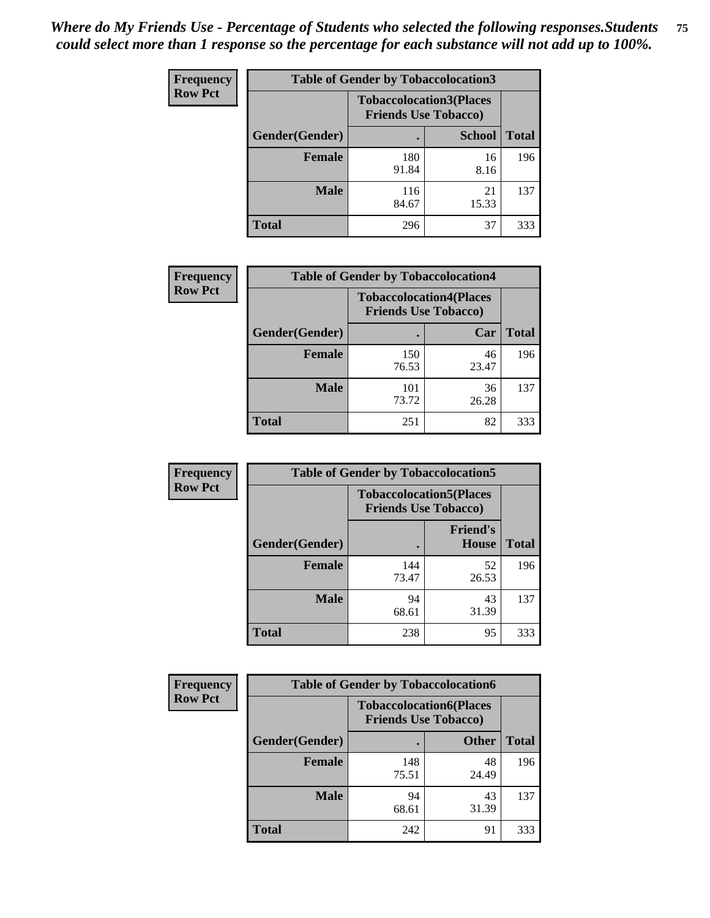*Where do My Friends Use - Percentage of Students who selected the following responses.Students could select more than 1 response so the percentage for each substance will not add up to 100%.*

**Frequency Row Pct**

| Table of Gender by Tobaccolocation3 | | | |
|---|---|---|---|
| | Tobaccolocation3(Places Friends Use Tobacco) | | |
| Gender(Gender) | . | School | Total |
| Female | 180<br>91.84 | 16<br>8.16 | 196 |
| Male | 116<br>84.67 | 21<br>15.33 | 137 |
| Total | 296 | 37 | 333 |

**Frequency Row Pct**

| Table of Gender by Tobaccolocation4 | | | |
|---|---|---|---|
| | Tobaccolocation4(Places Friends Use Tobacco) | | |
| Gender(Gender) | . | Car | Total |
| Female | 150<br>76.53 | 46<br>23.47 | 196 |
| Male | 101<br>73.72 | 36<br>26.28 | 137 |
| Total | 251 | 82 | 333 |

**Frequency Row Pct**

| Table of Gender by Tobaccolocation5 | | | |
|---|---|---|---|
| | Tobaccolocation5(Places Friends Use Tobacco) | | |
| Gender(Gender) | . | Friend's House | Total |
| Female | 144<br>73.47 | 52<br>26.53 | 196 |
| Male | 94<br>68.61 | 43<br>31.39 | 137 |
| Total | 238 | 95 | 333 |

**Frequency Row Pct**

| Table of Gender by Tobaccolocation6 | | | |
|---|---|---|---|
| | Tobaccolocation6(Places Friends Use Tobacco) | | |
| Gender(Gender) | . | Other | Total |
| Female | 148<br>75.51 | 48<br>24.49 | 196 |
| Male | 94<br>68.61 | 43<br>31.39 | 137 |
| Total | 242 | 91 | 333 |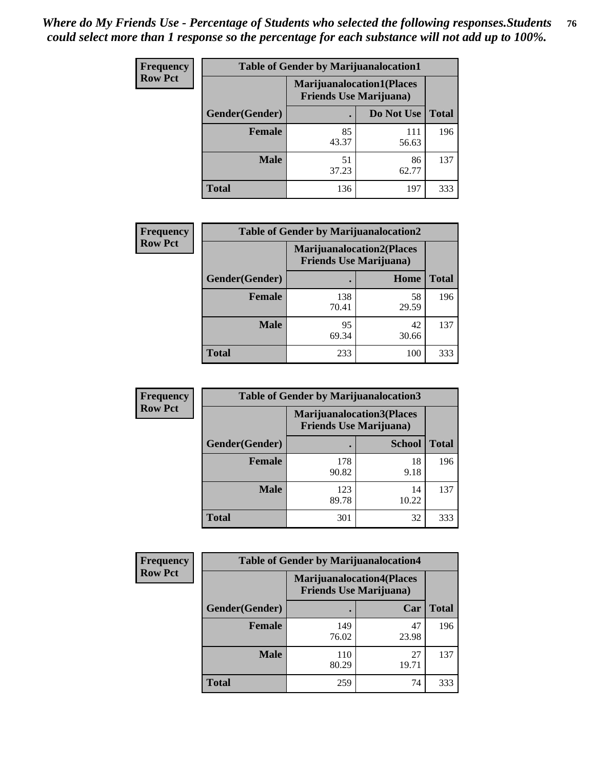*Where do My Friends Use - Percentage of Students who selected the following responses.Students could select more than 1 response so the percentage for each substance will not add up to 100%.*

**Frequency**
**Row Pct**

| Table of Gender by Marijuanalocation1 | | | |
|---|---|---|---|
| | Marijuanalocation1(Places Friends Use Marijuana) | | |
| Gender(Gender) | . | Do Not Use | Total |
| **Female** | 85<br>43.37 | 111<br>56.63 | 196 |
| **Male** | 51<br>37.23 | 86<br>62.77 | 137 |
| **Total** | 136 | 197 | 333 |

**Frequency**
**Row Pct**

| Table of Gender by Marijuanalocation2 | | | |
|---|---|---|---|
| | Marijuanalocation2(Places Friends Use Marijuana) | | |
| Gender(Gender) | . | Home | Total |
| **Female** | 138<br>70.41 | 58<br>29.59 | 196 |
| **Male** | 95<br>69.34 | 42<br>30.66 | 137 |
| **Total** | 233 | 100 | 333 |

**Frequency**
**Row Pct**

| Table of Gender by Marijuanalocation3 | | | |
|---|---|---|---|
| | Marijuanalocation3(Places Friends Use Marijuana) | | |
| Gender(Gender) | . | School | Total |
| **Female** | 178<br>90.82 | 18<br>9.18 | 196 |
| **Male** | 123<br>89.78 | 14<br>10.22 | 137 |
| **Total** | 301 | 32 | 333 |

**Frequency**
**Row Pct**

| Table of Gender by Marijuanalocation4 | | | |
|---|---|---|---|
| | Marijuanalocation4(Places Friends Use Marijuana) | | |
| Gender(Gender) | . | Car | Total |
| **Female** | 149<br>76.02 | 47<br>23.98 | 196 |
| **Male** | 110<br>80.29 | 27<br>19.71 | 137 |
| **Total** | 259 | 74 | 333 |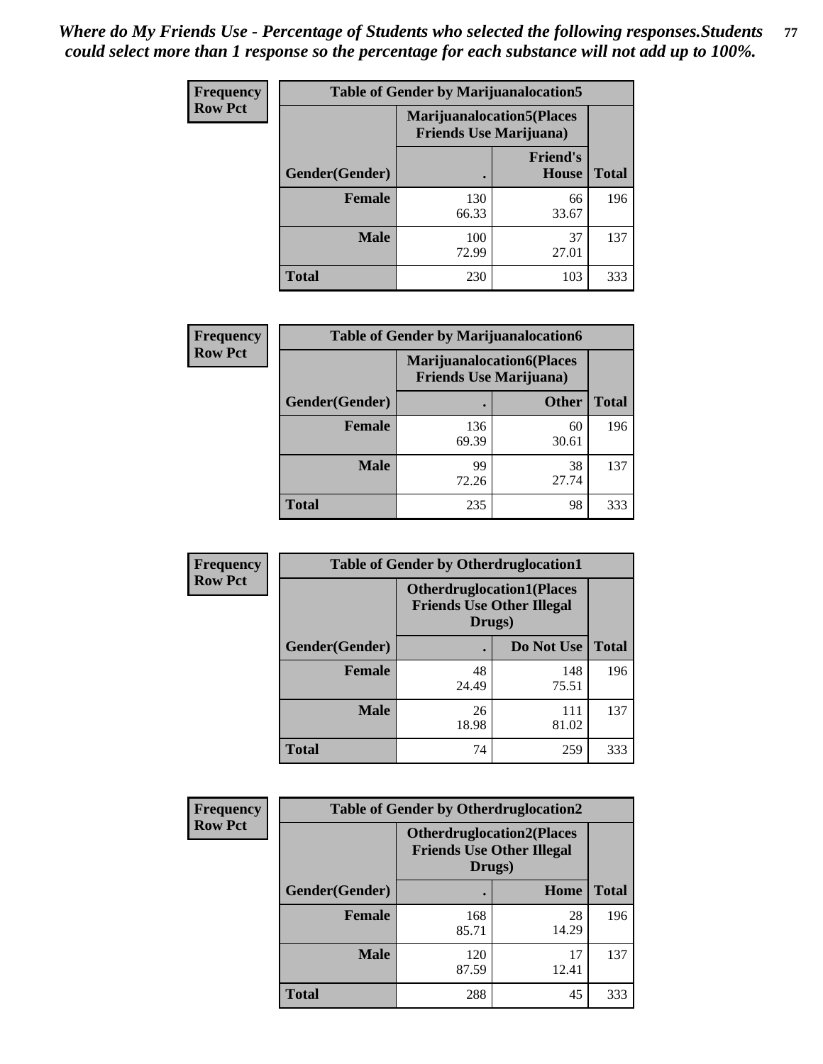*Where do My Friends Use - Percentage of Students who selected the following responses.Students could select more than 1 response so the percentage for each substance will not add up to 100%.*

**Frequency**
**Row Pct**

| Table of Gender by Marijuanalocation5 | | | |
|---|---|---|---|
| | Marijuanalocation5(Places Friends Use Marijuana) | | |
| Gender(Gender) | . | Friend's House | Total |
| Female | 130<br>66.33 | 66<br>33.67 | 196 |
| Male | 100<br>72.99 | 37<br>27.01 | 137 |
| Total | 230 | 103 | 333 |

**Frequency**
**Row Pct**

| Table of Gender by Marijuanalocation6 | | | |
|---|---|---|---|
| | Marijuanalocation6(Places Friends Use Marijuana) | | |
| Gender(Gender) | . | Other | Total |
| Female | 136<br>69.39 | 60<br>30.61 | 196 |
| Male | 99<br>72.26 | 38<br>27.74 | 137 |
| Total | 235 | 98 | 333 |

**Frequency**
**Row Pct**

| Table of Gender by Otherdruglocation1 | | | |
|---|---|---|---|
| | Otherdruglocation1(Places Friends Use Other Illegal Drugs) | | |
| Gender(Gender) | . | Do Not Use | Total |
| Female | 48<br>24.49 | 148<br>75.51 | 196 |
| Male | 26<br>18.98 | 111<br>81.02 | 137 |
| Total | 74 | 259 | 333 |

**Frequency**
**Row Pct**

| Table of Gender by Otherdruglocation2 | | | |
|---|---|---|---|
| | Otherdruglocation2(Places Friends Use Other Illegal Drugs) | | |
| Gender(Gender) | . | Home | Total |
| Female | 168<br>85.71 | 28<br>14.29 | 196 |
| Male | 120<br>87.59 | 17<br>12.41 | 137 |
| Total | 288 | 45 | 333 |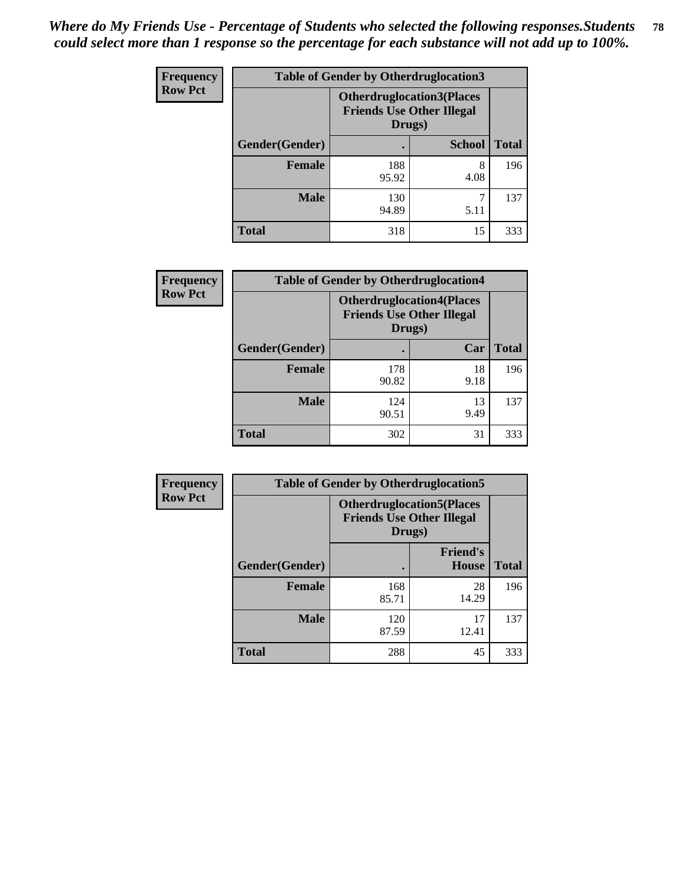*Where do My Friends Use - Percentage of Students who selected the following responses.Students could select more than 1 response so the percentage for each substance will not add up to 100%.*

**Frequency**
**Row Pct**

| Table of Gender by Otherdruglocation3 | | | |
|---|---|---|---|
| | Otherdruglocation3(Places Friends Use Other Illegal Drugs) | | |
| Gender(Gender) | . | School | Total |
| **Female** | 188<br>95.92 | 8<br>4.08 | 196 |
| **Male** | 130<br>94.89 | 7<br>5.11 | 137 |
| **Total** | 318 | 15 | 333 |

**Frequency**
**Row Pct**

| Table of Gender by Otherdruglocation4 | | | |
|---|---|---|---|
| | Otherdruglocation4(Places Friends Use Other Illegal Drugs) | | |
| Gender(Gender) | . | Car | Total |
| **Female** | 178<br>90.82 | 18<br>9.18 | 196 |
| **Male** | 124<br>90.51 | 13<br>9.49 | 137 |
| **Total** | 302 | 31 | 333 |

**Frequency**
**Row Pct**

| Table of Gender by Otherdruglocation5 | | | |
|---|---|---|---|
| | Otherdruglocation5(Places Friends Use Other Illegal Drugs) | | |
| Gender(Gender) | . | Friend's House | Total |
| **Female** | 168<br>85.71 | 28<br>14.29 | 196 |
| **Male** | 120<br>87.59 | 17<br>12.41 | 137 |
| **Total** | 288 | 45 | 333 |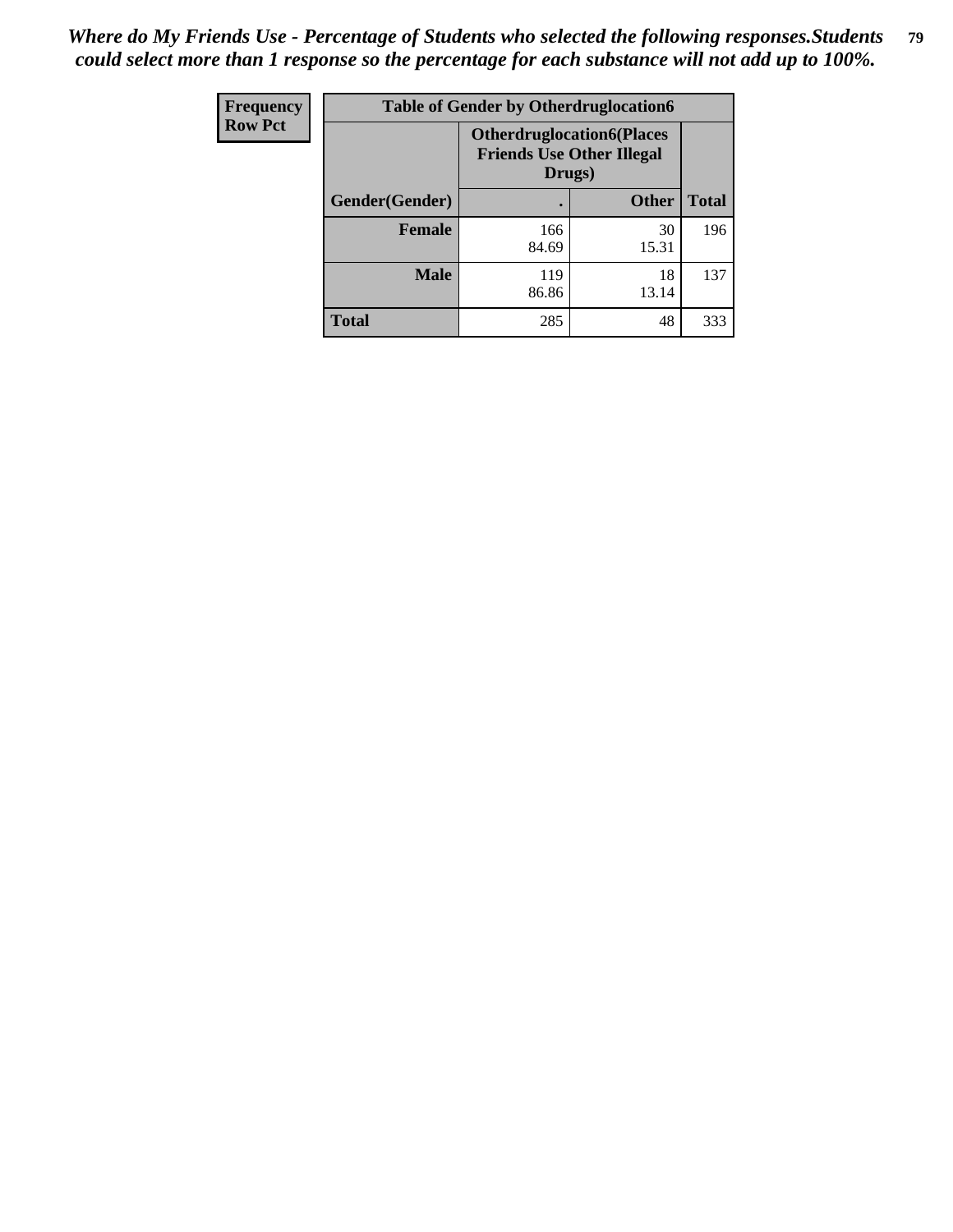*Where do My Friends Use - Percentage of Students who selected the following responses.Students could select more than 1 response so the percentage for each substance will not add up to 100%.*

| Frequency Row Pct | Table of Gender by Otherdruglocation6 | | |
|---|---|---|---|
| | Otherdruglocation6(Places Friends Use Other Illegal Drugs) | | |
| Gender(Gender) | . | Other | Total |
| Female | 166 84.69 | 30 15.31 | 196 |
| Male | 119 86.86 | 18 13.14 | 137 |
| Total | 285 | 48 | 333 |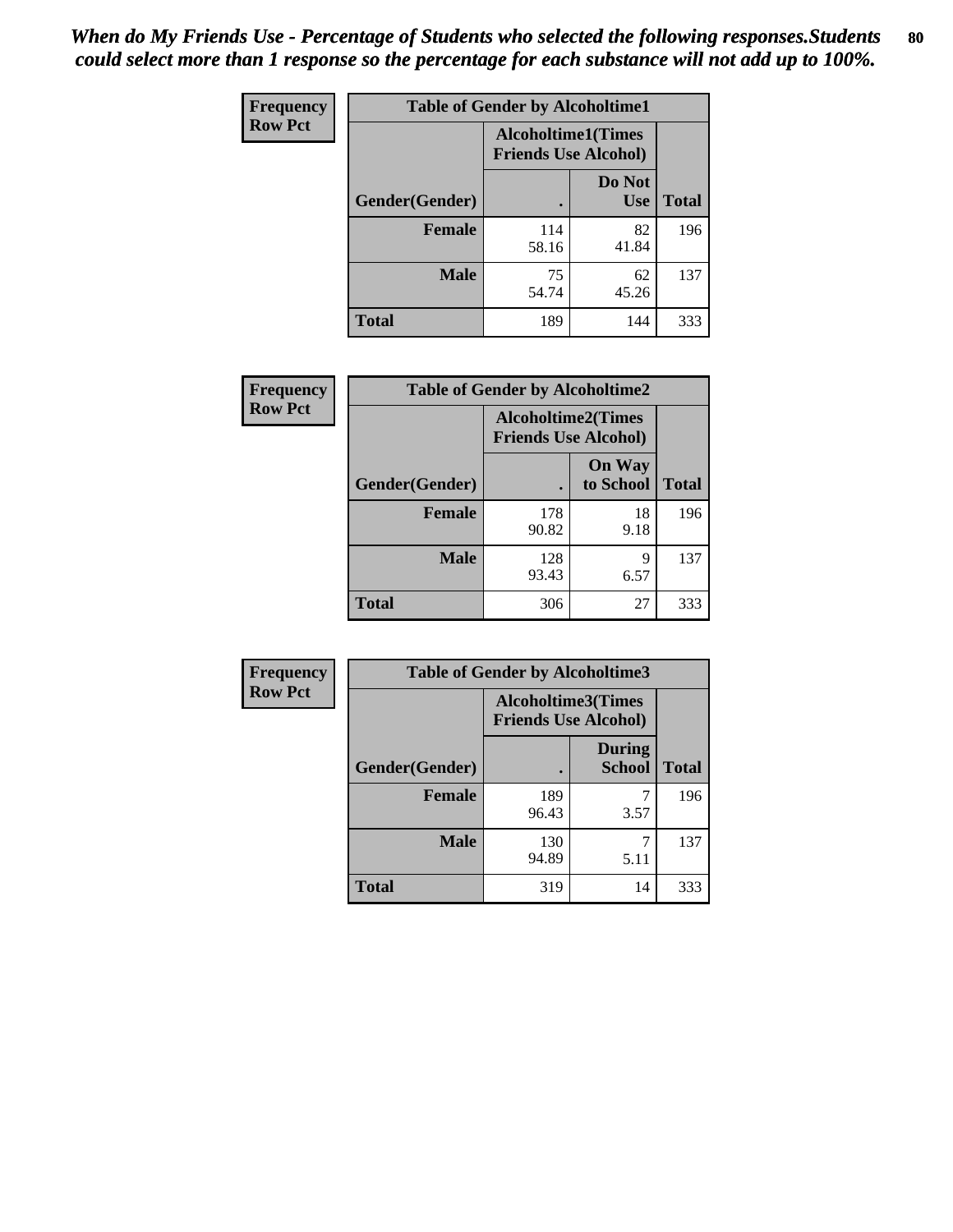*When do My Friends Use - Percentage of Students who selected the following responses.Students could select more than 1 response so the percentage for each substance will not add up to 100%.*

**Frequency**
**Row Pct**

| Table of Gender by Alcoholtime1 | | | |
|---|---|---|---|
| | Alcoholtime1(Times Friends Use Alcohol) | | |
| Gender(Gender) | . | Do Not Use | Total |
| **Female** | 114<br>58.16 | 82<br>41.84 | 196 |
| **Male** | 75<br>54.74 | 62<br>45.26 | 137 |
| **Total** | 189 | 144 | 333 |

**Frequency**
**Row Pct**

| Table of Gender by Alcoholtime2 | | | |
|---|---|---|---|
| | Alcoholtime2(Times Friends Use Alcohol) | | |
| Gender(Gender) | . | On Way to School | Total |
| **Female** | 178<br>90.82 | 18<br>9.18 | 196 |
| **Male** | 128<br>93.43 | 9<br>6.57 | 137 |
| **Total** | 306 | 27 | 333 |

**Frequency**
**Row Pct**

| Table of Gender by Alcoholtime3 | | | |
|---|---|---|---|
| | Alcoholtime3(Times Friends Use Alcohol) | | |
| Gender(Gender) | . | During School | Total |
| **Female** | 189<br>96.43 | 7<br>3.57 | 196 |
| **Male** | 130<br>94.89 | 7<br>5.11 | 137 |
| **Total** | 319 | 14 | 333 |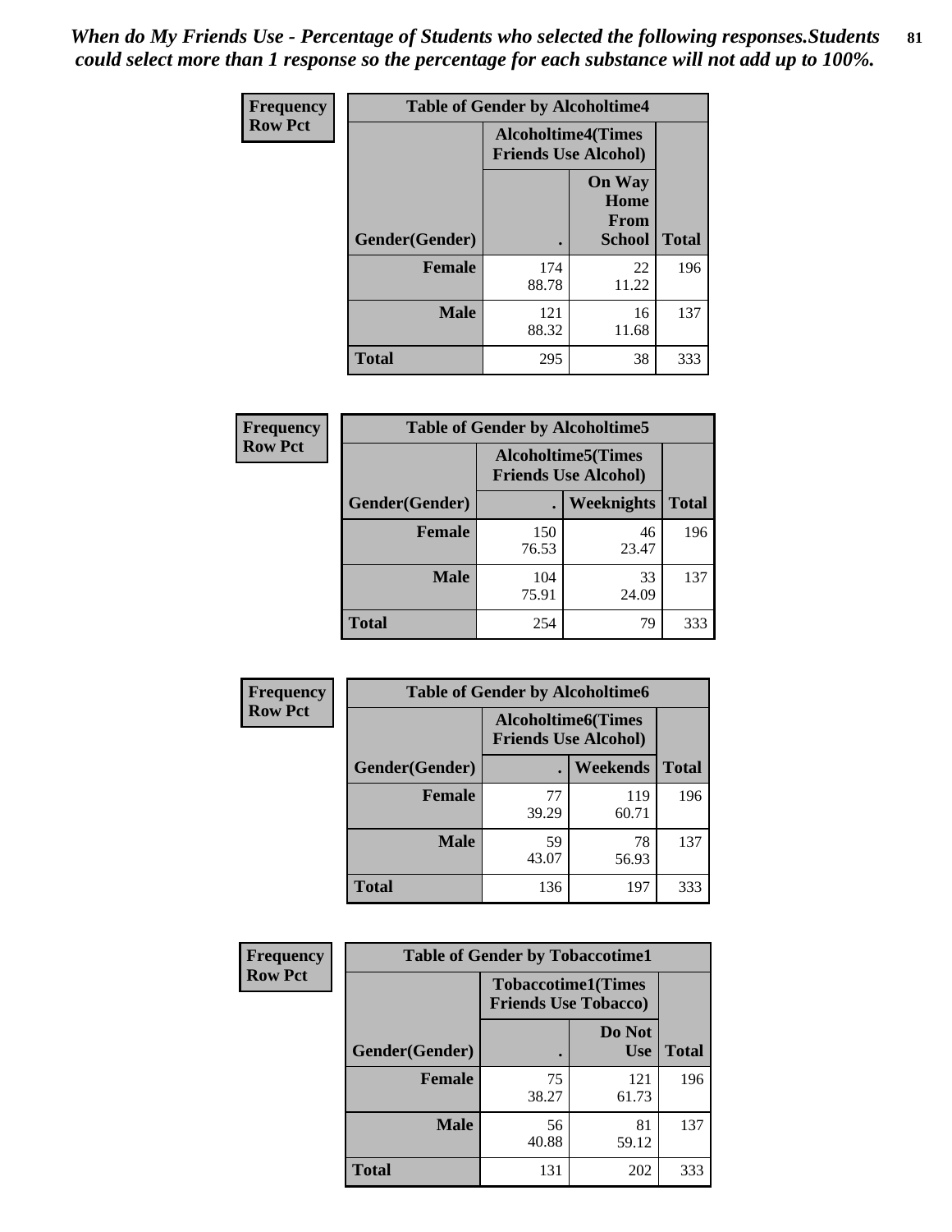*When do My Friends Use - Percentage of Students who selected the following responses.Students could select more than 1 response so the percentage for each substance will not add up to 100%.*

**Frequency**
**Row Pct**

| Table of Gender by Alcoholtime4 | | | |
|---|---|---|---|
| | Alcoholtime4(Times Friends Use Alcohol) | | |
| Gender(Gender) | . | On Way Home From School | Total |
| **Female** | 174<br>88.78 | 22<br>11.22 | 196 |
| **Male** | 121<br>88.32 | 16<br>11.68 | 137 |
| **Total** | 295 | 38 | 333 |

**Frequency**
**Row Pct**

| Table of Gender by Alcoholtime5 | | | |
|---|---|---|---|
| | Alcoholtime5(Times Friends Use Alcohol) | | |
| Gender(Gender) | . | Weeknights | Total |
| **Female** | 150<br>76.53 | 46<br>23.47 | 196 |
| **Male** | 104<br>75.91 | 33<br>24.09 | 137 |
| **Total** | 254 | 79 | 333 |

**Frequency**
**Row Pct**

| Table of Gender by Alcoholtime6 | | | |
|---|---|---|---|
| | Alcoholtime6(Times Friends Use Alcohol) | | |
| Gender(Gender) | . | Weekends | Total |
| **Female** | 77<br>39.29 | 119<br>60.71 | 196 |
| **Male** | 59<br>43.07 | 78<br>56.93 | 137 |
| **Total** | 136 | 197 | 333 |

**Frequency**
**Row Pct**

| Table of Gender by Tobaccotime1 | | | |
|---|---|---|---|
| | Tobaccotime1(Times Friends Use Tobacco) | | |
| Gender(Gender) | . | Do Not Use | Total |
| **Female** | 75<br>38.27 | 121<br>61.73 | 196 |
| **Male** | 56<br>40.88 | 81<br>59.12 | 137 |
| **Total** | 131 | 202 | 333 |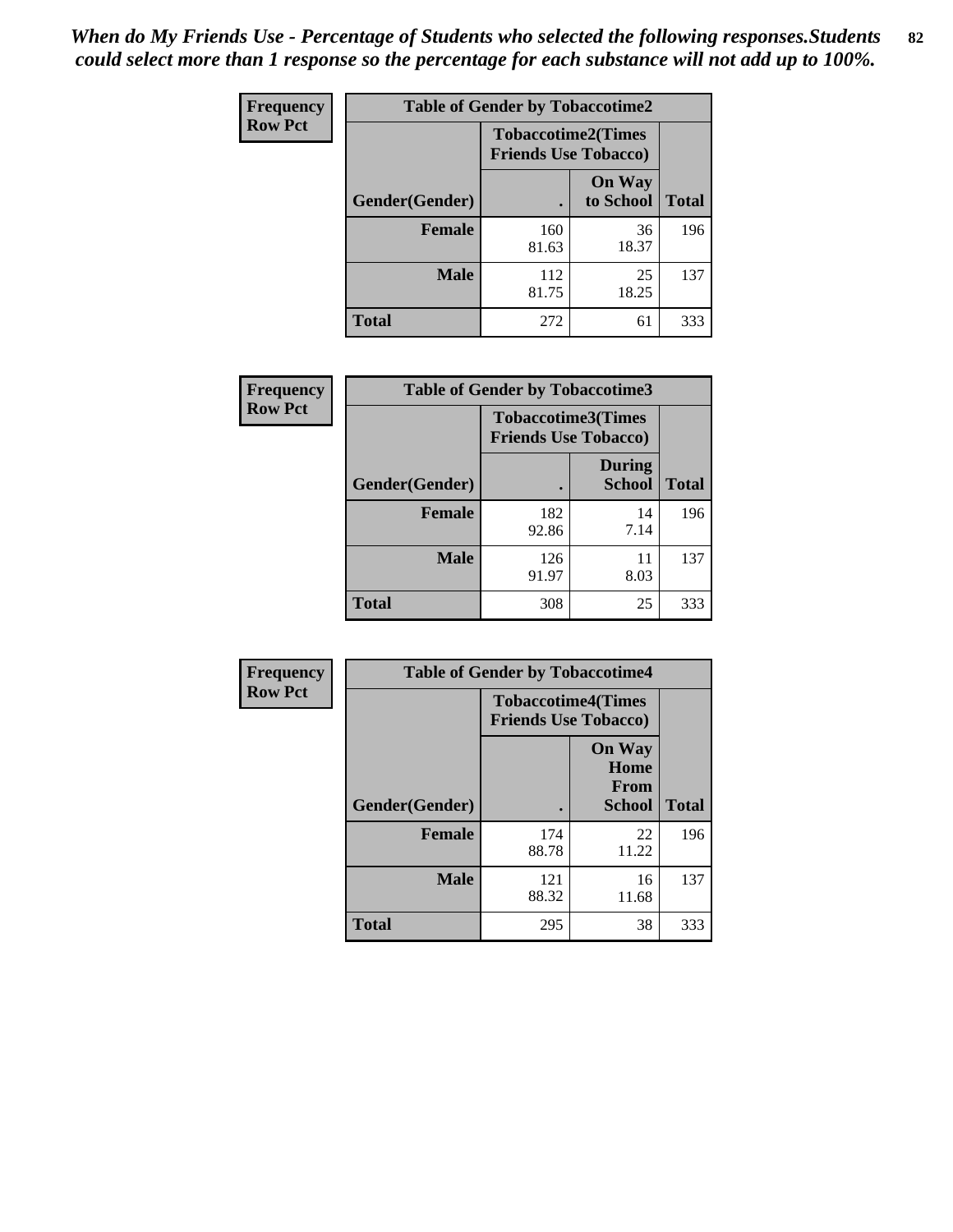*When do My Friends Use - Percentage of Students who selected the following responses.Students could select more than 1 response so the percentage for each substance will not add up to 100%.*

**Frequency**
**Row Pct**

| Table of Gender by Tobaccotime2 | | | |
|---|---|---|---|
| | Tobaccotime2(Times Friends Use Tobacco) | | |
| Gender(Gender) | . | On Way to School | Total |
| **Female** | 160<br>81.63 | 36<br>18.37 | 196 |
| **Male** | 112<br>81.75 | 25<br>18.25 | 137 |
| **Total** | 272 | 61 | 333 |

**Frequency**
**Row Pct**

| Table of Gender by Tobaccotime3 | | | |
|---|---|---|---|
| | Tobaccotime3(Times Friends Use Tobacco) | | |
| Gender(Gender) | . | During School | Total |
| **Female** | 182<br>92.86 | 14<br>7.14 | 196 |
| **Male** | 126<br>91.97 | 11<br>8.03 | 137 |
| **Total** | 308 | 25 | 333 |

**Frequency**
**Row Pct**

| Table of Gender by Tobaccotime4 | | | |
|---|---|---|---|
| | Tobaccotime4(Times Friends Use Tobacco) | | |
| Gender(Gender) | . | On Way Home From School | Total |
| **Female** | 174<br>88.78 | 22<br>11.22 | 196 |
| **Male** | 121<br>88.32 | 16<br>11.68 | 137 |
| **Total** | 295 | 38 | 333 |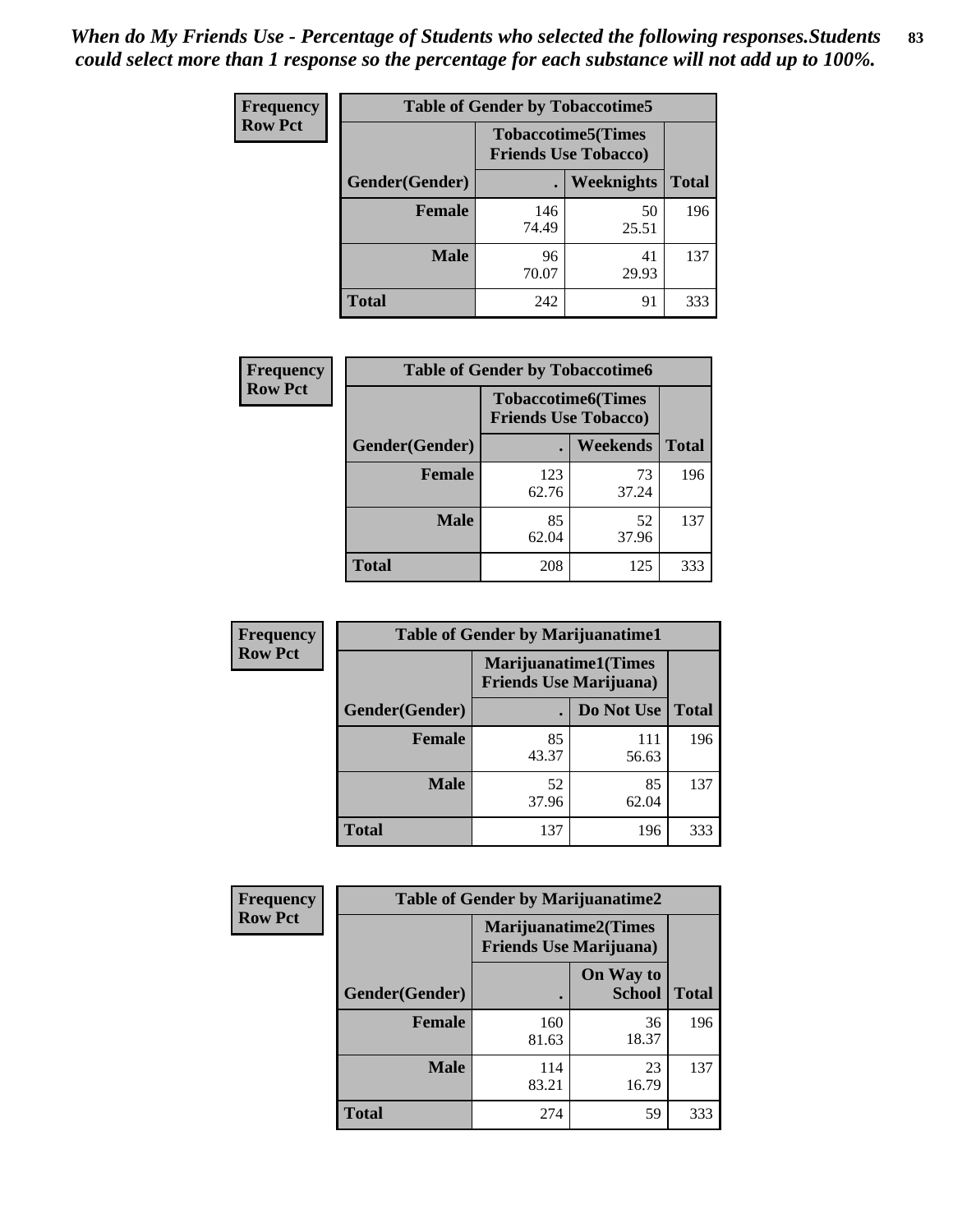*When do My Friends Use - Percentage of Students who selected the following responses.Students could select more than 1 response so the percentage for each substance will not add up to 100%.*

**Frequency**
**Row Pct**

| Table of Gender by Tobaccotime5 | | | |
|---|---|---|---|
| | Tobaccotime5(Times Friends Use Tobacco) | | |
| Gender(Gender) | . | Weeknights | Total |
| **Female** | 146<br>74.49 | 50<br>25.51 | 196 |
| **Male** | 96<br>70.07 | 41<br>29.93 | 137 |
| **Total** | 242 | 91 | 333 |

**Frequency**
**Row Pct**

| Table of Gender by Tobaccotime6 | | | |
|---|---|---|---|
| | Tobaccotime6(Times Friends Use Tobacco) | | |
| Gender(Gender) | . | Weekends | Total |
| **Female** | 123<br>62.76 | 73<br>37.24 | 196 |
| **Male** | 85<br>62.04 | 52<br>37.96 | 137 |
| **Total** | 208 | 125 | 333 |

**Frequency**
**Row Pct**

| Table of Gender by Marijuanatime1 | | | |
|---|---|---|---|
| | Marijuanatime1(Times Friends Use Marijuana) | | |
| Gender(Gender) | . | Do Not Use | Total |
| **Female** | 85<br>43.37 | 111<br>56.63 | 196 |
| **Male** | 52<br>37.96 | 85<br>62.04 | 137 |
| **Total** | 137 | 196 | 333 |

**Frequency**
**Row Pct**

| Table of Gender by Marijuanatime2 | | | |
|---|---|---|---|
| | Marijuanatime2(Times Friends Use Marijuana) | | |
| Gender(Gender) | . | On Way to School | Total |
| **Female** | 160<br>81.63 | 36<br>18.37 | 196 |
| **Male** | 114<br>83.21 | 23<br>16.79 | 137 |
| **Total** | 274 | 59 | 333 |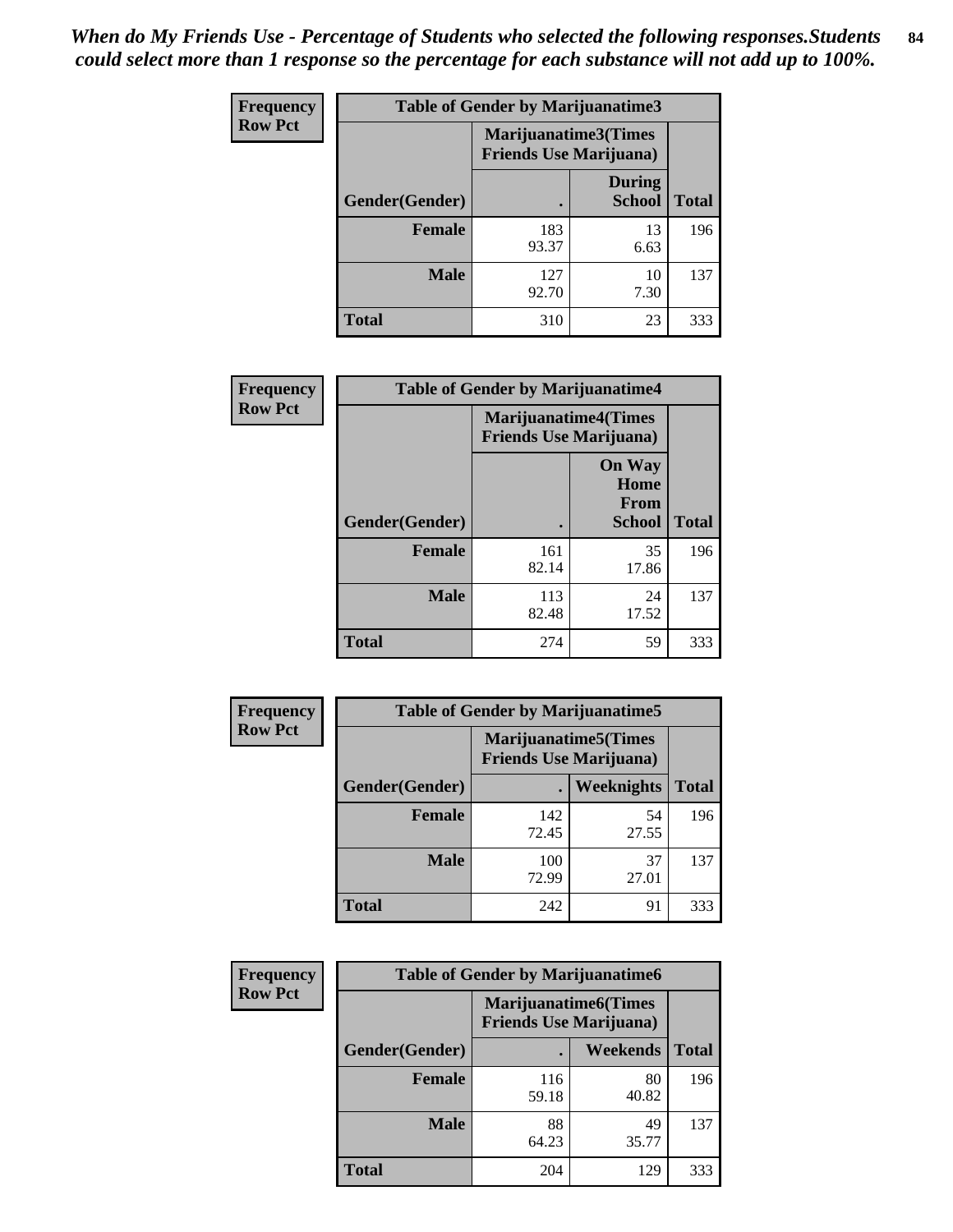*When do My Friends Use - Percentage of Students who selected the following responses.Students could select more than 1 response so the percentage for each substance will not add up to 100%.*

**Frequency**
**Row Pct**

| Table of Gender by Marijuanatime3 | | | |
|---|---|---|---|
| | Marijuanatime3(Times Friends Use Marijuana) | | |
| Gender(Gender) | . | During School | Total |
| **Female** | 183<br>93.37 | 13<br>6.63 | 196 |
| **Male** | 127<br>92.70 | 10<br>7.30 | 137 |
| **Total** | 310 | 23 | 333 |

**Frequency**
**Row Pct**

| Table of Gender by Marijuanatime4 | | | |
|---|---|---|---|
| | Marijuanatime4(Times Friends Use Marijuana) | | |
| Gender(Gender) | . | On Way Home From School | Total |
| **Female** | 161<br>82.14 | 35<br>17.86 | 196 |
| **Male** | 113<br>82.48 | 24<br>17.52 | 137 |
| **Total** | 274 | 59 | 333 |

**Frequency**
**Row Pct**

| Table of Gender by Marijuanatime5 | | | |
|---|---|---|---|
| | Marijuanatime5(Times Friends Use Marijuana) | | |
| Gender(Gender) | . | Weeknights | Total |
| **Female** | 142<br>72.45 | 54<br>27.55 | 196 |
| **Male** | 100<br>72.99 | 37<br>27.01 | 137 |
| **Total** | 242 | 91 | 333 |

**Frequency**
**Row Pct**

| Table of Gender by Marijuanatime6 | | | |
|---|---|---|---|
| | Marijuanatime6(Times Friends Use Marijuana) | | |
| Gender(Gender) | . | Weekends | Total |
| **Female** | 116<br>59.18 | 80<br>40.82 | 196 |
| **Male** | 88<br>64.23 | 49<br>35.77 | 137 |
| **Total** | 204 | 129 | 333 |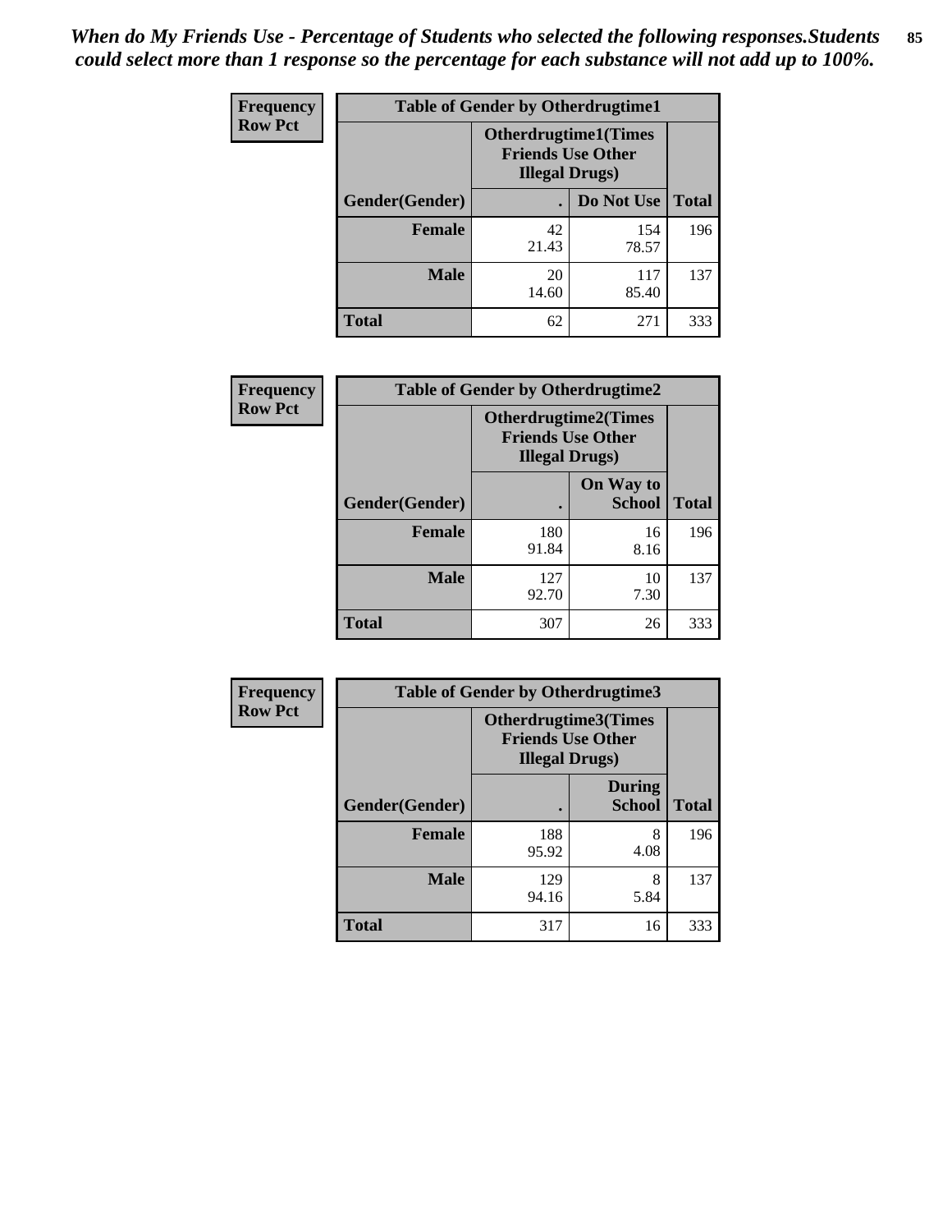*When do My Friends Use - Percentage of Students who selected the following responses.Students could select more than 1 response so the percentage for each substance will not add up to 100%.*

**Frequency**
**Row Pct**

| Table of Gender by Otherdrugtime1 | | | |
|---|---|---|---|
| | Otherdrugtime1(Times Friends Use Other Illegal Drugs) | | |
| Gender(Gender) | . | Do Not Use | Total |
| **Female** | 42<br>21.43 | 154<br>78.57 | 196 |
| **Male** | 20<br>14.60 | 117<br>85.40 | 137 |
| **Total** | 62 | 271 | 333 |

**Frequency**
**Row Pct**

| Table of Gender by Otherdrugtime2 | | | |
|---|---|---|---|
| | Otherdrugtime2(Times Friends Use Other Illegal Drugs) | | |
| Gender(Gender) | . | On Way to School | Total |
| **Female** | 180<br>91.84 | 16<br>8.16 | 196 |
| **Male** | 127<br>92.70 | 10<br>7.30 | 137 |
| **Total** | 307 | 26 | 333 |

**Frequency**
**Row Pct**

| Table of Gender by Otherdrugtime3 | | | |
|---|---|---|---|
| | Otherdrugtime3(Times Friends Use Other Illegal Drugs) | | |
| Gender(Gender) | . | During School | Total |
| **Female** | 188<br>95.92 | 8<br>4.08 | 196 |
| **Male** | 129<br>94.16 | 8<br>5.84 | 137 |
| **Total** | 317 | 16 | 333 |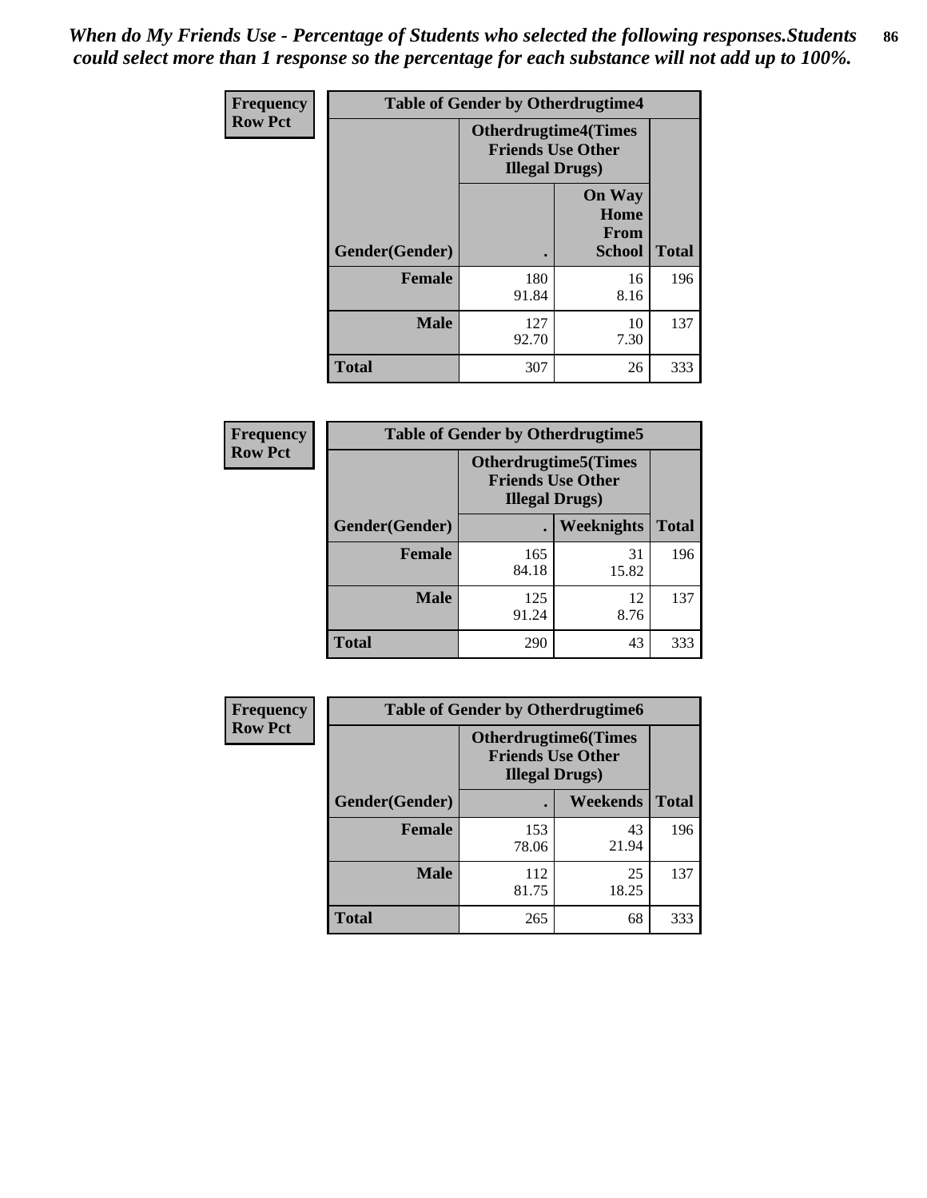*When do My Friends Use - Percentage of Students who selected the following responses.Students could select more than 1 response so the percentage for each substance will not add up to 100%.*

**Frequency**
**Row Pct**

| Table of Gender by Otherdrugtime4 | | | |
|---|---|---|---|
| | Otherdrugtime4(Times Friends Use Other Illegal Drugs) | | |
| Gender(Gender) | . | On Way Home From School | Total |
| Female | 180<br>91.84 | 16<br>8.16 | 196 |
| Male | 127<br>92.70 | 10<br>7.30 | 137 |
| Total | 307 | 26 | 333 |

**Frequency**
**Row Pct**

| Table of Gender by Otherdrugtime5 | | | |
|---|---|---|---|
| | Otherdrugtime5(Times Friends Use Other Illegal Drugs) | | |
| Gender(Gender) | . | Weeknights | Total |
| Female | 165<br>84.18 | 31<br>15.82 | 196 |
| Male | 125<br>91.24 | 12<br>8.76 | 137 |
| Total | 290 | 43 | 333 |

**Frequency**
**Row Pct**

| Table of Gender by Otherdrugtime6 | | | |
|---|---|---|---|
| | Otherdrugtime6(Times Friends Use Other Illegal Drugs) | | |
| Gender(Gender) | . | Weekends | Total |
| Female | 153<br>78.06 | 43<br>21.94 | 196 |
| Male | 112<br>81.75 | 25<br>18.25 | 137 |
| Total | 265 | 68 | 333 |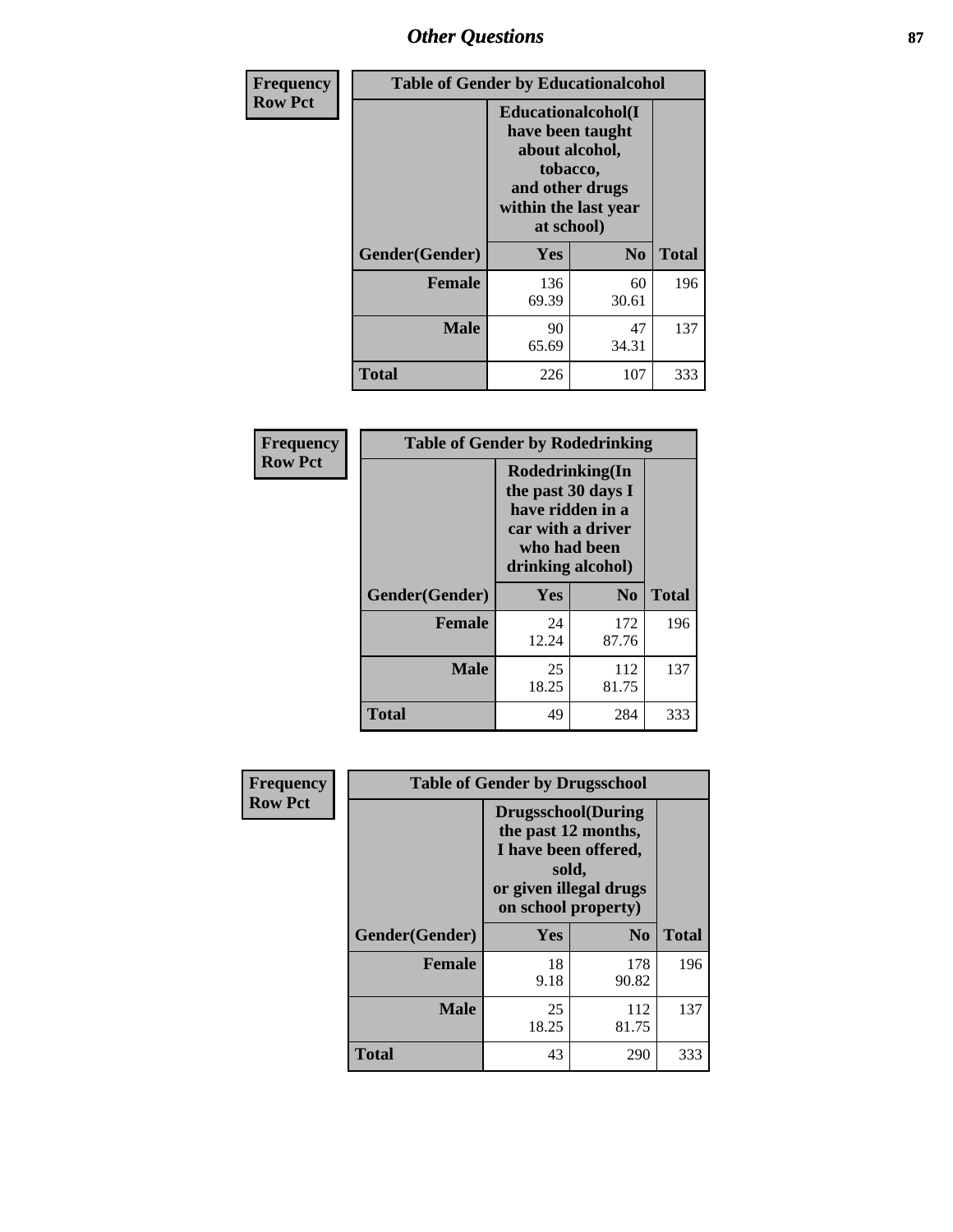## Other Questions

**Frequency**
**Row Pct**

| Table of Gender by Educationalcohol | | | |
|---|---|---|---|
| | Educationalcohol(I have been taught about alcohol, tobacco, and other drugs within the last year at school) | | |
| Gender(Gender) | Yes | No | Total |
| Female | 136<br>69.39 | 60<br>30.61 | 196 |
| Male | 90<br>65.69 | 47<br>34.31 | 137 |
| Total | 226 | 107 | 333 |

**Frequency**
**Row Pct**

| Table of Gender by Rodedrinking | | | |
|---|---|---|---|
| | Rodedrinking(In the past 30 days I have ridden in a car with a driver who had been drinking alcohol) | | |
| Gender(Gender) | Yes | No | Total |
| Female | 24<br>12.24 | 172<br>87.76 | 196 |
| Male | 25<br>18.25 | 112<br>81.75 | 137 |
| Total | 49 | 284 | 333 |

**Frequency**
**Row Pct**

| Table of Gender by Drugsschool | | | |
|---|---|---|---|
| | Drugsschool(During the past 12 months, I have been offered, sold, or given illegal drugs on school property) | | |
| Gender(Gender) | Yes | No | Total |
| Female | 18<br>9.18 | 178<br>90.82 | 196 |
| Male | 25<br>18.25 | 112<br>81.75 | 137 |
| Total | 43 | 290 | 333 |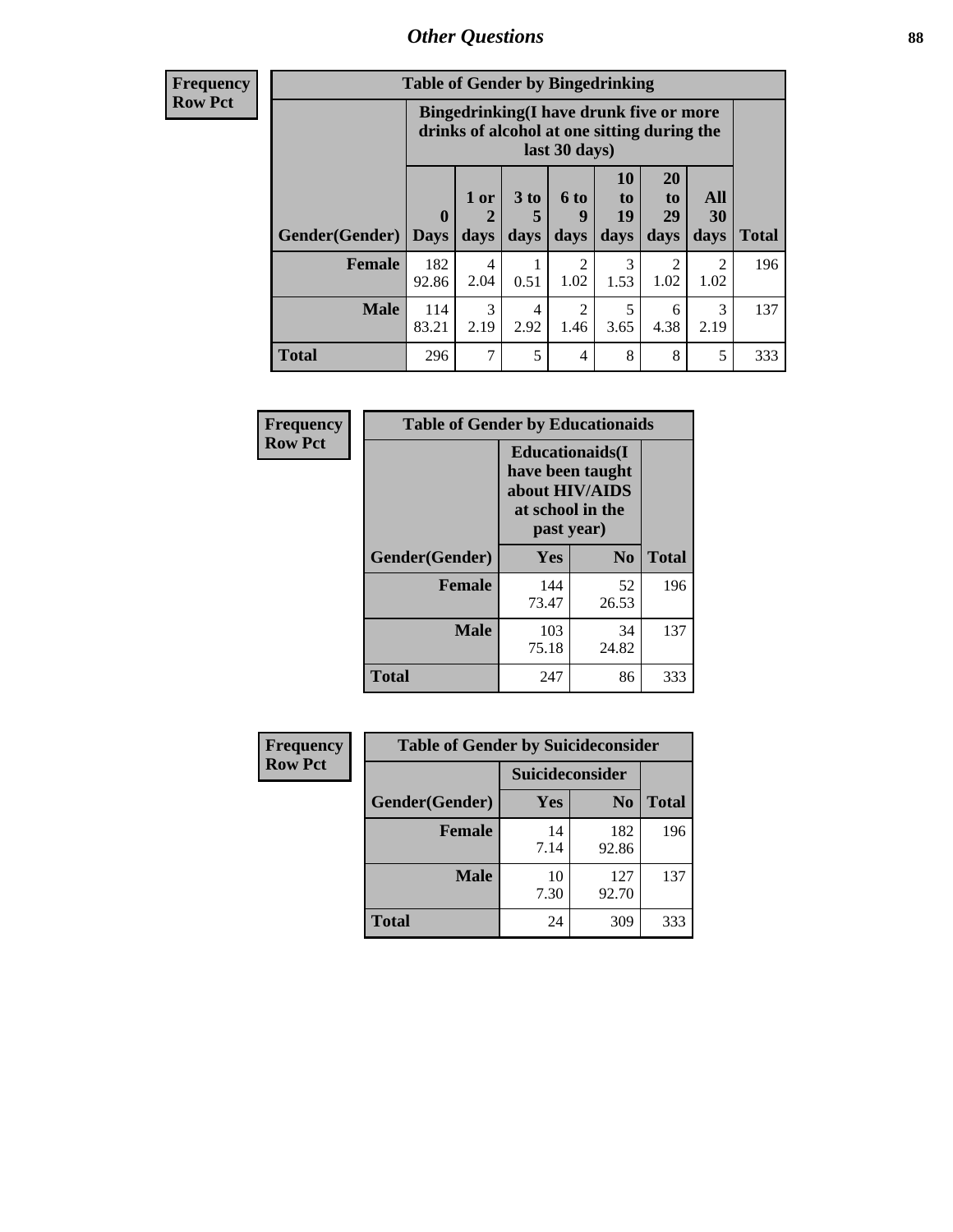## Other Questions

**Frequency**
**Row Pct**

| Table of Gender by Bingedrinking | | | | | | | | |
|---|---|---|---|---|---|---|---|---|
| | Bingedrinking(I have drunk five or more drinks of alcohol at one sitting during the last 30 days) | | | | | | | |
| Gender(Gender) | 0 Days | 1 or 2 days | 3 to 5 days | 6 to 9 days | 10 to 19 days | 20 to 29 days | All 30 days | Total |
| **Female** | 182<br>92.86 | 4<br>2.04 | 1<br>0.51 | 2<br>1.02 | 3<br>1.53 | 2<br>1.02 | 2<br>1.02 | 196 |
| **Male** | 114<br>83.21 | 3<br>2.19 | 4<br>2.92 | 2<br>1.46 | 5<br>3.65 | 6<br>4.38 | 3<br>2.19 | 137 |
| **Total** | 296 | 7 | 5 | 4 | 8 | 8 | 5 | 333 |

**Frequency**
**Row Pct**

| Table of Gender by Educationaids | | | |
|---|---|---|---|
| | Educationaids(I have been taught about HIV/AIDS at school in the past year) | | |
| Gender(Gender) | Yes | No | Total |
| **Female** | 144<br>73.47 | 52<br>26.53 | 196 |
| **Male** | 103<br>75.18 | 34<br>24.82 | 137 |
| **Total** | 247 | 86 | 333 |

**Frequency**
**Row Pct**

| Table of Gender by Suicideconsider | | | |
|---|---|---|---|
| | Suicideconsider | | |
| Gender(Gender) | Yes | No | Total |
| **Female** | 14<br>7.14 | 182<br>92.86 | 196 |
| **Male** | 10<br>7.30 | 127<br>92.70 | 137 |
| **Total** | 24 | 309 | 333 |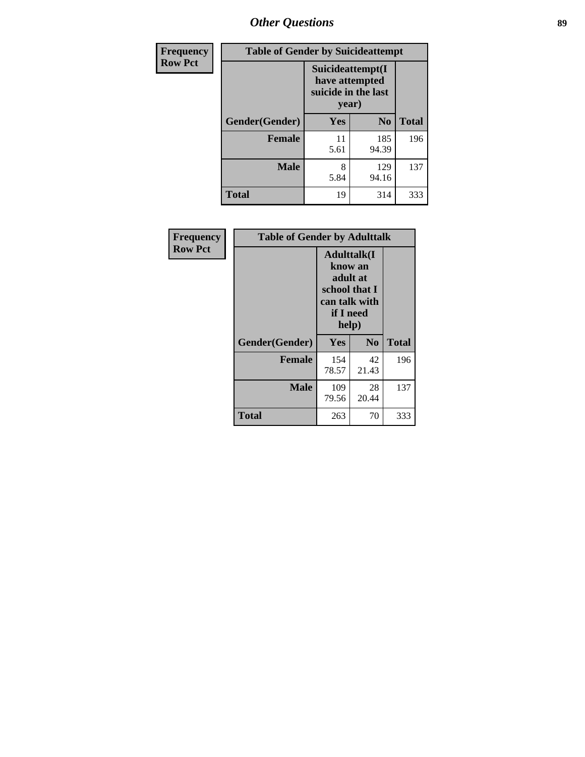## Other Questions

| Frequency<br>Row Pct | Table of Gender by Suicideattempt | | |
|---|---|---|---|
| | Suicideattempt(I have attempted suicide in the last year) | | |
| Gender(Gender) | Yes | No | Total |
| Female | 11<br>5.61 | 185<br>94.39 | 196 |
| Male | 8<br>5.84 | 129<br>94.16 | 137 |
| Total | 19 | 314 | 333 |

| Frequency<br>Row Pct | Table of Gender by Adulttalk | | |
|---|---|---|---|
| | Adulttalk(I know an adult at school that I can talk with if I need help) | | |
| Gender(Gender) | Yes | No | Total |
| Female | 154<br>78.57 | 42<br>21.43 | 196 |
| Male | 109<br>79.56 | 28<br>20.44 | 137 |
| Total | 263 | 70 | 333 |